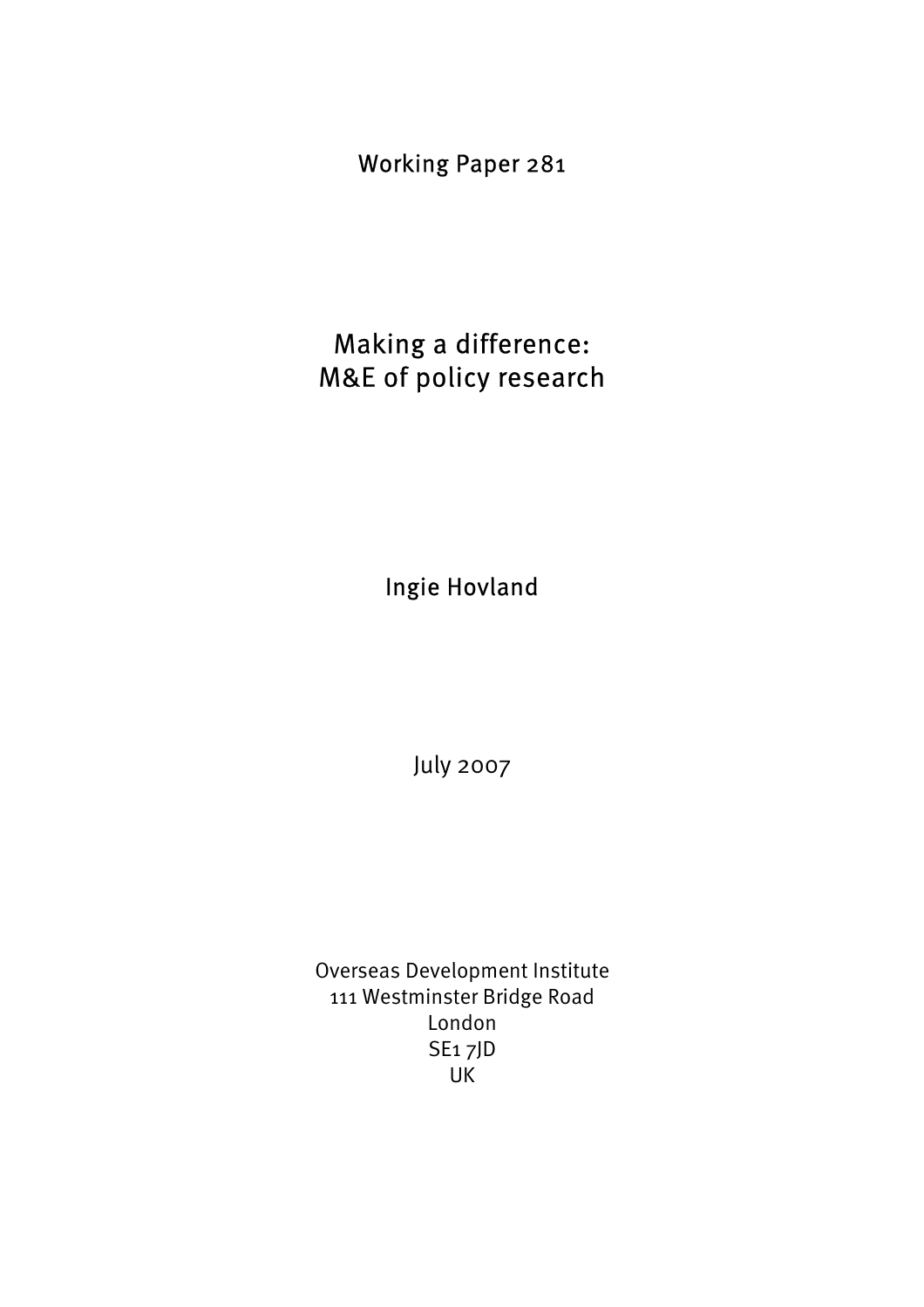Working Paper 281

# Making a difference: M&E of policy research

Ingie Hovland

July 2007

Overseas Development Institute
111 Westminster Bridge Road
London
SE1 7JD
UK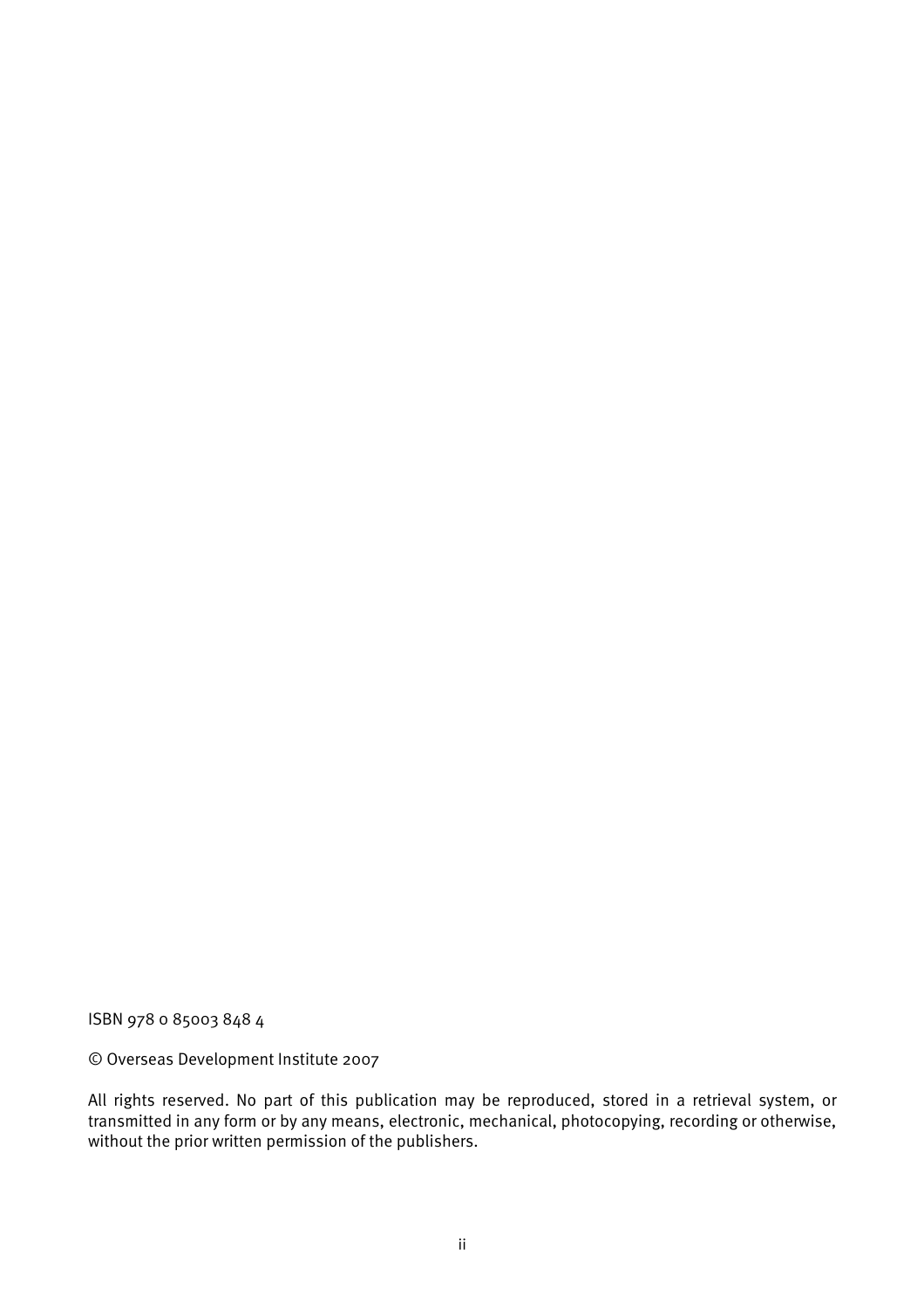ISBN 978 0 85003 848 4

© Overseas Development Institute 2007

All rights reserved. No part of this publication may be reproduced, stored in a retrieval system, or transmitted in any form or by any means, electronic, mechanical, photocopying, recording or otherwise, without the prior written permission of the publishers.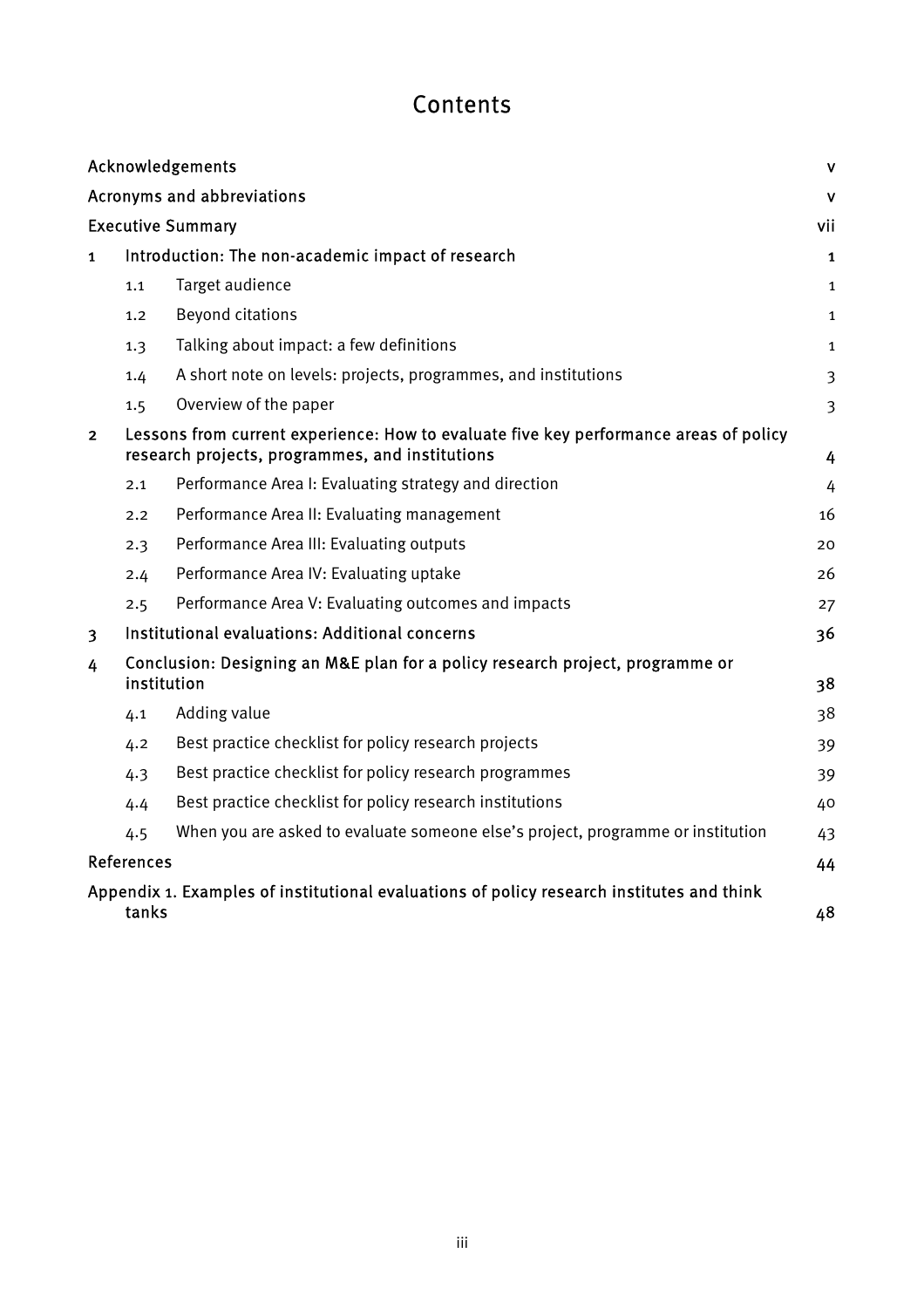# Contents

| | | |
|---|---|---|
| Acknowledgements | | v |
| Acronyms and abbreviations | | v |
| Executive Summary | | vii |
| 1 | Introduction: The non-academic impact of research | 1 |
| 1.1 | Target audience | 1 |
| 1.2 | Beyond citations | 1 |
| 1.3 | Talking about impact: a few definitions | 1 |
| 1.4 | A short note on levels: projects, programmes, and institutions | 3 |
| 1.5 | Overview of the paper | 3 |
| 2 | Lessons from current experience: How to evaluate five key performance areas of policy research projects, programmes, and institutions | 4 |
| 2.1 | Performance Area I: Evaluating strategy and direction | 4 |
| 2.2 | Performance Area II: Evaluating management | 16 |
| 2.3 | Performance Area III: Evaluating outputs | 20 |
| 2.4 | Performance Area IV: Evaluating uptake | 26 |
| 2.5 | Performance Area V: Evaluating outcomes and impacts | 27 |
| 3 | Institutional evaluations: Additional concerns | 36 |
| 4 | Conclusion: Designing an M&E plan for a policy research project, programme or institution | 38 |
| 4.1 | Adding value | 38 |
| 4.2 | Best practice checklist for policy research projects | 39 |
| 4.3 | Best practice checklist for policy research programmes | 39 |
| 4.4 | Best practice checklist for policy research institutions | 40 |
| 4.5 | When you are asked to evaluate someone else's project, programme or institution | 43 |
| References | | 44 |
| Appendix 1. Examples of institutional evaluations of policy research institutes and think tanks | | 48 |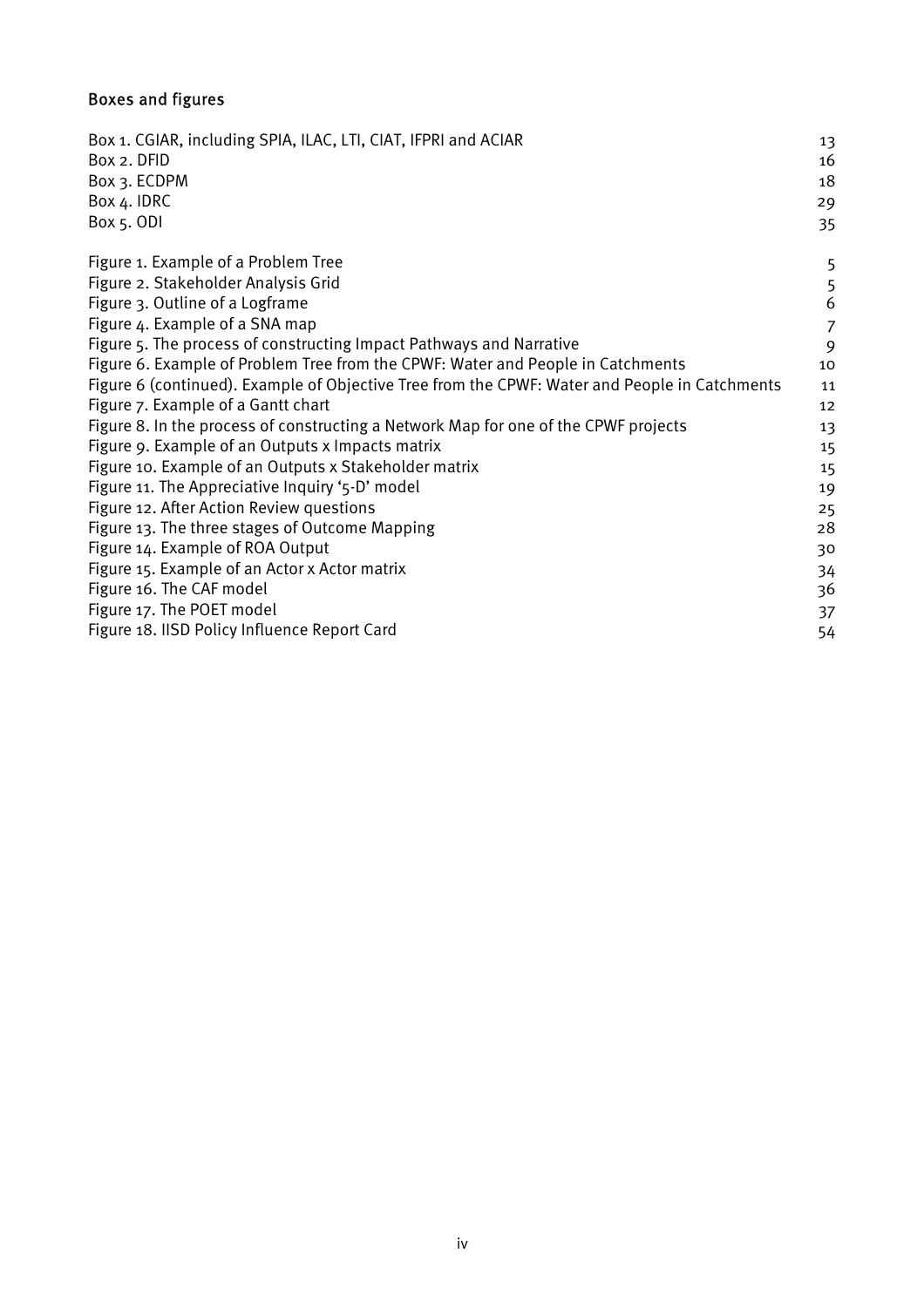## Boxes and figures

| | |
|---|---|
| Box 1. CGIAR, including SPIA, ILAC, LTI, CIAT, IFPRI and ACIAR | 13 |
| Box 2. DFID | 16 |
| Box 3. ECDPM | 18 |
| Box 4. IDRC | 29 |
| Box 5. ODI | 35 |

| | |
|---|---|
| Figure 1. Example of a Problem Tree | 5 |
| Figure 2. Stakeholder Analysis Grid | 5 |
| Figure 3. Outline of a Logframe | 6 |
| Figure 4. Example of a SNA map | 7 |
| Figure 5. The process of constructing Impact Pathways and Narrative | 9 |
| Figure 6. Example of Problem Tree from the CPWF: Water and People in Catchments | 10 |
| Figure 6 (continued). Example of Objective Tree from the CPWF: Water and People in Catchments | 11 |
| Figure 7. Example of a Gantt chart | 12 |
| Figure 8. In the process of constructing a Network Map for one of the CPWF projects | 13 |
| Figure 9. Example of an Outputs x Impacts matrix | 15 |
| Figure 10. Example of an Outputs x Stakeholder matrix | 15 |
| Figure 11. The Appreciative Inquiry '5-D' model | 19 |
| Figure 12. After Action Review questions | 25 |
| Figure 13. The three stages of Outcome Mapping | 28 |
| Figure 14. Example of ROA Output | 30 |
| Figure 15. Example of an Actor x Actor matrix | 34 |
| Figure 16. The CAF model | 36 |
| Figure 17. The POET model | 37 |
| Figure 18. IISD Policy Influence Report Card | 54 |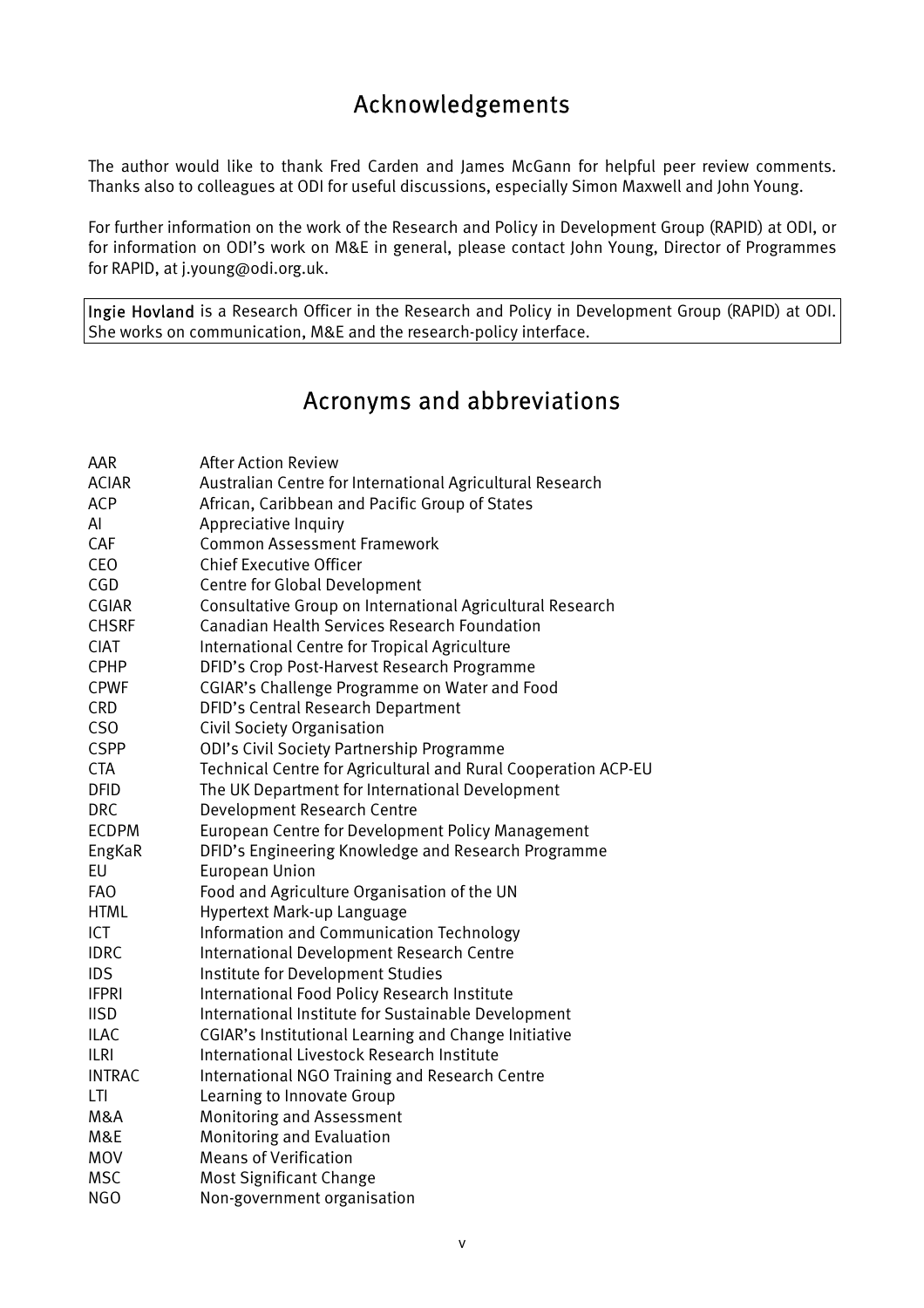# Acknowledgements

The author would like to thank Fred Carden and James McGann for helpful peer review comments. Thanks also to colleagues at ODI for useful discussions, especially Simon Maxwell and John Young.

For further information on the work of the Research and Policy in Development Group (RAPID) at ODI, or for information on ODI's work on M&E in general, please contact John Young, Director of Programmes for RAPID, at j.young@odi.org.uk.

**Ingie Hovland** is a Research Officer in the Research and Policy in Development Group (RAPID) at ODI. She works on communication, M&E and the research-policy interface.

# Acronyms and abbreviations

| | |
|---|---|
| AAR | After Action Review |
| ACIAR | Australian Centre for International Agricultural Research |
| ACP | African, Caribbean and Pacific Group of States |
| AI | Appreciative Inquiry |
| CAF | Common Assessment Framework |
| CEO | Chief Executive Officer |
| CGD | Centre for Global Development |
| CGIAR | Consultative Group on International Agricultural Research |
| CHSRF | Canadian Health Services Research Foundation |
| CIAT | International Centre for Tropical Agriculture |
| CPHP | DFID's Crop Post-Harvest Research Programme |
| CPWF | CGIAR's Challenge Programme on Water and Food |
| CRD | DFID's Central Research Department |
| CSO | Civil Society Organisation |
| CSPP | ODI's Civil Society Partnership Programme |
| CTA | Technical Centre for Agricultural and Rural Cooperation ACP-EU |
| DFID | The UK Department for International Development |
| DRC | Development Research Centre |
| ECDPM | European Centre for Development Policy Management |
| EngKaR | DFID's Engineering Knowledge and Research Programme |
| EU | European Union |
| FAO | Food and Agriculture Organisation of the UN |
| HTML | Hypertext Mark-up Language |
| ICT | Information and Communication Technology |
| IDRC | International Development Research Centre |
| IDS | Institute for Development Studies |
| IFPRI | International Food Policy Research Institute |
| IISD | International Institute for Sustainable Development |
| ILAC | CGIAR's Institutional Learning and Change Initiative |
| ILRI | International Livestock Research Institute |
| INTRAC | International NGO Training and Research Centre |
| LTI | Learning to Innovate Group |
| M&A | Monitoring and Assessment |
| M&E | Monitoring and Evaluation |
| MOV | Means of Verification |
| MSC | Most Significant Change |
| NGO | Non-government organisation |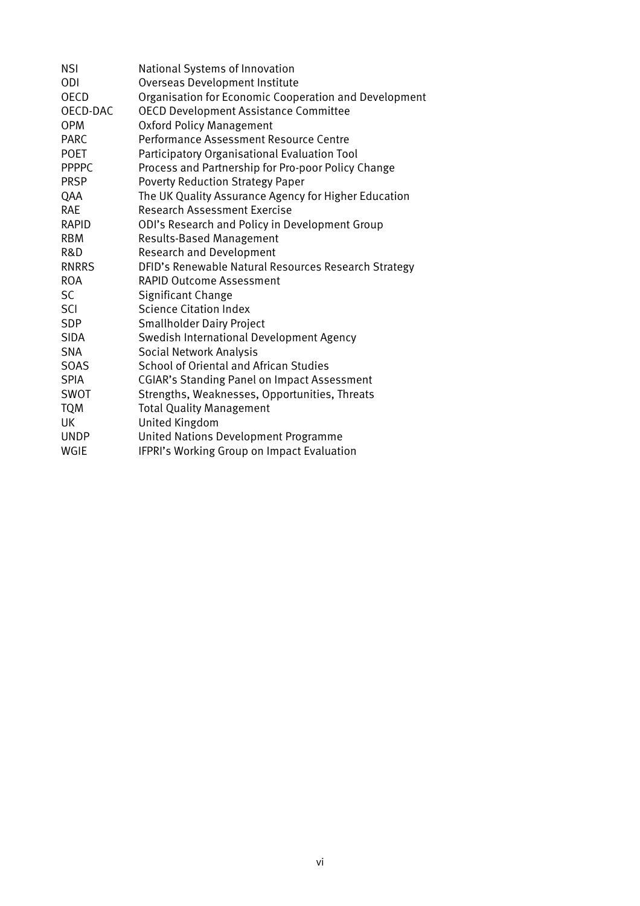| | |
|---|---|
| NSI | National Systems of Innovation |
| ODI | Overseas Development Institute |
| OECD | Organisation for Economic Cooperation and Development |
| OECD-DAC | OECD Development Assistance Committee |
| OPM | Oxford Policy Management |
| PARC | Performance Assessment Resource Centre |
| POET | Participatory Organisational Evaluation Tool |
| PPPPC | Process and Partnership for Pro-poor Policy Change |
| PRSP | Poverty Reduction Strategy Paper |
| QAA | The UK Quality Assurance Agency for Higher Education |
| RAE | Research Assessment Exercise |
| RAPID | ODI's Research and Policy in Development Group |
| RBM | Results-Based Management |
| R&D | Research and Development |
| RNRRS | DFID's Renewable Natural Resources Research Strategy |
| ROA | RAPID Outcome Assessment |
| SC | Significant Change |
| SCI | Science Citation Index |
| SDP | Smallholder Dairy Project |
| SIDA | Swedish International Development Agency |
| SNA | Social Network Analysis |
| SOAS | School of Oriental and African Studies |
| SPIA | CGIAR's Standing Panel on Impact Assessment |
| SWOT | Strengths, Weaknesses, Opportunities, Threats |
| TQM | Total Quality Management |
| UK | United Kingdom |
| UNDP | United Nations Development Programme |
| WGIE | IFPRI's Working Group on Impact Evaluation |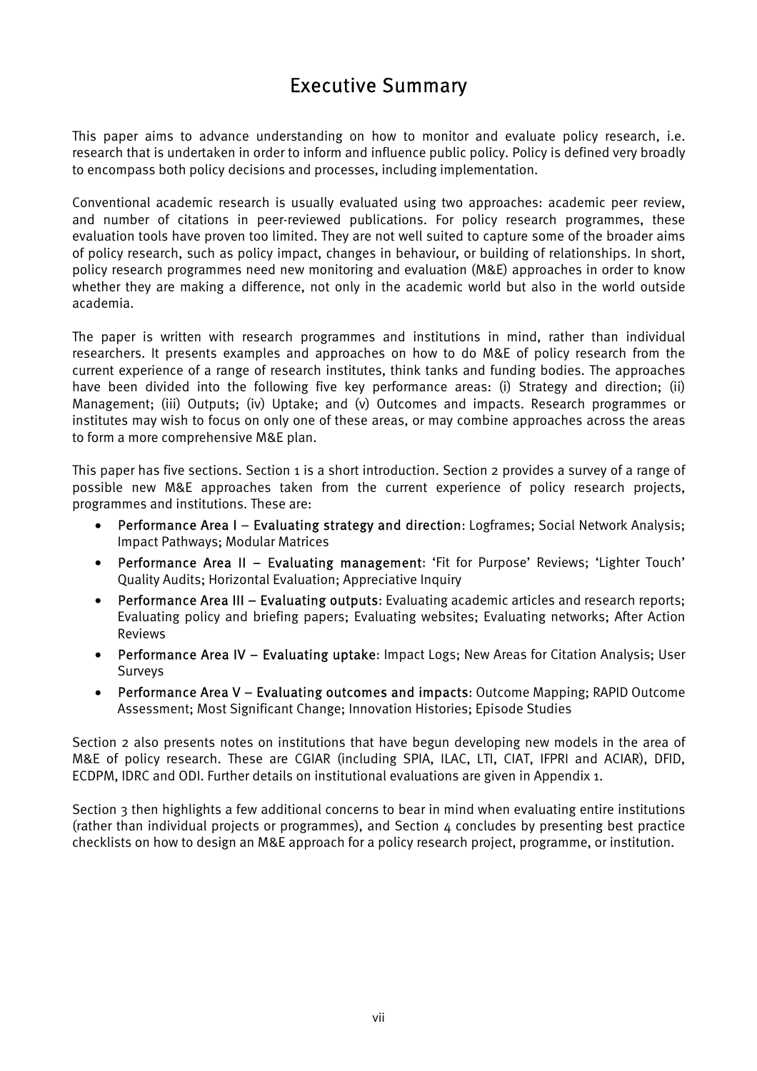# Executive Summary

This paper aims to advance understanding on how to monitor and evaluate policy research, i.e. research that is undertaken in order to inform and influence public policy. Policy is defined very broadly to encompass both policy decisions and processes, including implementation.

Conventional academic research is usually evaluated using two approaches: academic peer review, and number of citations in peer-reviewed publications. For policy research programmes, these evaluation tools have proven too limited. They are not well suited to capture some of the broader aims of policy research, such as policy impact, changes in behaviour, or building of relationships. In short, policy research programmes need new monitoring and evaluation (M&E) approaches in order to know whether they are making a difference, not only in the academic world but also in the world outside academia.

The paper is written with research programmes and institutions in mind, rather than individual researchers. It presents examples and approaches on how to do M&E of policy research from the current experience of a range of research institutes, think tanks and funding bodies. The approaches have been divided into the following five key performance areas: (i) Strategy and direction; (ii) Management; (iii) Outputs; (iv) Uptake; and (v) Outcomes and impacts. Research programmes or institutes may wish to focus on only one of these areas, or may combine approaches across the areas to form a more comprehensive M&E plan.

This paper has five sections. Section 1 is a short introduction. Section 2 provides a survey of a range of possible new M&E approaches taken from the current experience of policy research projects, programmes and institutions. These are:

- **Performance Area I – Evaluating strategy and direction**: Logframes; Social Network Analysis; Impact Pathways; Modular Matrices
- **Performance Area II – Evaluating management**: 'Fit for Purpose' Reviews; 'Lighter Touch' Quality Audits; Horizontal Evaluation; Appreciative Inquiry
- **Performance Area III – Evaluating outputs**: Evaluating academic articles and research reports; Evaluating policy and briefing papers; Evaluating websites; Evaluating networks; After Action Reviews
- **Performance Area IV – Evaluating uptake**: Impact Logs; New Areas for Citation Analysis; User Surveys
- **Performance Area V – Evaluating outcomes and impacts**: Outcome Mapping; RAPID Outcome Assessment; Most Significant Change; Innovation Histories; Episode Studies

Section 2 also presents notes on institutions that have begun developing new models in the area of M&E of policy research. These are CGIAR (including SPIA, ILAC, LTI, CIAT, IFPRI and ACIAR), DFID, ECDPM, IDRC and ODI. Further details on institutional evaluations are given in Appendix 1.

Section 3 then highlights a few additional concerns to bear in mind when evaluating entire institutions (rather than individual projects or programmes), and Section 4 concludes by presenting best practice checklists on how to design an M&E approach for a policy research project, programme, or institution.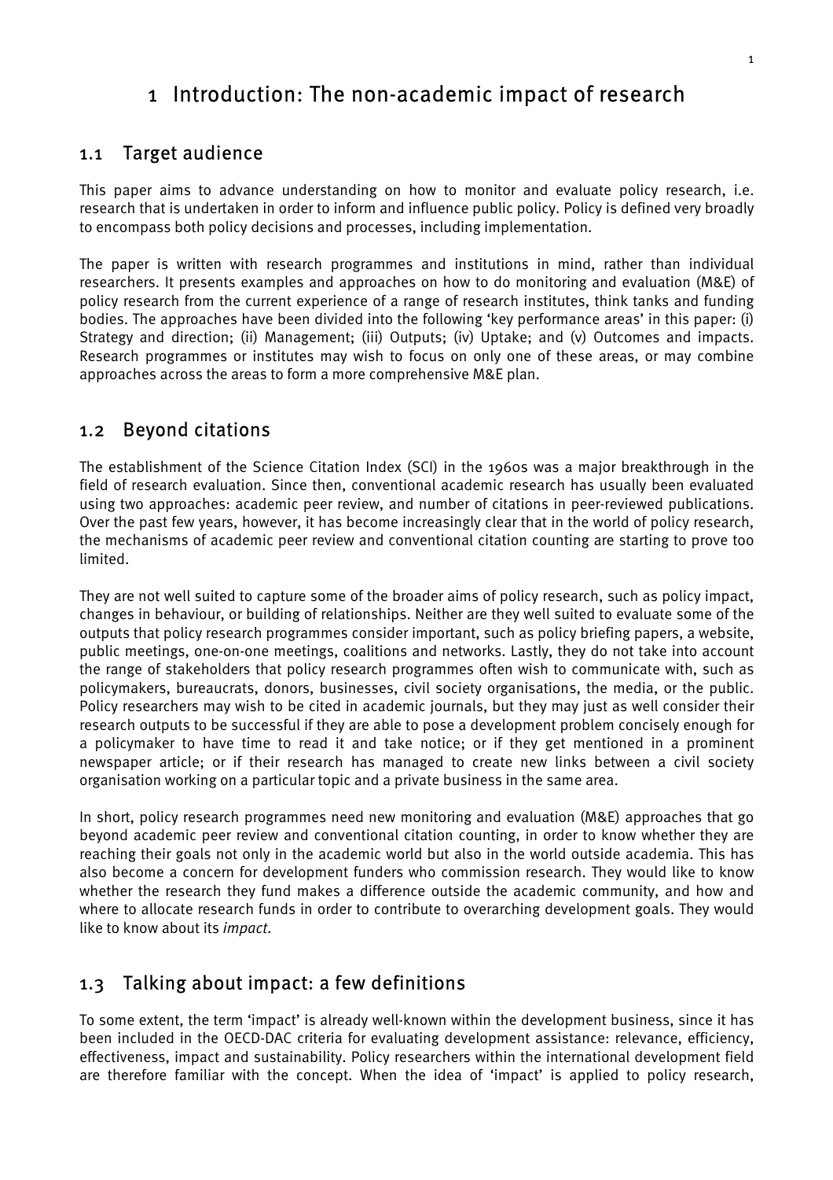# 1 Introduction: The non-academic impact of research

## 1.1 Target audience

This paper aims to advance understanding on how to monitor and evaluate policy research, i.e. research that is undertaken in order to inform and influence public policy. Policy is defined very broadly to encompass both policy decisions and processes, including implementation.

The paper is written with research programmes and institutions in mind, rather than individual researchers. It presents examples and approaches on how to do monitoring and evaluation (M&E) of policy research from the current experience of a range of research institutes, think tanks and funding bodies. The approaches have been divided into the following 'key performance areas' in this paper: (i) Strategy and direction; (ii) Management; (iii) Outputs; (iv) Uptake; and (v) Outcomes and impacts. Research programmes or institutes may wish to focus on only one of these areas, or may combine approaches across the areas to form a more comprehensive M&E plan.

## 1.2 Beyond citations

The establishment of the Science Citation Index (SCI) in the 1960s was a major breakthrough in the field of research evaluation. Since then, conventional academic research has usually been evaluated using two approaches: academic peer review, and number of citations in peer-reviewed publications. Over the past few years, however, it has become increasingly clear that in the world of policy research, the mechanisms of academic peer review and conventional citation counting are starting to prove too limited.

They are not well suited to capture some of the broader aims of policy research, such as policy impact, changes in behaviour, or building of relationships. Neither are they well suited to evaluate some of the outputs that policy research programmes consider important, such as policy briefing papers, a website, public meetings, one-on-one meetings, coalitions and networks. Lastly, they do not take into account the range of stakeholders that policy research programmes often wish to communicate with, such as policymakers, bureaucrats, donors, businesses, civil society organisations, the media, or the public. Policy researchers may wish to be cited in academic journals, but they may just as well consider their research outputs to be successful if they are able to pose a development problem concisely enough for a policymaker to have time to read it and take notice; or if they get mentioned in a prominent newspaper article; or if their research has managed to create new links between a civil society organisation working on a particular topic and a private business in the same area.

In short, policy research programmes need new monitoring and evaluation (M&E) approaches that go beyond academic peer review and conventional citation counting, in order to know whether they are reaching their goals not only in the academic world but also in the world outside academia. This has also become a concern for development funders who commission research. They would like to know whether the research they fund makes a difference outside the academic community, and how and where to allocate research funds in order to contribute to overarching development goals. They would like to know about its *impact*.

## 1.3 Talking about impact: a few definitions

To some extent, the term 'impact' is already well-known within the development business, since it has been included in the OECD-DAC criteria for evaluating development assistance: relevance, efficiency, effectiveness, impact and sustainability. Policy researchers within the international development field are therefore familiar with the concept. When the idea of 'impact' is applied to policy research,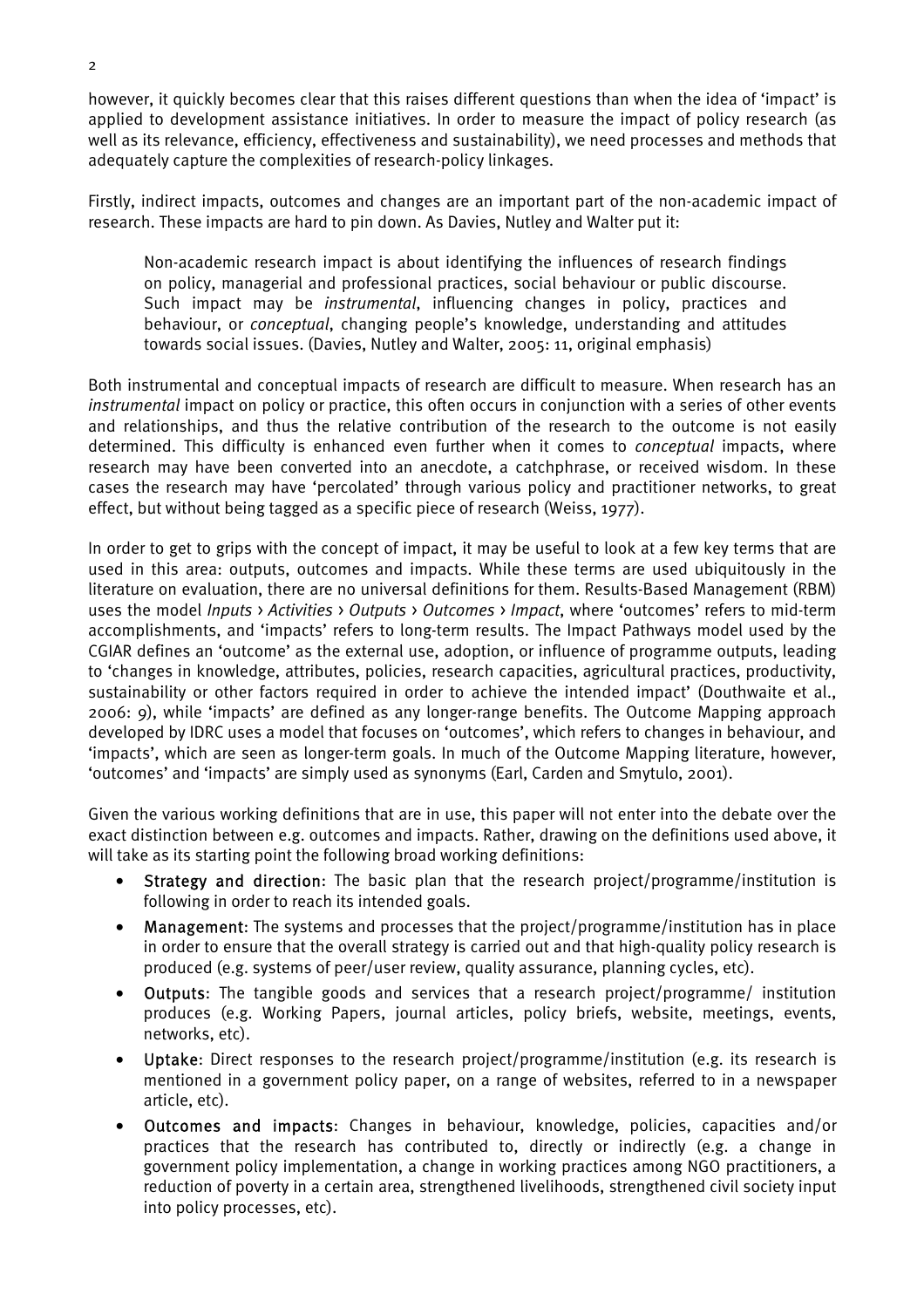however, it quickly becomes clear that this raises different questions than when the idea of 'impact' is applied to development assistance initiatives. In order to measure the impact of policy research (as well as its relevance, efficiency, effectiveness and sustainability), we need processes and methods that adequately capture the complexities of research-policy linkages.

Firstly, indirect impacts, outcomes and changes are an important part of the non-academic impact of research. These impacts are hard to pin down. As Davies, Nutley and Walter put it:

> Non-academic research impact is about identifying the influences of research findings on policy, managerial and professional practices, social behaviour or public discourse. Such impact may be *instrumental*, influencing changes in policy, practices and behaviour, or *conceptual*, changing people's knowledge, understanding and attitudes towards social issues. (Davies, Nutley and Walter, 2005: 11, original emphasis)

Both instrumental and conceptual impacts of research are difficult to measure. When research has an *instrumental* impact on policy or practice, this often occurs in conjunction with a series of other events and relationships, and thus the relative contribution of the research to the outcome is not easily determined. This difficulty is enhanced even further when it comes to *conceptual* impacts, where research may have been converted into an anecdote, a catchphrase, or received wisdom. In these cases the research may have 'percolated' through various policy and practitioner networks, to great effect, but without being tagged as a specific piece of research (Weiss, 1977).

In order to get to grips with the concept of impact, it may be useful to look at a few key terms that are used in this area: outputs, outcomes and impacts. While these terms are used ubiquitously in the literature on evaluation, there are no universal definitions for them. Results-Based Management (RBM) uses the model *Inputs › Activities › Outputs › Outcomes › Impact*, where 'outcomes' refers to mid-term accomplishments, and 'impacts' refers to long-term results. The Impact Pathways model used by the CGIAR defines an 'outcome' as the external use, adoption, or influence of programme outputs, leading to 'changes in knowledge, attributes, policies, research capacities, agricultural practices, productivity, sustainability or other factors required in order to achieve the intended impact' (Douthwaite et al., 2006: 9), while 'impacts' are defined as any longer-range benefits. The Outcome Mapping approach developed by IDRC uses a model that focuses on 'outcomes', which refers to changes in behaviour, and 'impacts', which are seen as longer-term goals. In much of the Outcome Mapping literature, however, 'outcomes' and 'impacts' are simply used as synonyms (Earl, Carden and Smytulo, 2001).

Given the various working definitions that are in use, this paper will not enter into the debate over the exact distinction between e.g. outcomes and impacts. Rather, drawing on the definitions used above, it will take as its starting point the following broad working definitions:

- **Strategy and direction**: The basic plan that the research project/programme/institution is following in order to reach its intended goals.
- **Management**: The systems and processes that the project/programme/institution has in place in order to ensure that the overall strategy is carried out and that high-quality policy research is produced (e.g. systems of peer/user review, quality assurance, planning cycles, etc).
- **Outputs**: The tangible goods and services that a research project/programme/ institution produces (e.g. Working Papers, journal articles, policy briefs, website, meetings, events, networks, etc).
- **Uptake**: Direct responses to the research project/programme/institution (e.g. its research is mentioned in a government policy paper, on a range of websites, referred to in a newspaper article, etc).
- **Outcomes and impacts**: Changes in behaviour, knowledge, policies, capacities and/or practices that the research has contributed to, directly or indirectly (e.g. a change in government policy implementation, a change in working practices among NGO practitioners, a reduction of poverty in a certain area, strengthened livelihoods, strengthened civil society input into policy processes, etc).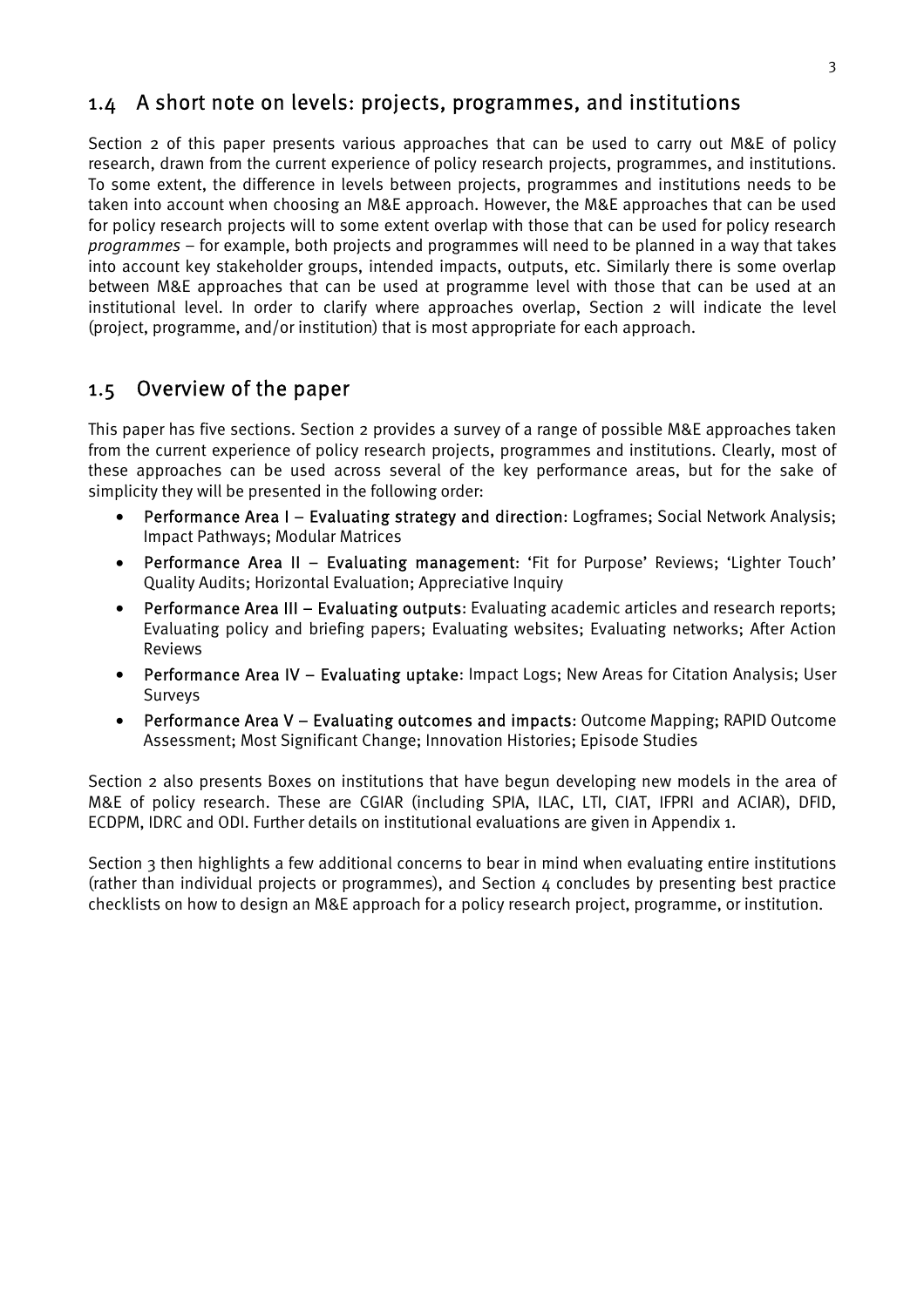## 1.4 A short note on levels: projects, programmes, and institutions

Section 2 of this paper presents various approaches that can be used to carry out M&E of policy research, drawn from the current experience of policy research projects, programmes, and institutions. To some extent, the difference in levels between projects, programmes and institutions needs to be taken into account when choosing an M&E approach. However, the M&E approaches that can be used for policy research projects will to some extent overlap with those that can be used for policy research *programmes* – for example, both projects and programmes will need to be planned in a way that takes into account key stakeholder groups, intended impacts, outputs, etc. Similarly there is some overlap between M&E approaches that can be used at programme level with those that can be used at an institutional level. In order to clarify where approaches overlap, Section 2 will indicate the level (project, programme, and/or institution) that is most appropriate for each approach.

## 1.5 Overview of the paper

This paper has five sections. Section 2 provides a survey of a range of possible M&E approaches taken from the current experience of policy research projects, programmes and institutions. Clearly, most of these approaches can be used across several of the key performance areas, but for the sake of simplicity they will be presented in the following order:

- **Performance Area I – Evaluating strategy and direction**: Logframes; Social Network Analysis; Impact Pathways; Modular Matrices
- **Performance Area II – Evaluating management**: 'Fit for Purpose' Reviews; 'Lighter Touch' Quality Audits; Horizontal Evaluation; Appreciative Inquiry
- **Performance Area III – Evaluating outputs**: Evaluating academic articles and research reports; Evaluating policy and briefing papers; Evaluating websites; Evaluating networks; After Action Reviews
- **Performance Area IV – Evaluating uptake**: Impact Logs; New Areas for Citation Analysis; User Surveys
- **Performance Area V – Evaluating outcomes and impacts**: Outcome Mapping; RAPID Outcome Assessment; Most Significant Change; Innovation Histories; Episode Studies

Section 2 also presents Boxes on institutions that have begun developing new models in the area of M&E of policy research. These are CGIAR (including SPIA, ILAC, LTI, CIAT, IFPRI and ACIAR), DFID, ECDPM, IDRC and ODI. Further details on institutional evaluations are given in Appendix 1.

Section 3 then highlights a few additional concerns to bear in mind when evaluating entire institutions (rather than individual projects or programmes), and Section 4 concludes by presenting best practice checklists on how to design an M&E approach for a policy research project, programme, or institution.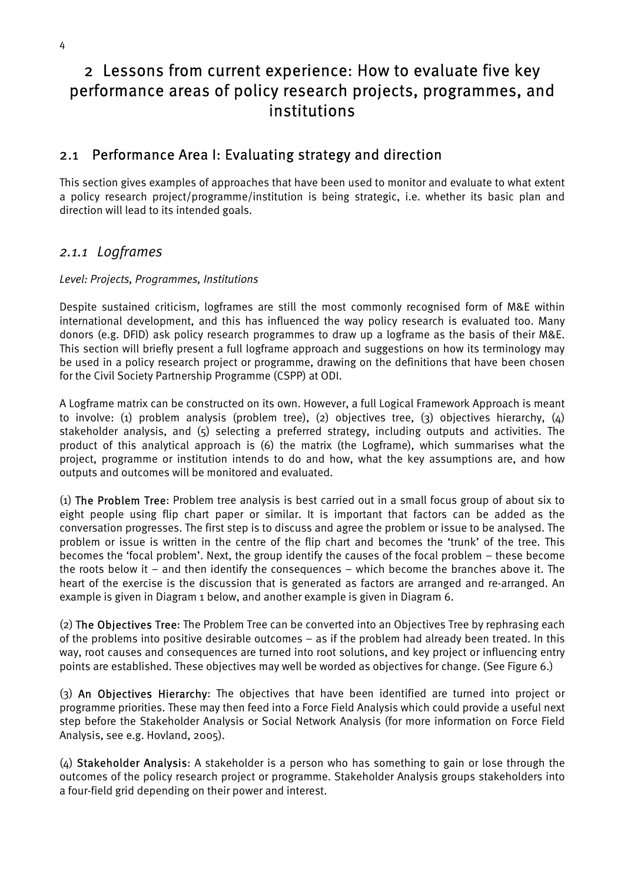# 2 Lessons from current experience: How to evaluate five key performance areas of policy research projects, programmes, and institutions

## 2.1 Performance Area I: Evaluating strategy and direction

This section gives examples of approaches that have been used to monitor and evaluate to what extent a policy research project/programme/institution is being strategic, i.e. whether its basic plan and direction will lead to its intended goals.

### *2.1.1 Logframes*

*Level: Projects, Programmes, Institutions*

Despite sustained criticism, logframes are still the most commonly recognised form of M&E within international development, and this has influenced the way policy research is evaluated too. Many donors (e.g. DFID) ask policy research programmes to draw up a logframe as the basis of their M&E. This section will briefly present a full logframe approach and suggestions on how its terminology may be used in a policy research project or programme, drawing on the definitions that have been chosen for the Civil Society Partnership Programme (CSPP) at ODI.

A Logframe matrix can be constructed on its own. However, a full Logical Framework Approach is meant to involve: (1) problem analysis (problem tree), (2) objectives tree, (3) objectives hierarchy, (4) stakeholder analysis, and (5) selecting a preferred strategy, including outputs and activities. The product of this analytical approach is (6) the matrix (the Logframe), which summarises what the project, programme or institution intends to do and how, what the key assumptions are, and how outputs and outcomes will be monitored and evaluated.

(1) **The Problem Tree**: Problem tree analysis is best carried out in a small focus group of about six to eight people using flip chart paper or similar. It is important that factors can be added as the conversation progresses. The first step is to discuss and agree the problem or issue to be analysed. The problem or issue is written in the centre of the flip chart and becomes the 'trunk' of the tree. This becomes the 'focal problem'. Next, the group identify the causes of the focal problem – these become the roots below it – and then identify the consequences – which become the branches above it. The heart of the exercise is the discussion that is generated as factors are arranged and re-arranged. An example is given in Diagram 1 below, and another example is given in Diagram 6.

(2) **The Objectives Tree**: The Problem Tree can be converted into an Objectives Tree by rephrasing each of the problems into positive desirable outcomes – as if the problem had already been treated. In this way, root causes and consequences are turned into root solutions, and key project or influencing entry points are established. These objectives may well be worded as objectives for change. (See Figure 6.)

(3) **An Objectives Hierarchy**: The objectives that have been identified are turned into project or programme priorities. These may then feed into a Force Field Analysis which could provide a useful next step before the Stakeholder Analysis or Social Network Analysis (for more information on Force Field Analysis, see e.g. Hovland, 2005).

(4) **Stakeholder Analysis**: A stakeholder is a person who has something to gain or lose through the outcomes of the policy research project or programme. Stakeholder Analysis groups stakeholders into a four-field grid depending on their power and interest.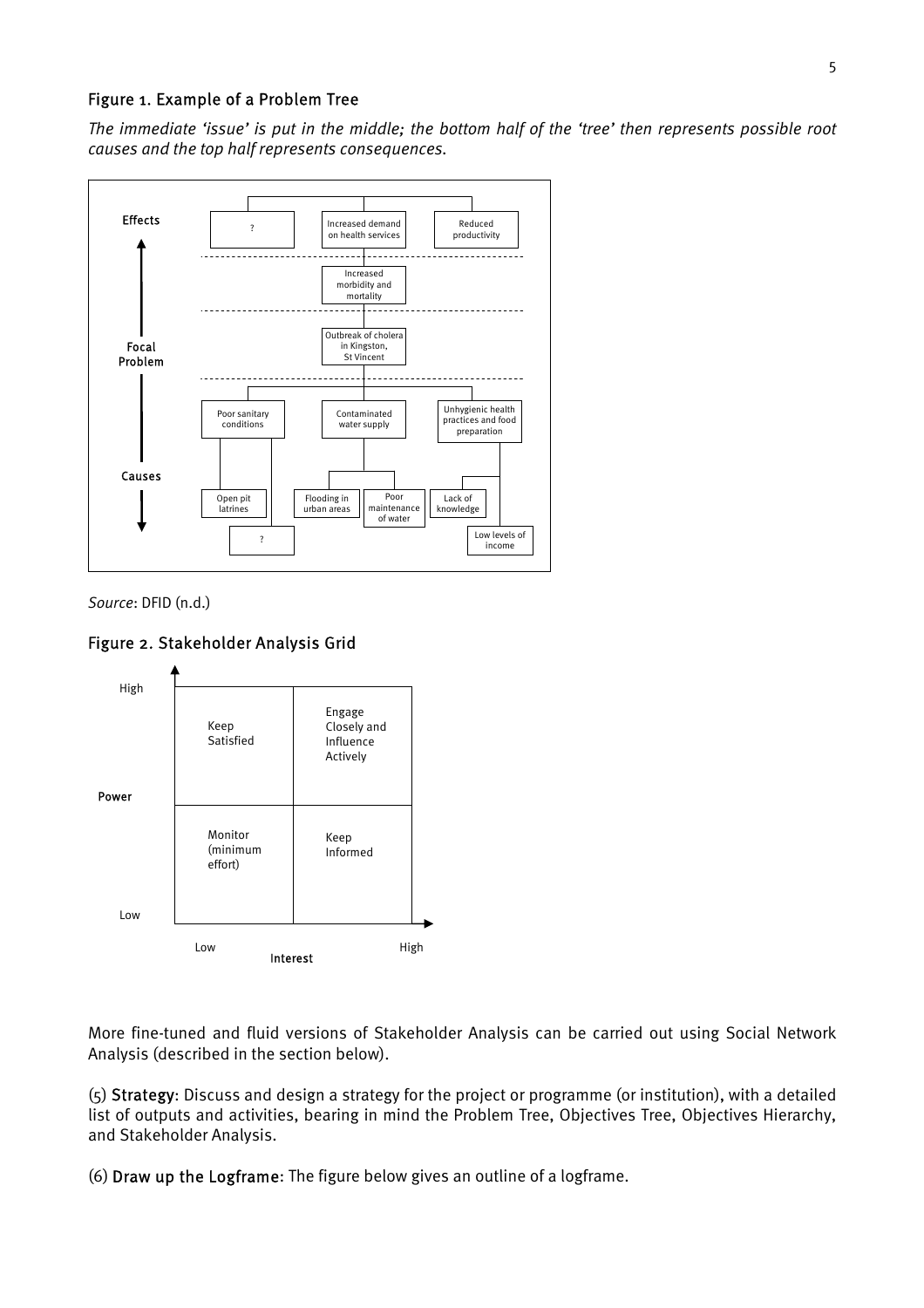### Figure 1. Example of a Problem Tree

*The immediate 'issue' is put in the middle; the bottom half of the 'tree' then represents possible root causes and the top half represents consequences.*

**Effects**

- ?
- Increased demand on health services
- Reduced productivity

Increased morbidity and mortality

**Focal Problem**

Outbreak of cholera in Kingston, St Vincent

**Causes**

- Poor sanitary conditions
  - Open pit latrines
  - ?
- Contaminated water supply
  - Flooding in urban areas
  - Poor maintenance of water
- Unhygienic health practices and food preparation
  - Lack of knowledge
  - Low levels of income

*Source*: DFID (n.d.)

### Figure 2. Stakeholder Analysis Grid

| Power \ Interest | Low | High |
|---|---|---|
| High | Keep Satisfied | Engage Closely and Influence Actively |
| Low | Monitor (minimum effort) | Keep Informed |

More fine-tuned and fluid versions of Stakeholder Analysis can be carried out using Social Network Analysis (described in the section below).

(5) **Strategy**: Discuss and design a strategy for the project or programme (or institution), with a detailed list of outputs and activities, bearing in mind the Problem Tree, Objectives Tree, Objectives Hierarchy, and Stakeholder Analysis.

(6) **Draw up the Logframe**: The figure below gives an outline of a logframe.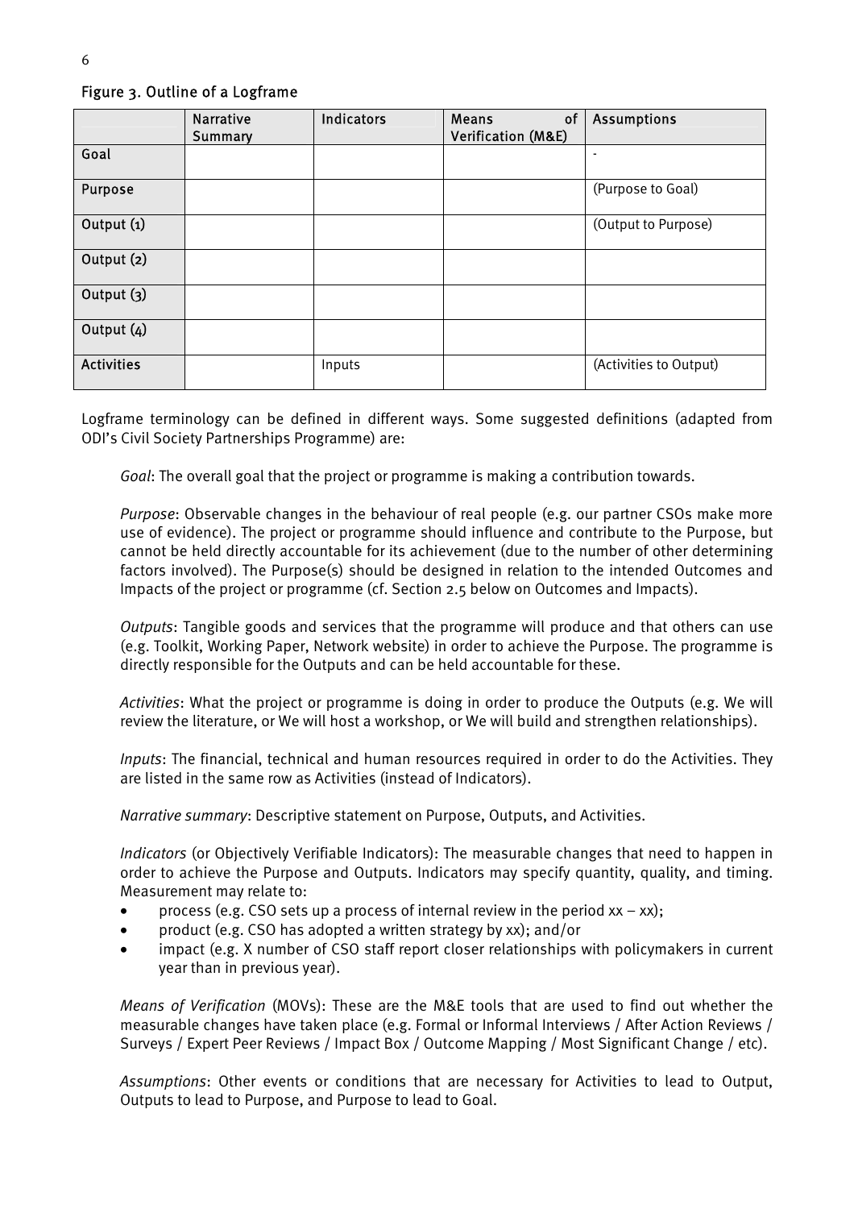Figure 3. Outline of a Logframe

| | Narrative Summary | Indicators | Means of Verification (M&E) | Assumptions |
|---|---|---|---|---|
| Goal | | | | - |
| Purpose | | | | (Purpose to Goal) |
| Output (1) | | | | (Output to Purpose) |
| Output (2) | | | | |
| Output (3) | | | | |
| Output (4) | | | | |
| Activities | | Inputs | | (Activities to Output) |

Logframe terminology can be defined in different ways. Some suggested definitions (adapted from ODI's Civil Society Partnerships Programme) are:

*Goal*: The overall goal that the project or programme is making a contribution towards.

*Purpose*: Observable changes in the behaviour of real people (e.g. our partner CSOs make more use of evidence). The project or programme should influence and contribute to the Purpose, but cannot be held directly accountable for its achievement (due to the number of other determining factors involved). The Purpose(s) should be designed in relation to the intended Outcomes and Impacts of the project or programme (cf. Section 2.5 below on Outcomes and Impacts).

*Outputs*: Tangible goods and services that the programme will produce and that others can use (e.g. Toolkit, Working Paper, Network website) in order to achieve the Purpose. The programme is directly responsible for the Outputs and can be held accountable for these.

*Activities*: What the project or programme is doing in order to produce the Outputs (e.g. We will review the literature, or We will host a workshop, or We will build and strengthen relationships).

*Inputs*: The financial, technical and human resources required in order to do the Activities. They are listed in the same row as Activities (instead of Indicators).

*Narrative summary*: Descriptive statement on Purpose, Outputs, and Activities.

*Indicators* (or Objectively Verifiable Indicators): The measurable changes that need to happen in order to achieve the Purpose and Outputs. Indicators may specify quantity, quality, and timing. Measurement may relate to:

- process (e.g. CSO sets up a process of internal review in the period xx – xx);
- product (e.g. CSO has adopted a written strategy by xx); and/or
- impact (e.g. X number of CSO staff report closer relationships with policymakers in current year than in previous year).

*Means of Verification* (MOVs): These are the M&E tools that are used to find out whether the measurable changes have taken place (e.g. Formal or Informal Interviews / After Action Reviews / Surveys / Expert Peer Reviews / Impact Box / Outcome Mapping / Most Significant Change / etc).

*Assumptions*: Other events or conditions that are necessary for Activities to lead to Output, Outputs to lead to Purpose, and Purpose to lead to Goal.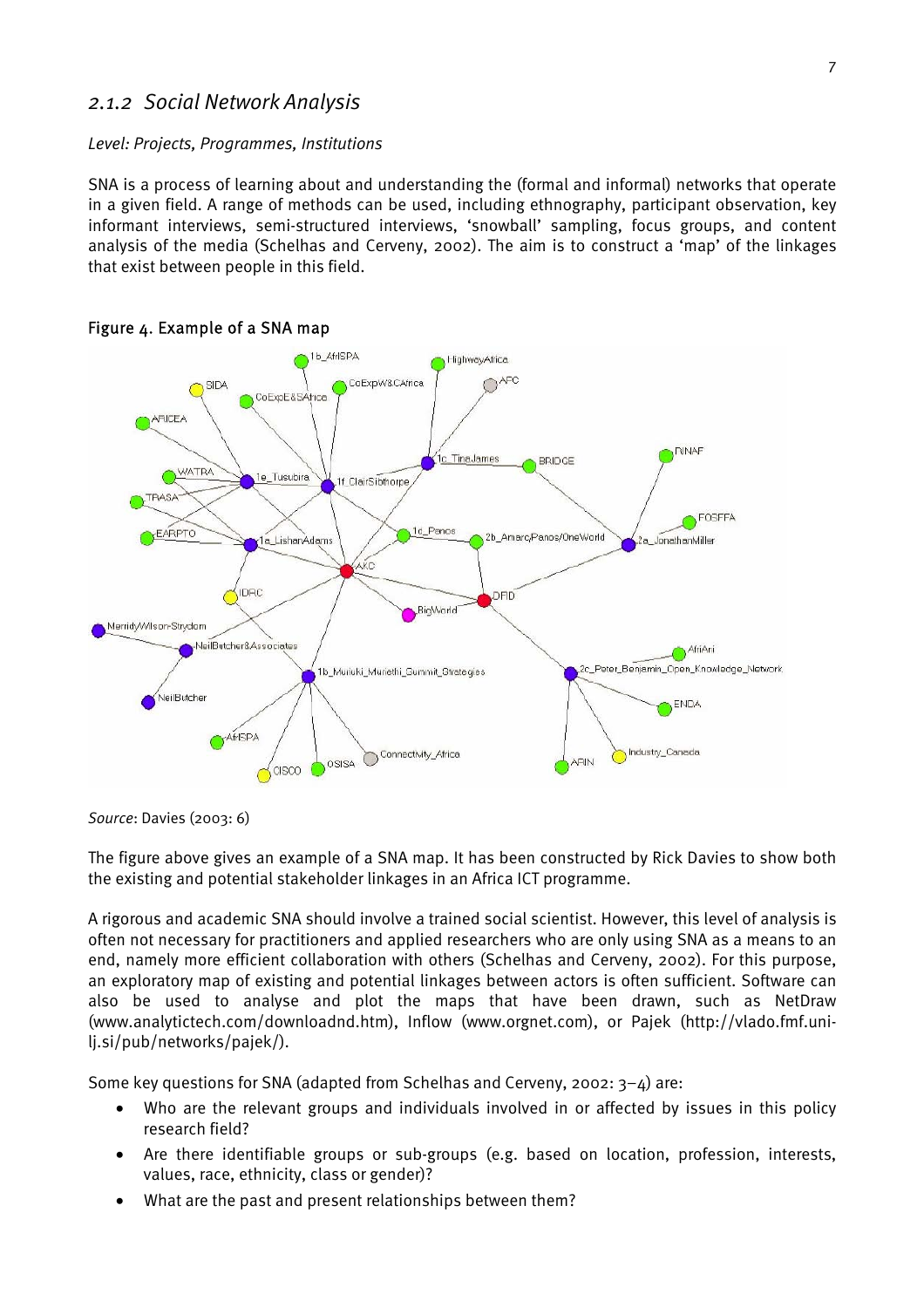### *2.1.2 Social Network Analysis*

*Level: Projects, Programmes, Institutions*

SNA is a process of learning about and understanding the (formal and informal) networks that operate in a given field. A range of methods can be used, including ethnography, participant observation, key informant interviews, semi-structured interviews, 'snowball' sampling, focus groups, and content analysis of the media (Schelhas and Cerveny, 2002). The aim is to construct a 'map' of the linkages that exist between people in this field.

**Figure 4. Example of a SNA map**

*Source*: Davies (2003: 6)

The figure above gives an example of a SNA map. It has been constructed by Rick Davies to show both the existing and potential stakeholder linkages in an Africa ICT programme.

A rigorous and academic SNA should involve a trained social scientist. However, this level of analysis is often not necessary for practitioners and applied researchers who are only using SNA as a means to an end, namely more efficient collaboration with others (Schelhas and Cerveny, 2002). For this purpose, an exploratory map of existing and potential linkages between actors is often sufficient. Software can also be used to analyse and plot the maps that have been drawn, such as NetDraw (www.analytictech.com/downloadnd.htm), Inflow (www.orgnet.com), or Pajek (http://vlado.fmf.uni-lj.si/pub/networks/pajek/).

Some key questions for SNA (adapted from Schelhas and Cerveny, 2002: 3–4) are:

- Who are the relevant groups and individuals involved in or affected by issues in this policy research field?
- Are there identifiable groups or sub-groups (e.g. based on location, profession, interests, values, race, ethnicity, class or gender)?
- What are the past and present relationships between them?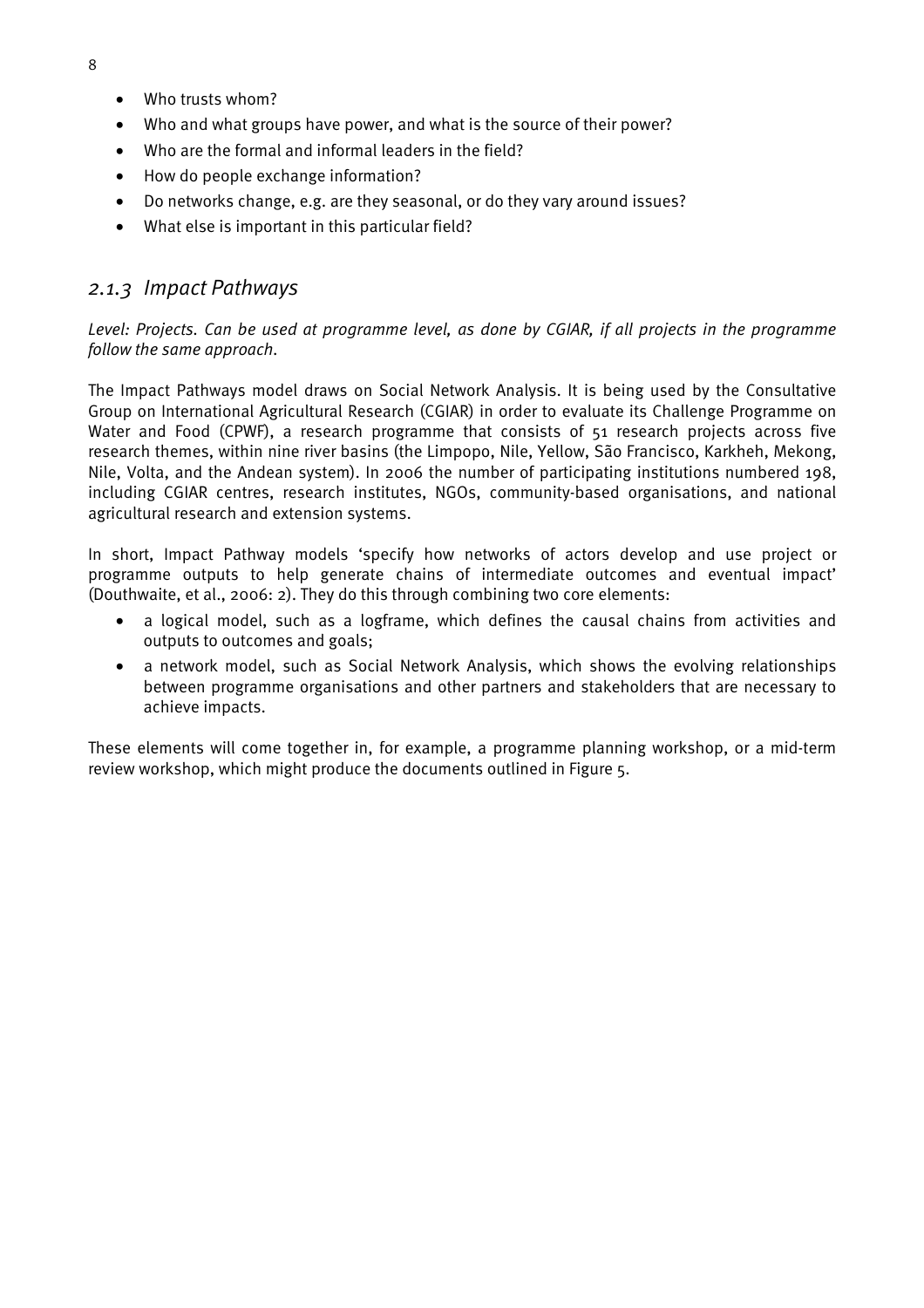- Who trusts whom?
- Who and what groups have power, and what is the source of their power?
- Who are the formal and informal leaders in the field?
- How do people exchange information?
- Do networks change, e.g. are they seasonal, or do they vary around issues?
- What else is important in this particular field?

### *2.1.3 Impact Pathways*

*Level: Projects. Can be used at programme level, as done by CGIAR, if all projects in the programme follow the same approach.*

The Impact Pathways model draws on Social Network Analysis. It is being used by the Consultative Group on International Agricultural Research (CGIAR) in order to evaluate its Challenge Programme on Water and Food (CPWF), a research programme that consists of 51 research projects across five research themes, within nine river basins (the Limpopo, Nile, Yellow, São Francisco, Karkheh, Mekong, Nile, Volta, and the Andean system). In 2006 the number of participating institutions numbered 198, including CGIAR centres, research institutes, NGOs, community-based organisations, and national agricultural research and extension systems.

In short, Impact Pathway models 'specify how networks of actors develop and use project or programme outputs to help generate chains of intermediate outcomes and eventual impact' (Douthwaite, et al., 2006: 2). They do this through combining two core elements:

- a logical model, such as a logframe, which defines the causal chains from activities and outputs to outcomes and goals;
- a network model, such as Social Network Analysis, which shows the evolving relationships between programme organisations and other partners and stakeholders that are necessary to achieve impacts.

These elements will come together in, for example, a programme planning workshop, or a mid-term review workshop, which might produce the documents outlined in Figure 5.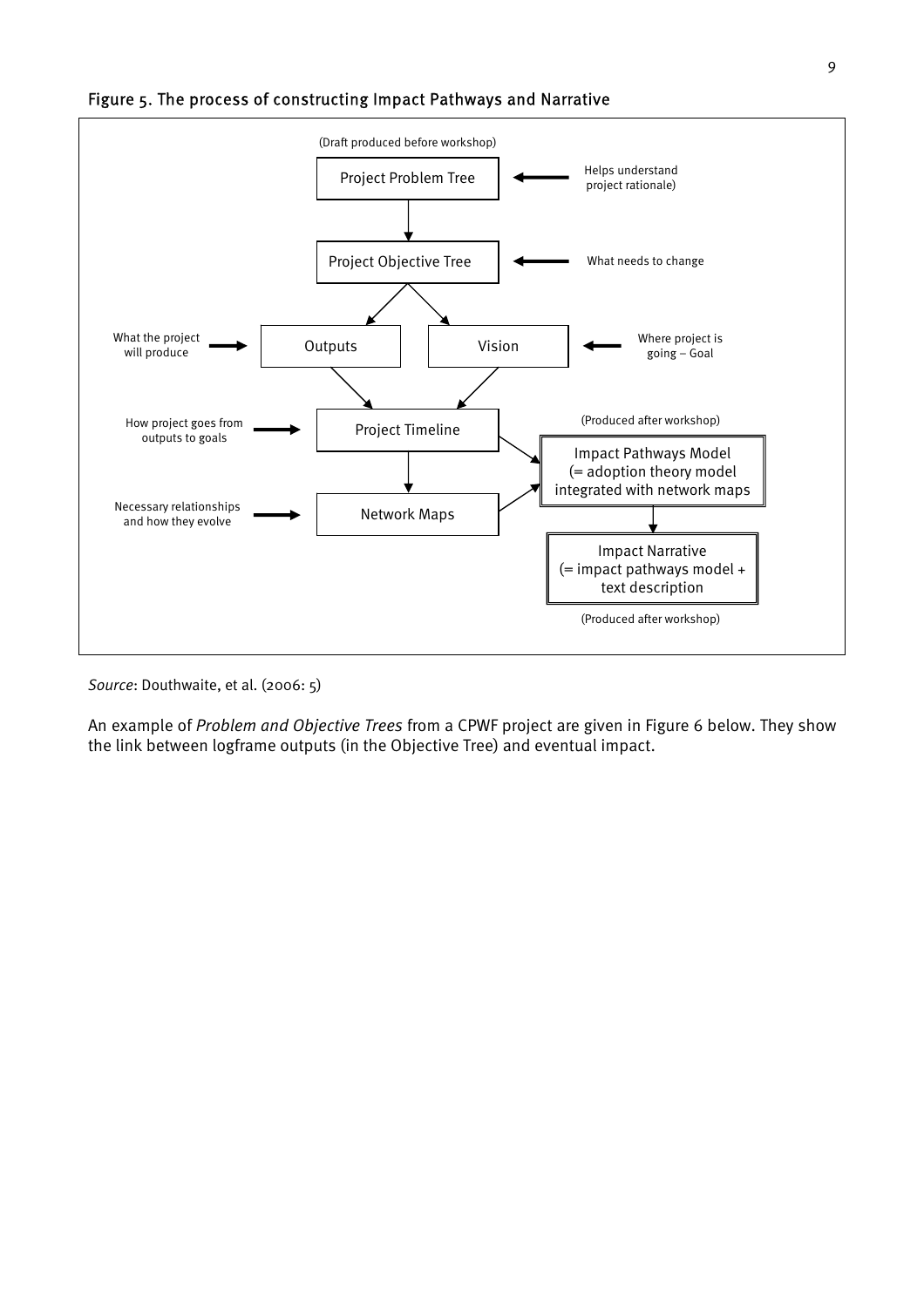Figure 5. The process of constructing Impact Pathways and Narrative

(Draft produced before workshop)

Project Problem Tree ← Helps understand project rationale)

Project Objective Tree ← What needs to change

What the project will produce → Outputs

Vision ← Where project is going – Goal

How project goes from outputs to goals → Project Timeline

(Produced after workshop)

Impact Pathways Model (= adoption theory model integrated with network maps

Necessary relationships and how they evolve → Network Maps

Impact Narrative (= impact pathways model + text description

(Produced after workshop)

*Source*: Douthwaite, et al. (2006: 5)

An example of *Problem and Objective Trees* from a CPWF project are given in Figure 6 below. They show the link between logframe outputs (in the Objective Tree) and eventual impact.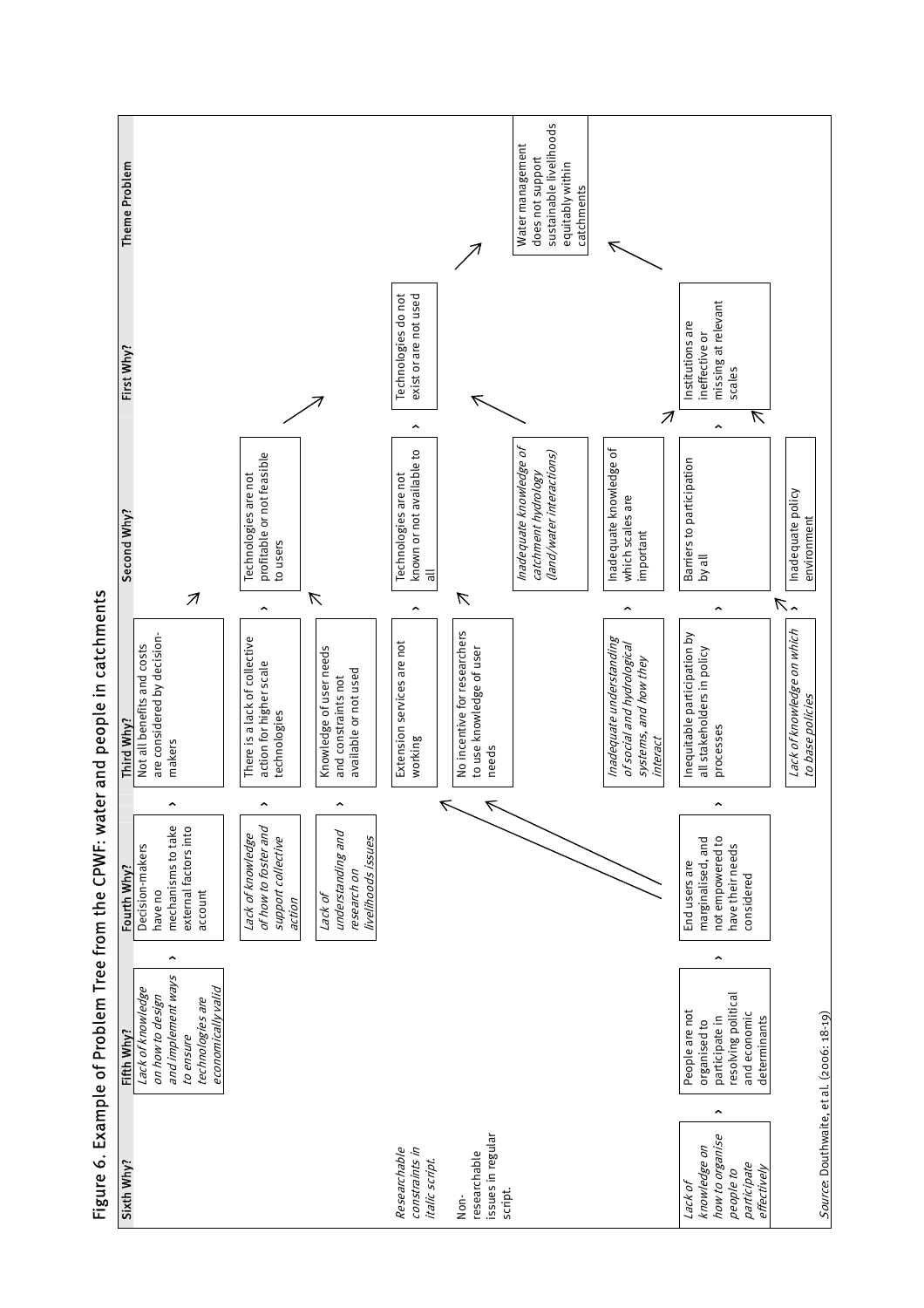## Figure 6. Example of Problem Tree from the CPWF: water and people in catchments

| Sixth Why? | Fifth Why? | Fourth Why? | Third Why? | Second Why? | First Why? | Theme Problem |
|---|---|---|---|---|---|---|
| | *Lack of knowledge on how to design and implement ways to ensure technologies are economically valid* | Decision-makers have no mechanisms to take external factors into account | Not all benefits and costs are considered by decision-makers | | | |
| | | *Lack of knowledge of how to foster and support collective action* | There is a lack of collective action for higher scale technologies | Technologies are not profitable or not feasible to users | | |
| | | *Lack of understanding and research on livelihoods issues* | Knowledge of user needs and constraints not available or not used | | | |
| *Researchable constraints in italic script.* | | | Extension services are not working | Technologies are not known or not available to all | Technologies do not exist or are not used | |
| Non-researchable issues in regular script. | | | No incentive for researchers to use knowledge of user needs | | | |
| | | | | *Inadequate knowledge of catchment hydrology (land/water interactions)* | | Water management does not support sustainable livelihoods equitably within catchments |
| | | | *Inadequate understanding of social and hydrological systems, and how they interact* | Inadequate knowledge of which scales are important | | |
| *Lack of knowledge on how to organise people to participate effectively* | People are not organised to participate in resolving political and economic determinants | End users are marginalised, and not empowered to have their needs considered | Inequitable participation by all stakeholders in policy processes | Barriers to participation by all | Institutions are ineffective or missing at relevant scales | |
| | | | *Lack of knowledge on which to base policies* | Inadequate policy environment | | |

*Source*: Douthwaite, et al. (2006: 18-19)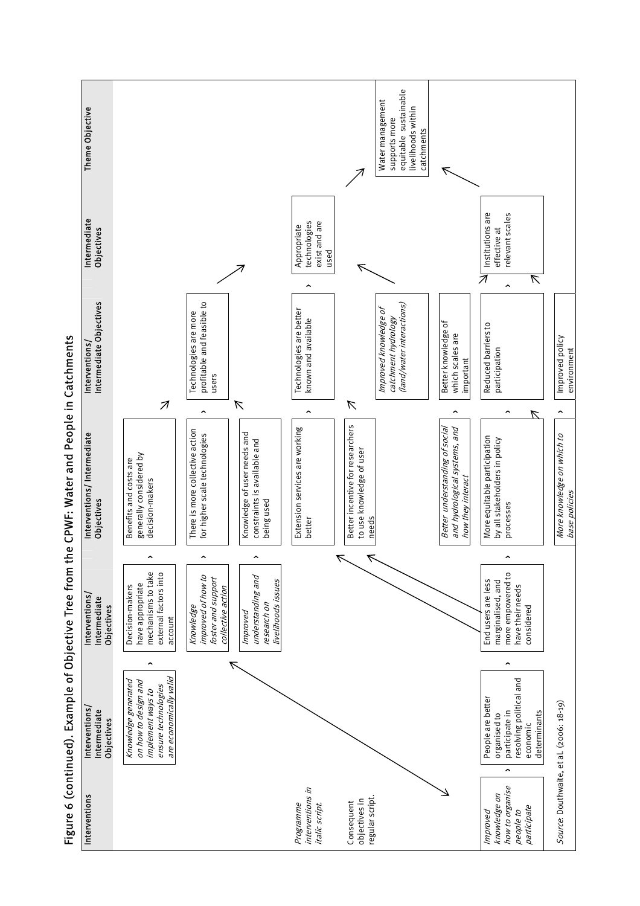## Figure 6 (continued). Example of Objective Tree from the CPWF: Water and People in Catchments

| Interventions | Interventions/ Intermediate Objectives | Interventions/ Intermediate Objectives | Interventions/ Intermediate Objectives | Interventions/ Intermediate Objectives | Intermediate Objectives | Theme Objective |
|---|---|---|---|---|---|---|
| | *Knowledge generated on how to design and implement ways to ensure technologies are economically valid* | Decision-makers have appropriate mechanisms to take external factors into account | Benefits and costs are generally considered by decision-makers | | | |
| | | *Knowledge improved of how to foster and support collective action* | There is more collective action for higher scale technologies | Technologies are more profitable and feasible to users | | |
| | | *Improved understanding and research on livelihoods issues* | Knowledge of user needs and constraints is available and being used | | | |
| Programme interventions in italic script. | | | Extension services are working better | Technologies are better known and available | Appropriate technologies exist and are used | |
| Consequent objectives in regular script. | | | Better incentive for researchers to use knowledge of user needs | | | |
| | | | | *Improved knowledge of catchment hydrology (land/water interactions)* | | Water management supports more equitable sustainable livelihoods within catchments |
| | | | *Better understanding of social and hydrological systems, and how they interact* | Better knowledge of which scales are important | | |
| *Improved knowledge on how to organise people to participate* | People are better organised to participate in resolving political and economic determinants | End users are less marginalised, and more empowered to have their needs considered | More equitable participation by all stakeholders in policy processes | Reduced barriers to participation | Institutions are effective at relevant scales | |
| | | | *More knowledge on which to base policies* | Improved policy environment | | |

*Source*: Douthwaite, et al. (2006: 18-19)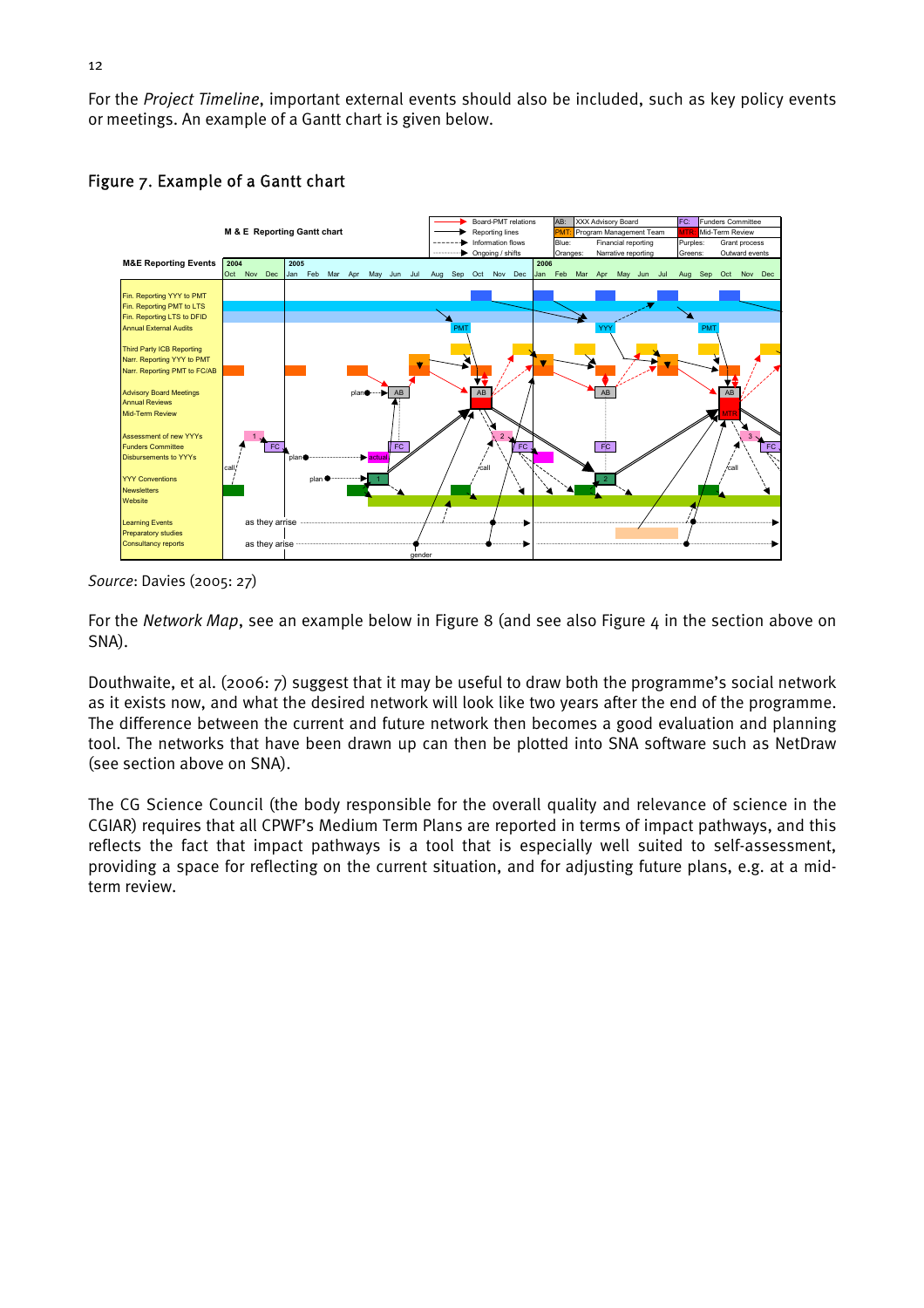For the *Project Timeline*, important external events should also be included, such as key policy events or meetings. An example of a Gantt chart is given below.

Figure 7. Example of a Gantt chart

*Source*: Davies (2005: 27)

For the *Network Map*, see an example below in Figure 8 (and see also Figure 4 in the section above on SNA).

Douthwaite, et al. (2006: 7) suggest that it may be useful to draw both the programme's social network as it exists now, and what the desired network will look like two years after the end of the programme. The difference between the current and future network then becomes a good evaluation and planning tool. The networks that have been drawn up can then be plotted into SNA software such as NetDraw (see section above on SNA).

The CG Science Council (the body responsible for the overall quality and relevance of science in the CGIAR) requires that all CPWF's Medium Term Plans are reported in terms of impact pathways, and this reflects the fact that impact pathways is a tool that is especially well suited to self-assessment, providing a space for reflecting on the current situation, and for adjusting future plans, e.g. at a mid-term review.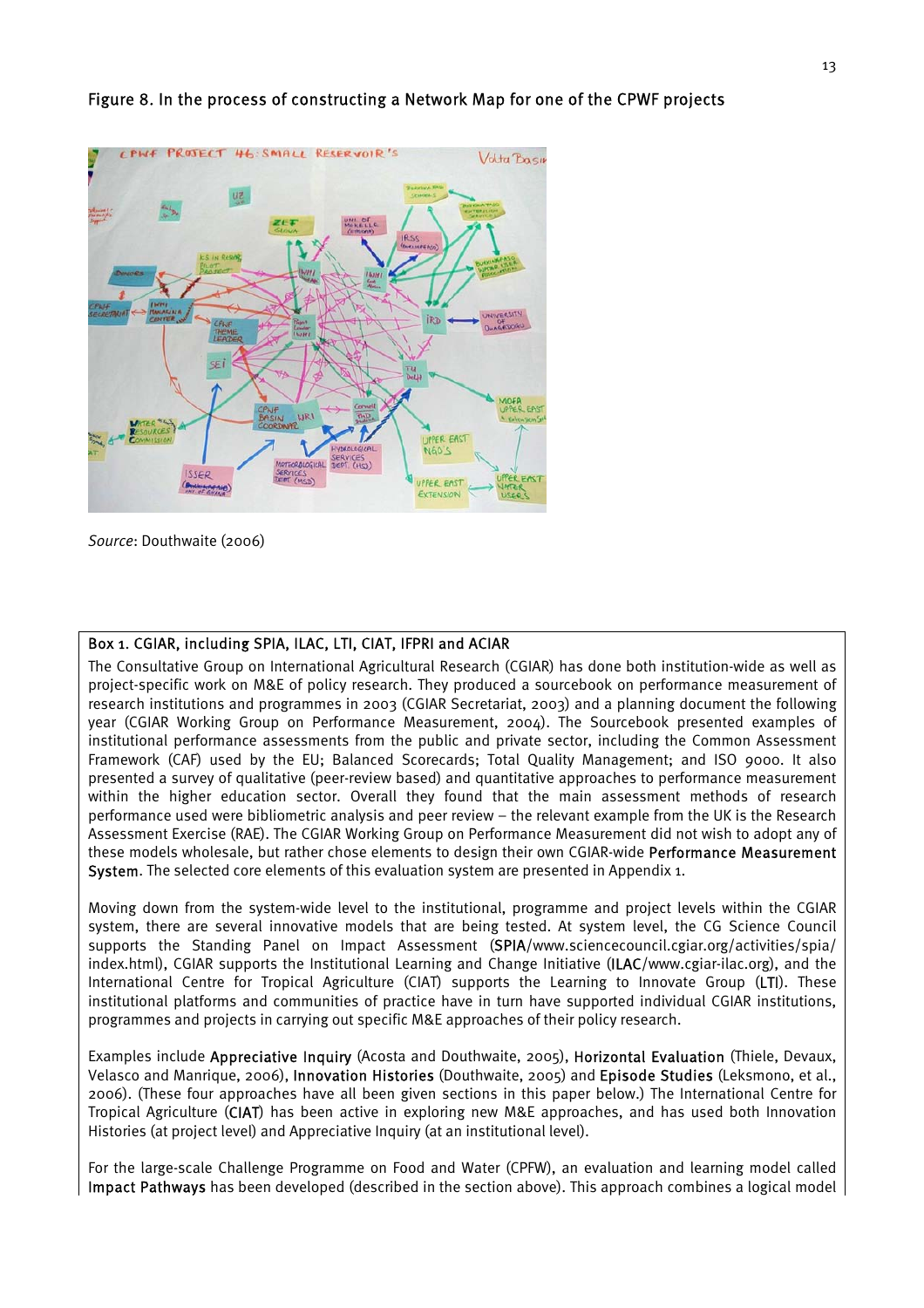Figure 8. In the process of constructing a Network Map for one of the CPWF projects

*Source*: Douthwaite (2006)

**Box 1. CGIAR, including SPIA, ILAC, LTI, CIAT, IFPRI and ACIAR**

The Consultative Group on International Agricultural Research (CGIAR) has done both institution-wide as well as project-specific work on M&E of policy research. They produced a sourcebook on performance measurement of research institutions and programmes in 2003 (CGIAR Secretariat, 2003) and a planning document the following year (CGIAR Working Group on Performance Measurement, 2004). The Sourcebook presented examples of institutional performance assessments from the public and private sector, including the Common Assessment Framework (CAF) used by the EU; Balanced Scorecards; Total Quality Management; and ISO 9000. It also presented a survey of qualitative (peer-review based) and quantitative approaches to performance measurement within the higher education sector. Overall they found that the main assessment methods of research performance used were bibliometric analysis and peer review – the relevant example from the UK is the Research Assessment Exercise (RAE). The CGIAR Working Group on Performance Measurement did not wish to adopt any of these models wholesale, but rather chose elements to design their own CGIAR-wide Performance Measurement System. The selected core elements of this evaluation system are presented in Appendix 1.

Moving down from the system-wide level to the institutional, programme and project levels within the CGIAR system, there are several innovative models that are being tested. At system level, the CG Science Council supports the Standing Panel on Impact Assessment (SPIA/www.sciencecouncil.cgiar.org/activities/spia/index.html), CGIAR supports the Institutional Learning and Change Initiative (ILAC/www.cgiar-ilac.org), and the International Centre for Tropical Agriculture (CIAT) supports the Learning to Innovate Group (LTI). These institutional platforms and communities of practice have in turn have supported individual CGIAR institutions, programmes and projects in carrying out specific M&E approaches of their policy research.

Examples include Appreciative Inquiry (Acosta and Douthwaite, 2005), Horizontal Evaluation (Thiele, Devaux, Velasco and Manrique, 2006), Innovation Histories (Douthwaite, 2005) and Episode Studies (Leksmono, et al., 2006). (These four approaches have all been given sections in this paper below.) The International Centre for Tropical Agriculture (CIAT) has been active in exploring new M&E approaches, and has used both Innovation Histories (at project level) and Appreciative Inquiry (at an institutional level).

For the large-scale Challenge Programme on Food and Water (CPFW), an evaluation and learning model called Impact Pathways has been developed (described in the section above). This approach combines a logical model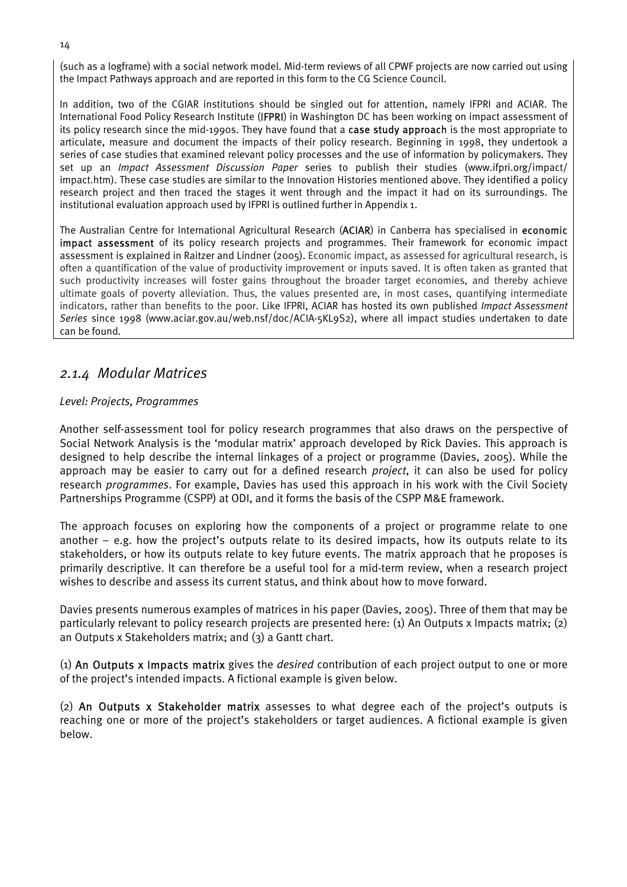(such as a logframe) with a social network model. Mid-term reviews of all CPWF projects are now carried out using the Impact Pathways approach and are reported in this form to the CG Science Council.

In addition, two of the CGIAR institutions should be singled out for attention, namely IFPRI and ACIAR. The International Food Policy Research Institute (**IFPRI**) in Washington DC has been working on impact assessment of its policy research since the mid-1990s. They have found that a **case study approach** is the most appropriate to articulate, measure and document the impacts of their policy research. Beginning in 1998, they undertook a series of case studies that examined relevant policy processes and the use of information by policymakers. They set up an *Impact Assessment Discussion Paper* series to publish their studies (www.ifpri.org/impact/impact.htm). These case studies are similar to the Innovation Histories mentioned above. They identified a policy research project and then traced the stages it went through and the impact it had on its surroundings. The institutional evaluation approach used by IFPRI is outlined further in Appendix 1.

The Australian Centre for International Agricultural Research (**ACIAR**) in Canberra has specialised in **economic impact assessment** of its policy research projects and programmes. Their framework for economic impact assessment is explained in Raitzer and Lindner (2005). Economic impact, as assessed for agricultural research, is often a quantification of the value of productivity improvement or inputs saved. It is often taken as granted that such productivity increases will foster gains throughout the broader target economies, and thereby achieve ultimate goals of poverty alleviation. Thus, the values presented are, in most cases, quantifying intermediate indicators, rather than benefits to the poor. Like IFPRI, ACIAR has hosted its own published *Impact Assessment Series* since 1998 (www.aciar.gov.au/web.nsf/doc/ACIA-5KL9S2), where all impact studies undertaken to date can be found.

### *2.1.4 Modular Matrices*

*Level: Projects, Programmes*

Another self-assessment tool for policy research programmes that also draws on the perspective of Social Network Analysis is the 'modular matrix' approach developed by Rick Davies. This approach is designed to help describe the internal linkages of a project or programme (Davies, 2005). While the approach may be easier to carry out for a defined research *project*, it can also be used for policy research *programmes*. For example, Davies has used this approach in his work with the Civil Society Partnerships Programme (CSPP) at ODI, and it forms the basis of the CSPP M&E framework.

The approach focuses on exploring how the components of a project or programme relate to one another – e.g. how the project's outputs relate to its desired impacts, how its outputs relate to its stakeholders, or how its outputs relate to key future events. The matrix approach that he proposes is primarily descriptive. It can therefore be a useful tool for a mid-term review, when a research project wishes to describe and assess its current status, and think about how to move forward.

Davies presents numerous examples of matrices in his paper (Davies, 2005). Three of them that may be particularly relevant to policy research projects are presented here: (1) An Outputs x Impacts matrix; (2) an Outputs x Stakeholders matrix; and (3) a Gantt chart.

(1) **An Outputs x Impacts matrix** gives the *desired* contribution of each project output to one or more of the project's intended impacts. A fictional example is given below.

(2) **An Outputs x Stakeholder matrix** assesses to what degree each of the project's outputs is reaching one or more of the project's stakeholders or target audiences. A fictional example is given below.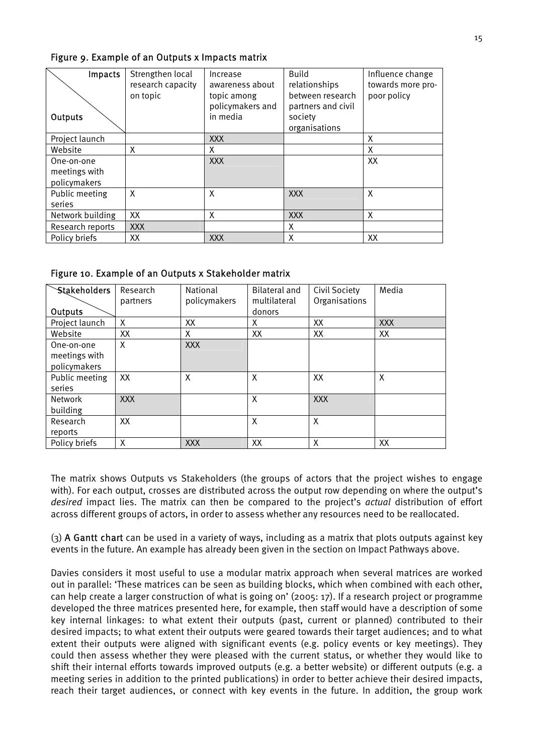**Figure 9. Example of an Outputs x Impacts matrix**

| Outputs \ Impacts | Strengthen local research capacity on topic | Increase awareness about topic among policymakers and in media | Build relationships between research partners and civil society organisations | Influence change towards more pro-poor policy |
|---|---|---|---|---|
| Project launch | | XXX | | X |
| Website | X | X | | X |
| One-on-one meetings with policymakers | | XXX | | XX |
| Public meeting series | X | X | XXX | X |
| Network building | XX | X | XXX | X |
| Research reports | XXX | | X | |
| Policy briefs | XX | XXX | X | XX |

**Figure 10. Example of an Outputs x Stakeholder matrix**

| Outputs \ Stakeholders | Research partners | National policymakers | Bilateral and multilateral donors | Civil Society Organisations | Media |
|---|---|---|---|---|---|
| Project launch | X | XX | X | XX | XXX |
| Website | XX | X | XX | XX | XX |
| One-on-one meetings with policymakers | X | XXX | | | |
| Public meeting series | XX | X | X | XX | X |
| Network building | XXX | | X | XXX | |
| Research reports | XX | | X | X | |
| Policy briefs | X | XXX | XX | X | XX |

The matrix shows Outputs vs Stakeholders (the groups of actors that the project wishes to engage with). For each output, crosses are distributed across the output row depending on where the output's *desired* impact lies. The matrix can then be compared to the project's *actual* distribution of effort across different groups of actors, in order to assess whether any resources need to be reallocated.

(3) **A Gantt chart** can be used in a variety of ways, including as a matrix that plots outputs against key events in the future. An example has already been given in the section on Impact Pathways above.

Davies considers it most useful to use a modular matrix approach when several matrices are worked out in parallel: 'These matrices can be seen as building blocks, which when combined with each other, can help create a larger construction of what is going on' (2005: 17). If a research project or programme developed the three matrices presented here, for example, then staff would have a description of some key internal linkages: to what extent their outputs (past, current or planned) contributed to their desired impacts; to what extent their outputs were geared towards their target audiences; and to what extent their outputs were aligned with significant events (e.g. policy events or key meetings). They could then assess whether they were pleased with the current status, or whether they would like to shift their internal efforts towards improved outputs (e.g. a better website) or different outputs (e.g. a meeting series in addition to the printed publications) in order to better achieve their desired impacts, reach their target audiences, or connect with key events in the future. In addition, the group work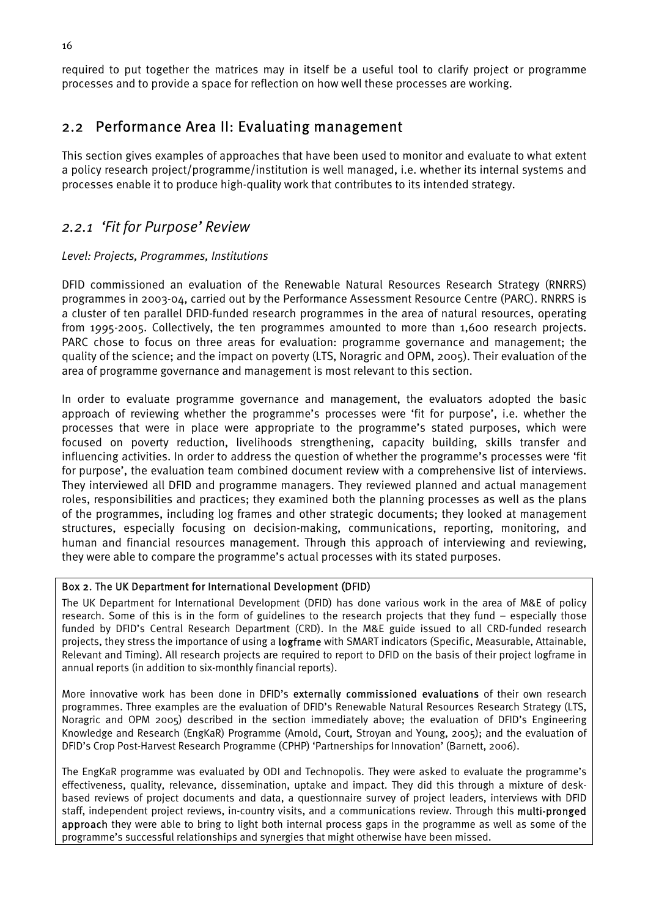required to put together the matrices may in itself be a useful tool to clarify project or programme processes and to provide a space for reflection on how well these processes are working.

## 2.2 Performance Area II: Evaluating management

This section gives examples of approaches that have been used to monitor and evaluate to what extent a policy research project/programme/institution is well managed, i.e. whether its internal systems and processes enable it to produce high-quality work that contributes to its intended strategy.

### *2.2.1 'Fit for Purpose' Review*

*Level: Projects, Programmes, Institutions*

DFID commissioned an evaluation of the Renewable Natural Resources Research Strategy (RNRRS) programmes in 2003-04, carried out by the Performance Assessment Resource Centre (PARC). RNRRS is a cluster of ten parallel DFID-funded research programmes in the area of natural resources, operating from 1995-2005. Collectively, the ten programmes amounted to more than 1,600 research projects. PARC chose to focus on three areas for evaluation: programme governance and management; the quality of the science; and the impact on poverty (LTS, Noragric and OPM, 2005). Their evaluation of the area of programme governance and management is most relevant to this section.

In order to evaluate programme governance and management, the evaluators adopted the basic approach of reviewing whether the programme's processes were 'fit for purpose', i.e. whether the processes that were in place were appropriate to the programme's stated purposes, which were focused on poverty reduction, livelihoods strengthening, capacity building, skills transfer and influencing activities. In order to address the question of whether the programme's processes were 'fit for purpose', the evaluation team combined document review with a comprehensive list of interviews. They interviewed all DFID and programme managers. They reviewed planned and actual management roles, responsibilities and practices; they examined both the planning processes as well as the plans of the programmes, including log frames and other strategic documents; they looked at management structures, especially focusing on decision-making, communications, reporting, monitoring, and human and financial resources management. Through this approach of interviewing and reviewing, they were able to compare the programme's actual processes with its stated purposes.

**Box 2. The UK Department for International Development (DFID)**

The UK Department for International Development (DFID) has done various work in the area of M&E of policy research. Some of this is in the form of guidelines to the research projects that they fund – especially those funded by DFID's Central Research Department (CRD). In the M&E guide issued to all CRD-funded research projects, they stress the importance of using a **logframe** with SMART indicators (Specific, Measurable, Attainable, Relevant and Timing). All research projects are required to report to DFID on the basis of their project logframe in annual reports (in addition to six-monthly financial reports).

More innovative work has been done in DFID's **externally commissioned evaluations** of their own research programmes. Three examples are the evaluation of DFID's Renewable Natural Resources Research Strategy (LTS, Noragric and OPM 2005) described in the section immediately above; the evaluation of DFID's Engineering Knowledge and Research (EngKaR) Programme (Arnold, Court, Stroyan and Young, 2005); and the evaluation of DFID's Crop Post-Harvest Research Programme (CPHP) 'Partnerships for Innovation' (Barnett, 2006).

The EngKaR programme was evaluated by ODI and Technopolis. They were asked to evaluate the programme's effectiveness, quality, relevance, dissemination, uptake and impact. They did this through a mixture of desk-based reviews of project documents and data, a questionnaire survey of project leaders, interviews with DFID staff, independent project reviews, in-country visits, and a communications review. Through this **multi-pronged approach** they were able to bring to light both internal process gaps in the programme as well as some of the programme's successful relationships and synergies that might otherwise have been missed.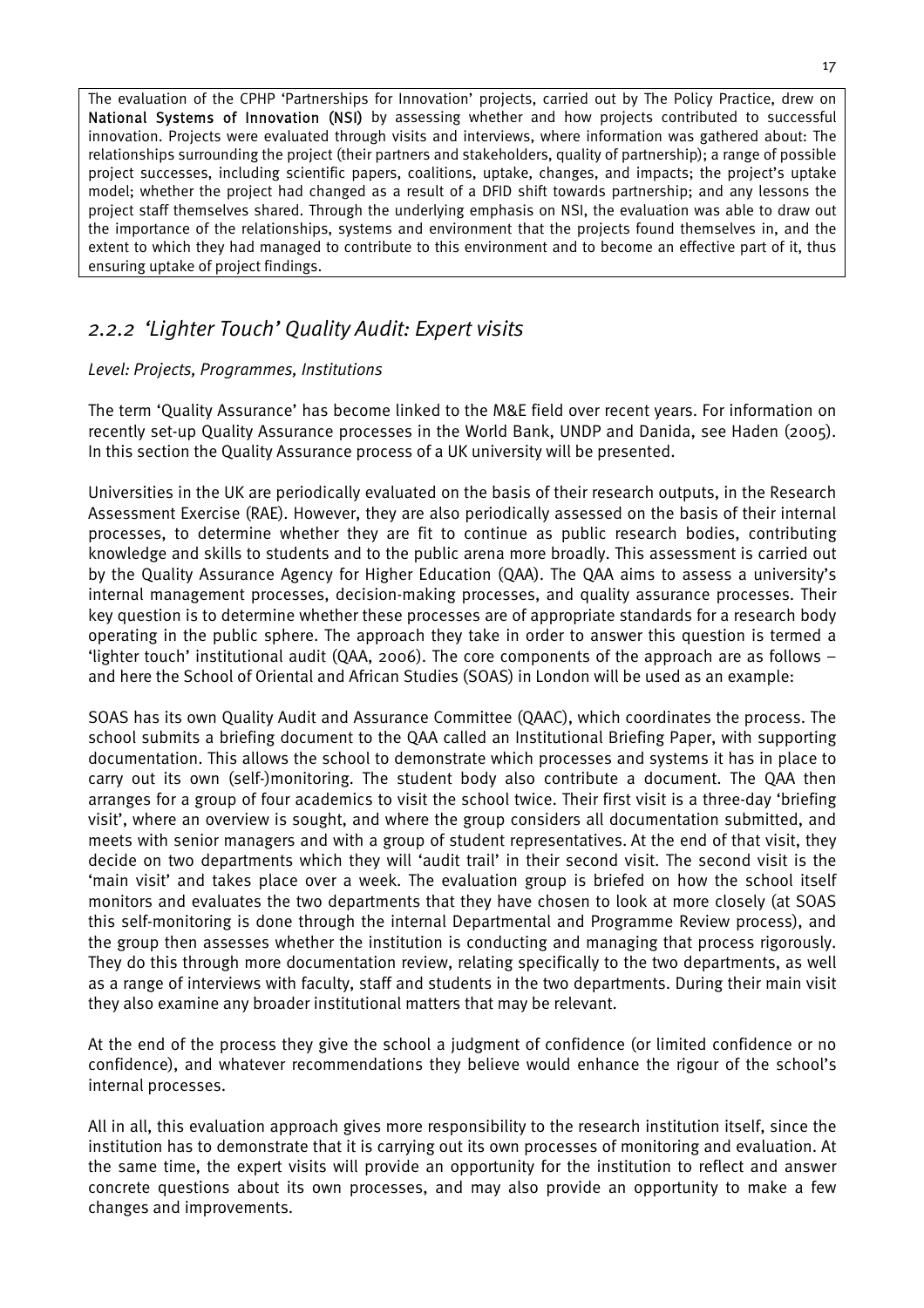The evaluation of the CPHP 'Partnerships for Innovation' projects, carried out by The Policy Practice, drew on **National Systems of Innovation (NSI)** by assessing whether and how projects contributed to successful innovation. Projects were evaluated through visits and interviews, where information was gathered about: The relationships surrounding the project (their partners and stakeholders, quality of partnership); a range of possible project successes, including scientific papers, coalitions, uptake, changes, and impacts; the project's uptake model; whether the project had changed as a result of a DFID shift towards partnership; and any lessons the project staff themselves shared. Through the underlying emphasis on NSI, the evaluation was able to draw out the importance of the relationships, systems and environment that the projects found themselves in, and the extent to which they had managed to contribute to this environment and to become an effective part of it, thus ensuring uptake of project findings.

### *2.2.2 'Lighter Touch' Quality Audit: Expert visits*

*Level: Projects, Programmes, Institutions*

The term 'Quality Assurance' has become linked to the M&E field over recent years. For information on recently set-up Quality Assurance processes in the World Bank, UNDP and Danida, see Haden (2005). In this section the Quality Assurance process of a UK university will be presented.

Universities in the UK are periodically evaluated on the basis of their research outputs, in the Research Assessment Exercise (RAE). However, they are also periodically assessed on the basis of their internal processes, to determine whether they are fit to continue as public research bodies, contributing knowledge and skills to students and to the public arena more broadly. This assessment is carried out by the Quality Assurance Agency for Higher Education (QAA). The QAA aims to assess a university's internal management processes, decision-making processes, and quality assurance processes. Their key question is to determine whether these processes are of appropriate standards for a research body operating in the public sphere. The approach they take in order to answer this question is termed a 'lighter touch' institutional audit (QAA, 2006). The core components of the approach are as follows – and here the School of Oriental and African Studies (SOAS) in London will be used as an example:

SOAS has its own Quality Audit and Assurance Committee (QAAC), which coordinates the process. The school submits a briefing document to the QAA called an Institutional Briefing Paper, with supporting documentation. This allows the school to demonstrate which processes and systems it has in place to carry out its own (self-)monitoring. The student body also contribute a document. The QAA then arranges for a group of four academics to visit the school twice. Their first visit is a three-day 'briefing visit', where an overview is sought, and where the group considers all documentation submitted, and meets with senior managers and with a group of student representatives. At the end of that visit, they decide on two departments which they will 'audit trail' in their second visit. The second visit is the 'main visit' and takes place over a week. The evaluation group is briefed on how the school itself monitors and evaluates the two departments that they have chosen to look at more closely (at SOAS this self-monitoring is done through the internal Departmental and Programme Review process), and the group then assesses whether the institution is conducting and managing that process rigorously. They do this through more documentation review, relating specifically to the two departments, as well as a range of interviews with faculty, staff and students in the two departments. During their main visit they also examine any broader institutional matters that may be relevant.

At the end of the process they give the school a judgment of confidence (or limited confidence or no confidence), and whatever recommendations they believe would enhance the rigour of the school's internal processes.

All in all, this evaluation approach gives more responsibility to the research institution itself, since the institution has to demonstrate that it is carrying out its own processes of monitoring and evaluation. At the same time, the expert visits will provide an opportunity for the institution to reflect and answer concrete questions about its own processes, and may also provide an opportunity to make a few changes and improvements.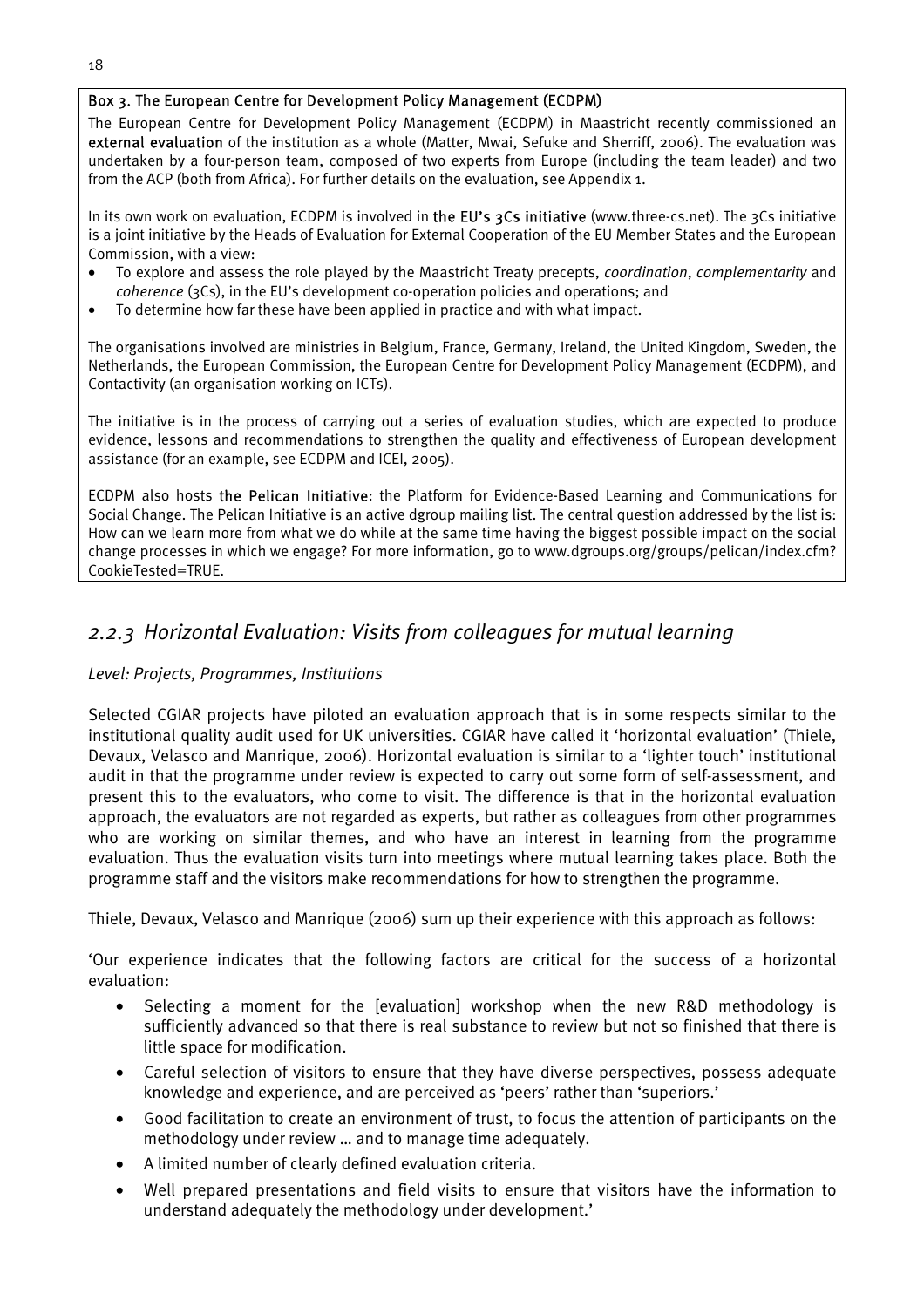**Box 3. The European Centre for Development Policy Management (ECDPM)**

The European Centre for Development Policy Management (ECDPM) in Maastricht recently commissioned an **external evaluation** of the institution as a whole (Matter, Mwai, Sefuke and Sherriff, 2006). The evaluation was undertaken by a four-person team, composed of two experts from Europe (including the team leader) and two from the ACP (both from Africa). For further details on the evaluation, see Appendix 1.

In its own work on evaluation, ECDPM is involved in **the EU's 3Cs initiative** (www.three-cs.net). The 3Cs initiative is a joint initiative by the Heads of Evaluation for External Cooperation of the EU Member States and the European Commission, with a view:

- To explore and assess the role played by the Maastricht Treaty precepts, *coordination*, *complementarity* and *coherence* (3Cs), in the EU's development co-operation policies and operations; and
- To determine how far these have been applied in practice and with what impact.

The organisations involved are ministries in Belgium, France, Germany, Ireland, the United Kingdom, Sweden, the Netherlands, the European Commission, the European Centre for Development Policy Management (ECDPM), and Contactivity (an organisation working on ICTs).

The initiative is in the process of carrying out a series of evaluation studies, which are expected to produce evidence, lessons and recommendations to strengthen the quality and effectiveness of European development assistance (for an example, see ECDPM and ICEI, 2005).

ECDPM also hosts **the Pelican Initiative**: the Platform for Evidence-Based Learning and Communications for Social Change. The Pelican Initiative is an active dgroup mailing list. The central question addressed by the list is: How can we learn more from what we do while at the same time having the biggest possible impact on the social change processes in which we engage? For more information, go to www.dgroups.org/groups/pelican/index.cfm?CookieTested=TRUE.

## *2.2.3 Horizontal Evaluation: Visits from colleagues for mutual learning*

*Level: Projects, Programmes, Institutions*

Selected CGIAR projects have piloted an evaluation approach that is in some respects similar to the institutional quality audit used for UK universities. CGIAR have called it 'horizontal evaluation' (Thiele, Devaux, Velasco and Manrique, 2006). Horizontal evaluation is similar to a 'lighter touch' institutional audit in that the programme under review is expected to carry out some form of self-assessment, and present this to the evaluators, who come to visit. The difference is that in the horizontal evaluation approach, the evaluators are not regarded as experts, but rather as colleagues from other programmes who are working on similar themes, and who have an interest in learning from the programme evaluation. Thus the evaluation visits turn into meetings where mutual learning takes place. Both the programme staff and the visitors make recommendations for how to strengthen the programme.

Thiele, Devaux, Velasco and Manrique (2006) sum up their experience with this approach as follows:

'Our experience indicates that the following factors are critical for the success of a horizontal evaluation:

- Selecting a moment for the [evaluation] workshop when the new R&D methodology is sufficiently advanced so that there is real substance to review but not so finished that there is little space for modification.
- Careful selection of visitors to ensure that they have diverse perspectives, possess adequate knowledge and experience, and are perceived as 'peers' rather than 'superiors.'
- Good facilitation to create an environment of trust, to focus the attention of participants on the methodology under review … and to manage time adequately.
- A limited number of clearly defined evaluation criteria.
- Well prepared presentations and field visits to ensure that visitors have the information to understand adequately the methodology under development.'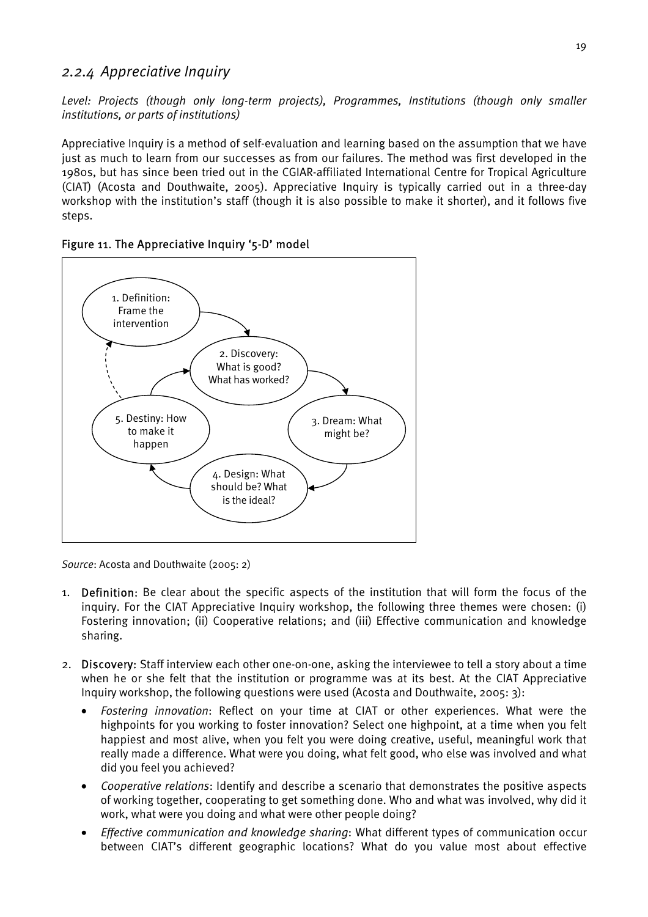### *2.2.4 Appreciative Inquiry*

*Level: Projects (though only long-term projects), Programmes, Institutions (though only smaller institutions, or parts of institutions)*

Appreciative Inquiry is a method of self-evaluation and learning based on the assumption that we have just as much to learn from our successes as from our failures. The method was first developed in the 1980s, but has since been tried out in the CGIAR-affiliated International Centre for Tropical Agriculture (CIAT) (Acosta and Douthwaite, 2005). Appreciative Inquiry is typically carried out in a three-day workshop with the institution's staff (though it is also possible to make it shorter), and it follows five steps.

Figure 11. The Appreciative Inquiry '5-D' model

1. Definition: Frame the intervention
2. Discovery: What is good? What has worked?
3. Dream: What might be?
4. Design: What should be? What is the ideal?
5. Destiny: How to make it happen

*Source*: Acosta and Douthwaite (2005: 2)

1. **Definition:** Be clear about the specific aspects of the institution that will form the focus of the inquiry. For the CIAT Appreciative Inquiry workshop, the following three themes were chosen: (i) Fostering innovation; (ii) Cooperative relations; and (iii) Effective communication and knowledge sharing.

2. **Discovery:** Staff interview each other one-on-one, asking the interviewee to tell a story about a time when he or she felt that the institution or programme was at its best. At the CIAT Appreciative Inquiry workshop, the following questions were used (Acosta and Douthwaite, 2005: 3):
   - *Fostering innovation*: Reflect on your time at CIAT or other experiences. What were the highpoints for you working to foster innovation? Select one highpoint, at a time when you felt happiest and most alive, when you felt you were doing creative, useful, meaningful work that really made a difference. What were you doing, what felt good, who else was involved and what did you feel you achieved?
   - *Cooperative relations*: Identify and describe a scenario that demonstrates the positive aspects of working together, cooperating to get something done. Who and what was involved, why did it work, what were you doing and what were other people doing?
   - *Effective communication and knowledge sharing*: What different types of communication occur between CIAT's different geographic locations? What do you value most about effective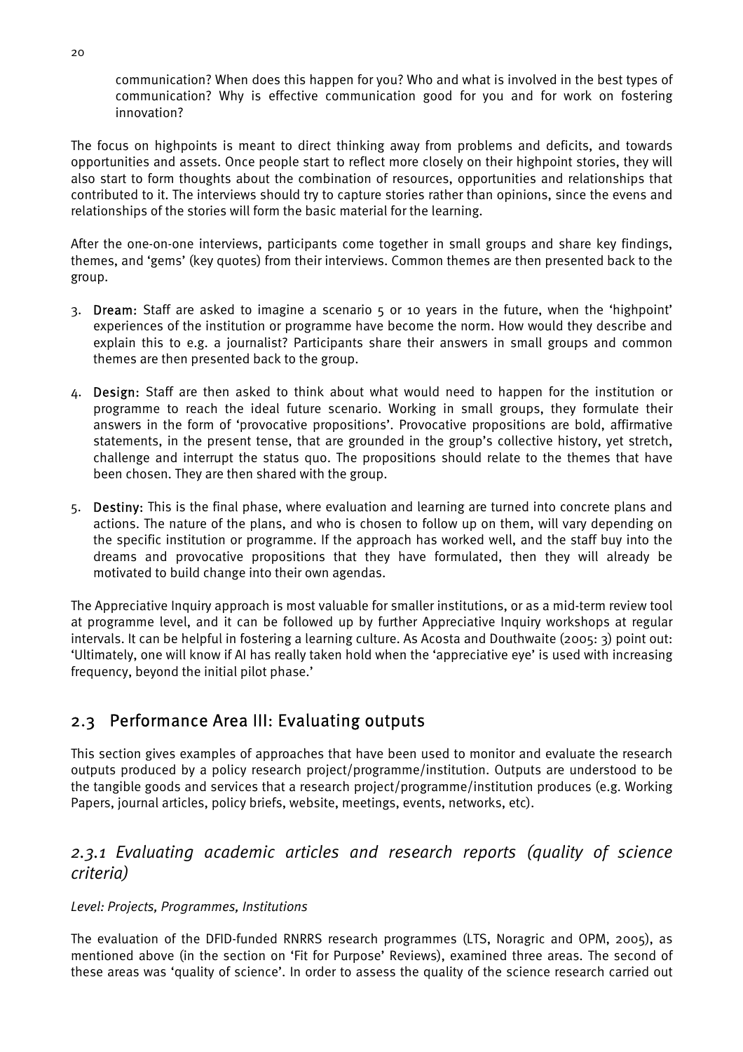communication? When does this happen for you? Who and what is involved in the best types of communication? Why is effective communication good for you and for work on fostering innovation?

The focus on highpoints is meant to direct thinking away from problems and deficits, and towards opportunities and assets. Once people start to reflect more closely on their highpoint stories, they will also start to form thoughts about the combination of resources, opportunities and relationships that contributed to it. The interviews should try to capture stories rather than opinions, since the evens and relationships of the stories will form the basic material for the learning.

After the one-on-one interviews, participants come together in small groups and share key findings, themes, and 'gems' (key quotes) from their interviews. Common themes are then presented back to the group.

3. **Dream:** Staff are asked to imagine a scenario 5 or 10 years in the future, when the 'highpoint' experiences of the institution or programme have become the norm. How would they describe and explain this to e.g. a journalist? Participants share their answers in small groups and common themes are then presented back to the group.

4. **Design:** Staff are then asked to think about what would need to happen for the institution or programme to reach the ideal future scenario. Working in small groups, they formulate their answers in the form of 'provocative propositions'. Provocative propositions are bold, affirmative statements, in the present tense, that are grounded in the group's collective history, yet stretch, challenge and interrupt the status quo. The propositions should relate to the themes that have been chosen. They are then shared with the group.

5. **Destiny:** This is the final phase, where evaluation and learning are turned into concrete plans and actions. The nature of the plans, and who is chosen to follow up on them, will vary depending on the specific institution or programme. If the approach has worked well, and the staff buy into the dreams and provocative propositions that they have formulated, then they will already be motivated to build change into their own agendas.

The Appreciative Inquiry approach is most valuable for smaller institutions, or as a mid-term review tool at programme level, and it can be followed up by further Appreciative Inquiry workshops at regular intervals. It can be helpful in fostering a learning culture. As Acosta and Douthwaite (2005: 3) point out: 'Ultimately, one will know if AI has really taken hold when the 'appreciative eye' is used with increasing frequency, beyond the initial pilot phase.'

## 2.3 Performance Area III: Evaluating outputs

This section gives examples of approaches that have been used to monitor and evaluate the research outputs produced by a policy research project/programme/institution. Outputs are understood to be the tangible goods and services that a research project/programme/institution produces (e.g. Working Papers, journal articles, policy briefs, website, meetings, events, networks, etc).

### *2.3.1 Evaluating academic articles and research reports (quality of science criteria)*

*Level: Projects, Programmes, Institutions*

The evaluation of the DFID-funded RNRRS research programmes (LTS, Noragric and OPM, 2005), as mentioned above (in the section on 'Fit for Purpose' Reviews), examined three areas. The second of these areas was 'quality of science'. In order to assess the quality of the science research carried out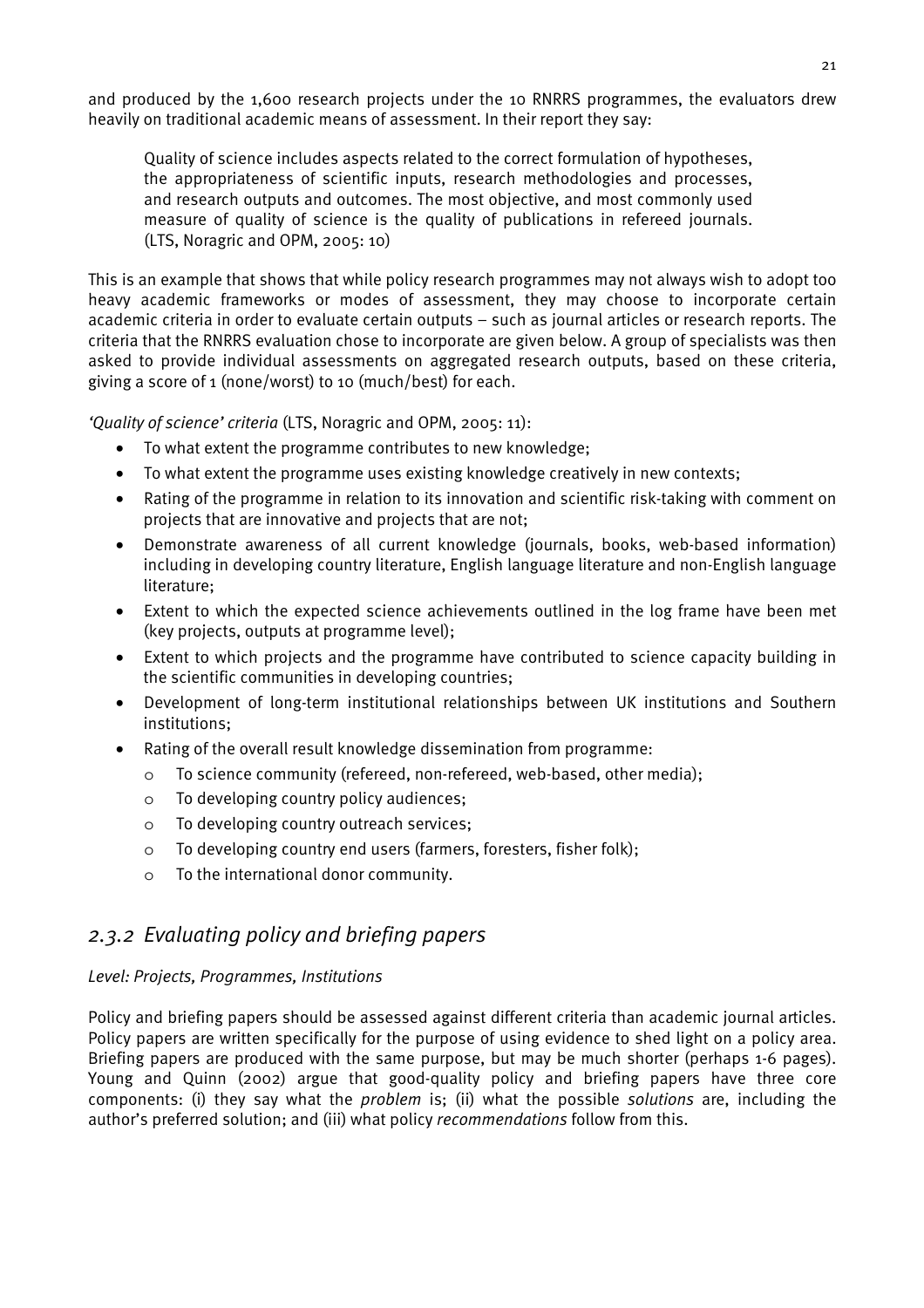and produced by the 1,600 research projects under the 10 RNRRS programmes, the evaluators drew heavily on traditional academic means of assessment. In their report they say:

> Quality of science includes aspects related to the correct formulation of hypotheses, the appropriateness of scientific inputs, research methodologies and processes, and research outputs and outcomes. The most objective, and most commonly used measure of quality of science is the quality of publications in refereed journals. (LTS, Noragric and OPM, 2005: 10)

This is an example that shows that while policy research programmes may not always wish to adopt too heavy academic frameworks or modes of assessment, they may choose to incorporate certain academic criteria in order to evaluate certain outputs – such as journal articles or research reports. The criteria that the RNRRS evaluation chose to incorporate are given below. A group of specialists was then asked to provide individual assessments on aggregated research outputs, based on these criteria, giving a score of 1 (none/worst) to 10 (much/best) for each.

*'Quality of science' criteria* (LTS, Noragric and OPM, 2005: 11):

- To what extent the programme contributes to new knowledge;
- To what extent the programme uses existing knowledge creatively in new contexts;
- Rating of the programme in relation to its innovation and scientific risk-taking with comment on projects that are innovative and projects that are not;
- Demonstrate awareness of all current knowledge (journals, books, web-based information) including in developing country literature, English language literature and non-English language literature;
- Extent to which the expected science achievements outlined in the log frame have been met (key projects, outputs at programme level);
- Extent to which projects and the programme have contributed to science capacity building in the scientific communities in developing countries;
- Development of long-term institutional relationships between UK institutions and Southern institutions;
- Rating of the overall result knowledge dissemination from programme:
  - To science community (refereed, non-refereed, web-based, other media);
  - To developing country policy audiences;
  - To developing country outreach services;
  - To developing country end users (farmers, foresters, fisher folk);
  - To the international donor community.

## *2.3.2 Evaluating policy and briefing papers*

*Level: Projects, Programmes, Institutions*

Policy and briefing papers should be assessed against different criteria than academic journal articles. Policy papers are written specifically for the purpose of using evidence to shed light on a policy area. Briefing papers are produced with the same purpose, but may be much shorter (perhaps 1-6 pages). Young and Quinn (2002) argue that good-quality policy and briefing papers have three core components: (i) they say what the *problem* is; (ii) what the possible *solutions* are, including the author's preferred solution; and (iii) what policy *recommendations* follow from this.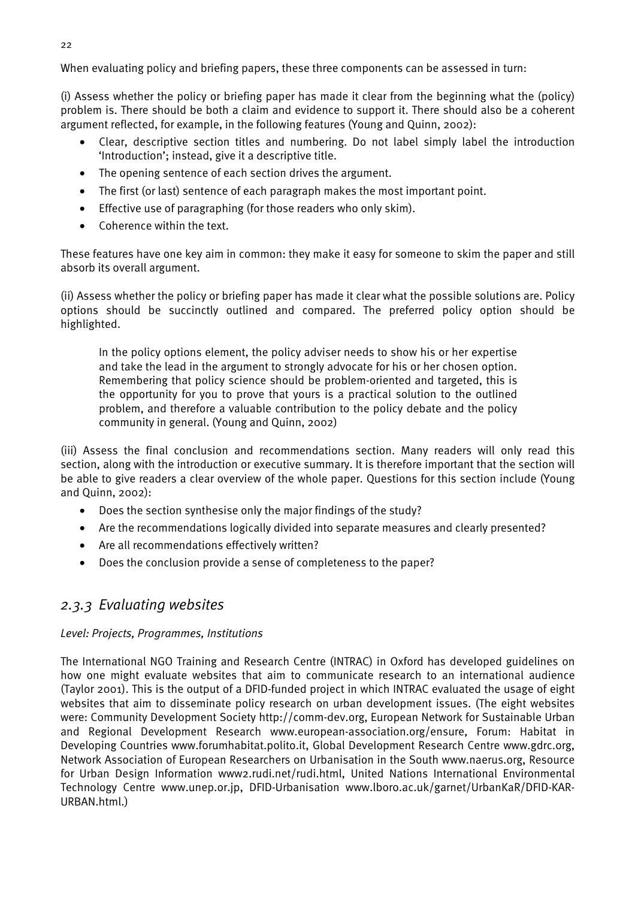When evaluating policy and briefing papers, these three components can be assessed in turn:

(i) Assess whether the policy or briefing paper has made it clear from the beginning what the (policy) problem is. There should be both a claim and evidence to support it. There should also be a coherent argument reflected, for example, in the following features (Young and Quinn, 2002):

- Clear, descriptive section titles and numbering. Do not label simply label the introduction 'Introduction'; instead, give it a descriptive title.
- The opening sentence of each section drives the argument.
- The first (or last) sentence of each paragraph makes the most important point.
- Effective use of paragraphing (for those readers who only skim).
- Coherence within the text.

These features have one key aim in common: they make it easy for someone to skim the paper and still absorb its overall argument.

(ii) Assess whether the policy or briefing paper has made it clear what the possible solutions are. Policy options should be succinctly outlined and compared. The preferred policy option should be highlighted.

> In the policy options element, the policy adviser needs to show his or her expertise and take the lead in the argument to strongly advocate for his or her chosen option. Remembering that policy science should be problem-oriented and targeted, this is the opportunity for you to prove that yours is a practical solution to the outlined problem, and therefore a valuable contribution to the policy debate and the policy community in general. (Young and Quinn, 2002)

(iii) Assess the final conclusion and recommendations section. Many readers will only read this section, along with the introduction or executive summary. It is therefore important that the section will be able to give readers a clear overview of the whole paper. Questions for this section include (Young and Quinn, 2002):

- Does the section synthesise only the major findings of the study?
- Are the recommendations logically divided into separate measures and clearly presented?
- Are all recommendations effectively written?
- Does the conclusion provide a sense of completeness to the paper?

## *2.3.3 Evaluating websites*

*Level: Projects, Programmes, Institutions*

The International NGO Training and Research Centre (INTRAC) in Oxford has developed guidelines on how one might evaluate websites that aim to communicate research to an international audience (Taylor 2001). This is the output of a DFID-funded project in which INTRAC evaluated the usage of eight websites that aim to disseminate policy research on urban development issues. (The eight websites were: Community Development Society http://comm-dev.org, European Network for Sustainable Urban and Regional Development Research www.european-association.org/ensure, Forum: Habitat in Developing Countries www.forumhabitat.polito.it, Global Development Research Centre www.gdrc.org, Network Association of European Researchers on Urbanisation in the South www.naerus.org, Resource for Urban Design Information www2.rudi.net/rudi.html, United Nations International Environmental Technology Centre www.unep.or.jp, DFID-Urbanisation www.lboro.ac.uk/garnet/UrbanKaR/DFID-KAR-URBAN.html.)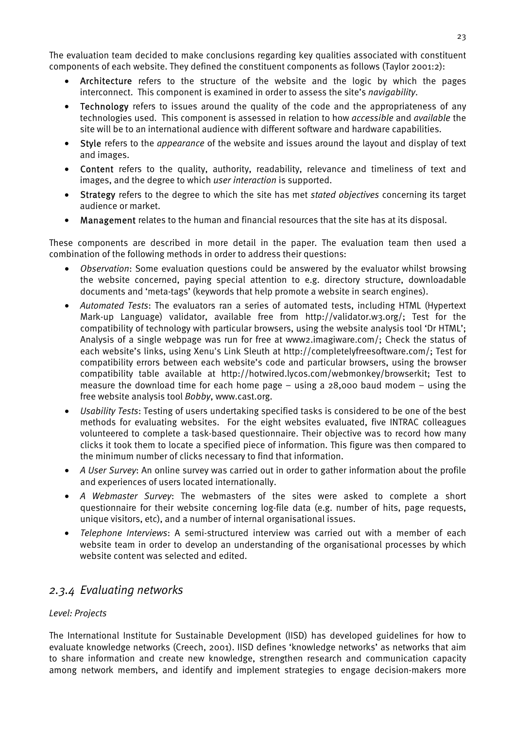The evaluation team decided to make conclusions regarding key qualities associated with constituent components of each website. They defined the constituent components as follows (Taylor 2001:2):

- **Architecture** refers to the structure of the website and the logic by which the pages interconnect. This component is examined in order to assess the site's *navigability*.
- **Technology** refers to issues around the quality of the code and the appropriateness of any technologies used. This component is assessed in relation to how *accessible* and *available* the site will be to an international audience with different software and hardware capabilities.
- **Style** refers to the *appearance* of the website and issues around the layout and display of text and images.
- **Content** refers to the quality, authority, readability, relevance and timeliness of text and images, and the degree to which *user interaction* is supported.
- **Strategy** refers to the degree to which the site has met *stated objectives* concerning its target audience or market.
- **Management** relates to the human and financial resources that the site has at its disposal.

These components are described in more detail in the paper. The evaluation team then used a combination of the following methods in order to address their questions:

- *Observation*: Some evaluation questions could be answered by the evaluator whilst browsing the website concerned, paying special attention to e.g. directory structure, downloadable documents and 'meta-tags' (keywords that help promote a website in search engines).
- *Automated Tests*: The evaluators ran a series of automated tests, including HTML (Hypertext Mark-up Language) validator, available free from http://validator.w3.org/; Test for the compatibility of technology with particular browsers, using the website analysis tool 'Dr HTML'; Analysis of a single webpage was run for free at www2.imagiware.com/; Check the status of each website's links, using Xenu's Link Sleuth at http://completelyfreesoftware.com/; Test for compatibility errors between each website's code and particular browsers, using the browser compatibility table available at http://hotwired.lycos.com/webmonkey/browserkit; Test to measure the download time for each home page – using a 28,000 baud modem – using the free website analysis tool *Bobby*, www.cast.org.
- *Usability Tests*: Testing of users undertaking specified tasks is considered to be one of the best methods for evaluating websites. For the eight websites evaluated, five INTRAC colleagues volunteered to complete a task-based questionnaire. Their objective was to record how many clicks it took them to locate a specified piece of information. This figure was then compared to the minimum number of clicks necessary to find that information.
- *A User Survey*: An online survey was carried out in order to gather information about the profile and experiences of users located internationally.
- *A Webmaster Survey*: The webmasters of the sites were asked to complete a short questionnaire for their website concerning log-file data (e.g. number of hits, page requests, unique visitors, etc), and a number of internal organisational issues.
- *Telephone Interviews*: A semi-structured interview was carried out with a member of each website team in order to develop an understanding of the organisational processes by which website content was selected and edited.

### *2.3.4 Evaluating networks*

*Level: Projects*

The International Institute for Sustainable Development (IISD) has developed guidelines for how to evaluate knowledge networks (Creech, 2001). IISD defines 'knowledge networks' as networks that aim to share information and create new knowledge, strengthen research and communication capacity among network members, and identify and implement strategies to engage decision-makers more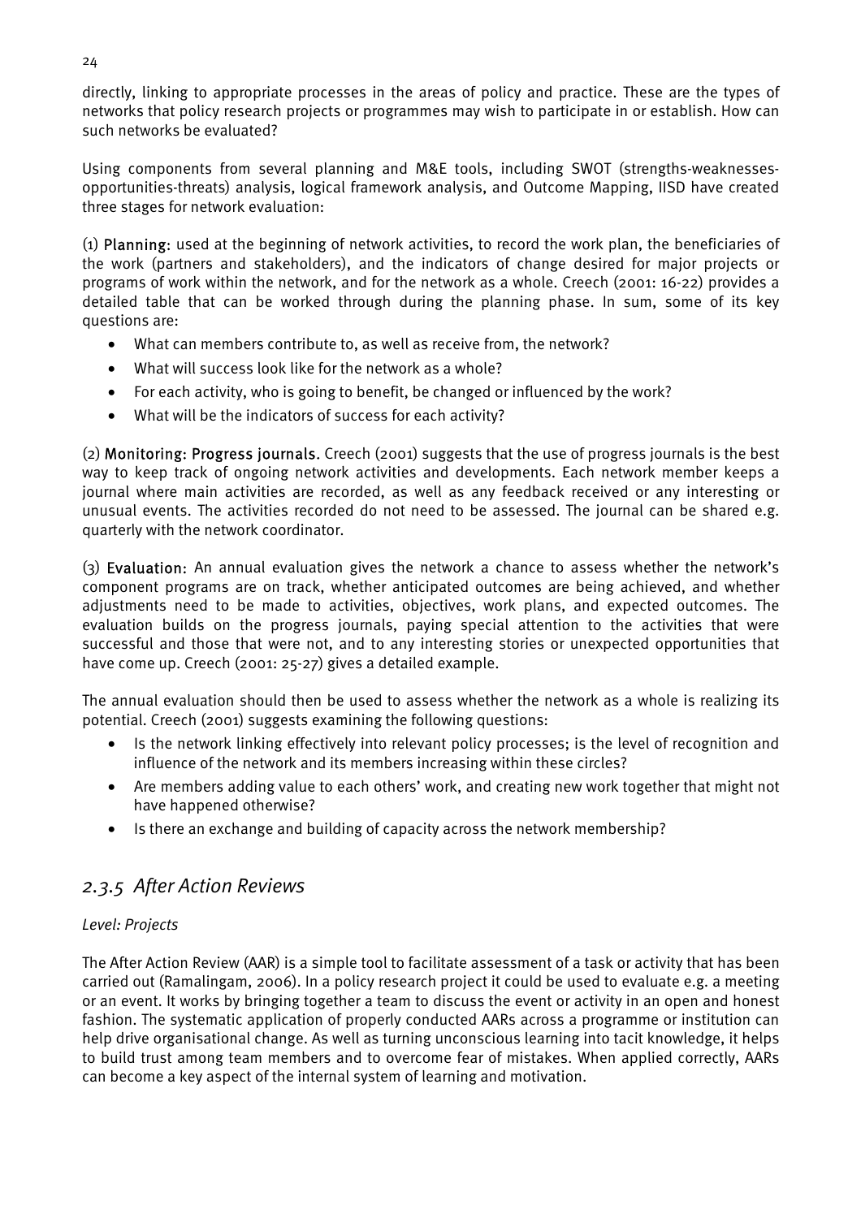directly, linking to appropriate processes in the areas of policy and practice. These are the types of networks that policy research projects or programmes may wish to participate in or establish. How can such networks be evaluated?

Using components from several planning and M&E tools, including SWOT (strengths-weaknesses-opportunities-threats) analysis, logical framework analysis, and Outcome Mapping, IISD have created three stages for network evaluation:

(1) Planning: used at the beginning of network activities, to record the work plan, the beneficiaries of the work (partners and stakeholders), and the indicators of change desired for major projects or programs of work within the network, and for the network as a whole. Creech (2001: 16-22) provides a detailed table that can be worked through during the planning phase. In sum, some of its key questions are:

- What can members contribute to, as well as receive from, the network?
- What will success look like for the network as a whole?
- For each activity, who is going to benefit, be changed or influenced by the work?
- What will be the indicators of success for each activity?

(2) Monitoring: Progress journals. Creech (2001) suggests that the use of progress journals is the best way to keep track of ongoing network activities and developments. Each network member keeps a journal where main activities are recorded, as well as any feedback received or any interesting or unusual events. The activities recorded do not need to be assessed. The journal can be shared e.g. quarterly with the network coordinator.

(3) Evaluation: An annual evaluation gives the network a chance to assess whether the network's component programs are on track, whether anticipated outcomes are being achieved, and whether adjustments need to be made to activities, objectives, work plans, and expected outcomes. The evaluation builds on the progress journals, paying special attention to the activities that were successful and those that were not, and to any interesting stories or unexpected opportunities that have come up. Creech (2001: 25-27) gives a detailed example.

The annual evaluation should then be used to assess whether the network as a whole is realizing its potential. Creech (2001) suggests examining the following questions:

- Is the network linking effectively into relevant policy processes; is the level of recognition and influence of the network and its members increasing within these circles?
- Are members adding value to each others' work, and creating new work together that might not have happened otherwise?
- Is there an exchange and building of capacity across the network membership?

### *2.3.5 After Action Reviews*

*Level: Projects*

The After Action Review (AAR) is a simple tool to facilitate assessment of a task or activity that has been carried out (Ramalingam, 2006). In a policy research project it could be used to evaluate e.g. a meeting or an event. It works by bringing together a team to discuss the event or activity in an open and honest fashion. The systematic application of properly conducted AARs across a programme or institution can help drive organisational change. As well as turning unconscious learning into tacit knowledge, it helps to build trust among team members and to overcome fear of mistakes. When applied correctly, AARs can become a key aspect of the internal system of learning and motivation.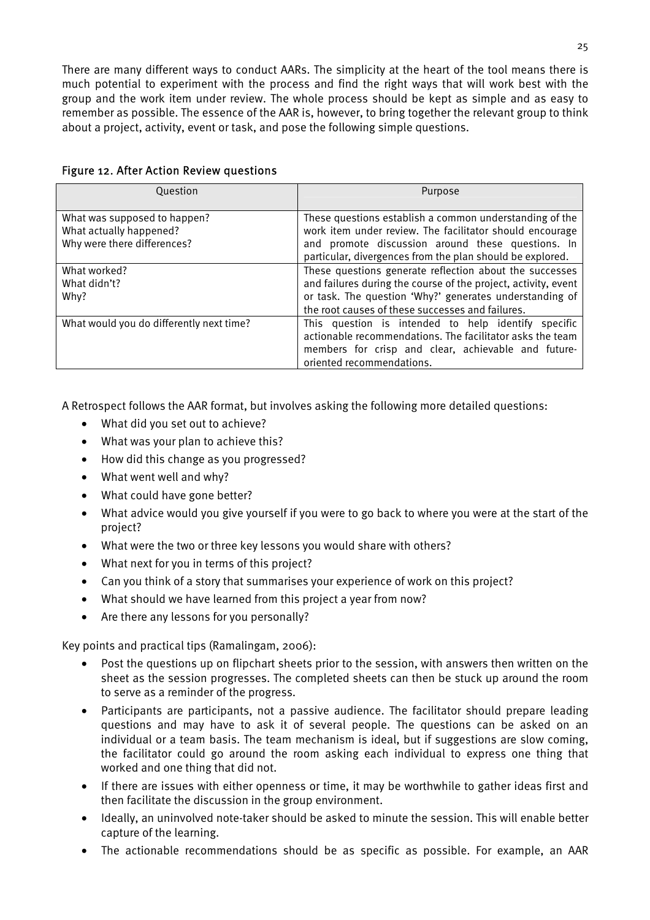There are many different ways to conduct AARs. The simplicity at the heart of the tool means there is much potential to experiment with the process and find the right ways that will work best with the group and the work item under review. The whole process should be kept as simple and as easy to remember as possible. The essence of the AAR is, however, to bring together the relevant group to think about a project, activity, event or task, and pose the following simple questions.

Figure 12. After Action Review questions

| Question | Purpose |
|---|---|
| What was supposed to happen?<br>What actually happened?<br>Why were there differences? | These questions establish a common understanding of the work item under review. The facilitator should encourage and promote discussion around these questions. In particular, divergences from the plan should be explored. |
| What worked?<br>What didn't?<br>Why? | These questions generate reflection about the successes and failures during the course of the project, activity, event or task. The question 'Why?' generates understanding of the root causes of these successes and failures. |
| What would you do differently next time? | This question is intended to help identify specific actionable recommendations. The facilitator asks the team members for crisp and clear, achievable and future-oriented recommendations. |

A Retrospect follows the AAR format, but involves asking the following more detailed questions:

- What did you set out to achieve?
- What was your plan to achieve this?
- How did this change as you progressed?
- What went well and why?
- What could have gone better?
- What advice would you give yourself if you were to go back to where you were at the start of the project?
- What were the two or three key lessons you would share with others?
- What next for you in terms of this project?
- Can you think of a story that summarises your experience of work on this project?
- What should we have learned from this project a year from now?
- Are there any lessons for you personally?

Key points and practical tips (Ramalingam, 2006):

- Post the questions up on flipchart sheets prior to the session, with answers then written on the sheet as the session progresses. The completed sheets can then be stuck up around the room to serve as a reminder of the progress.
- Participants are participants, not a passive audience. The facilitator should prepare leading questions and may have to ask it of several people. The questions can be asked on an individual or a team basis. The team mechanism is ideal, but if suggestions are slow coming, the facilitator could go around the room asking each individual to express one thing that worked and one thing that did not.
- If there are issues with either openness or time, it may be worthwhile to gather ideas first and then facilitate the discussion in the group environment.
- Ideally, an uninvolved note-taker should be asked to minute the session. This will enable better capture of the learning.
- The actionable recommendations should be as specific as possible. For example, an AAR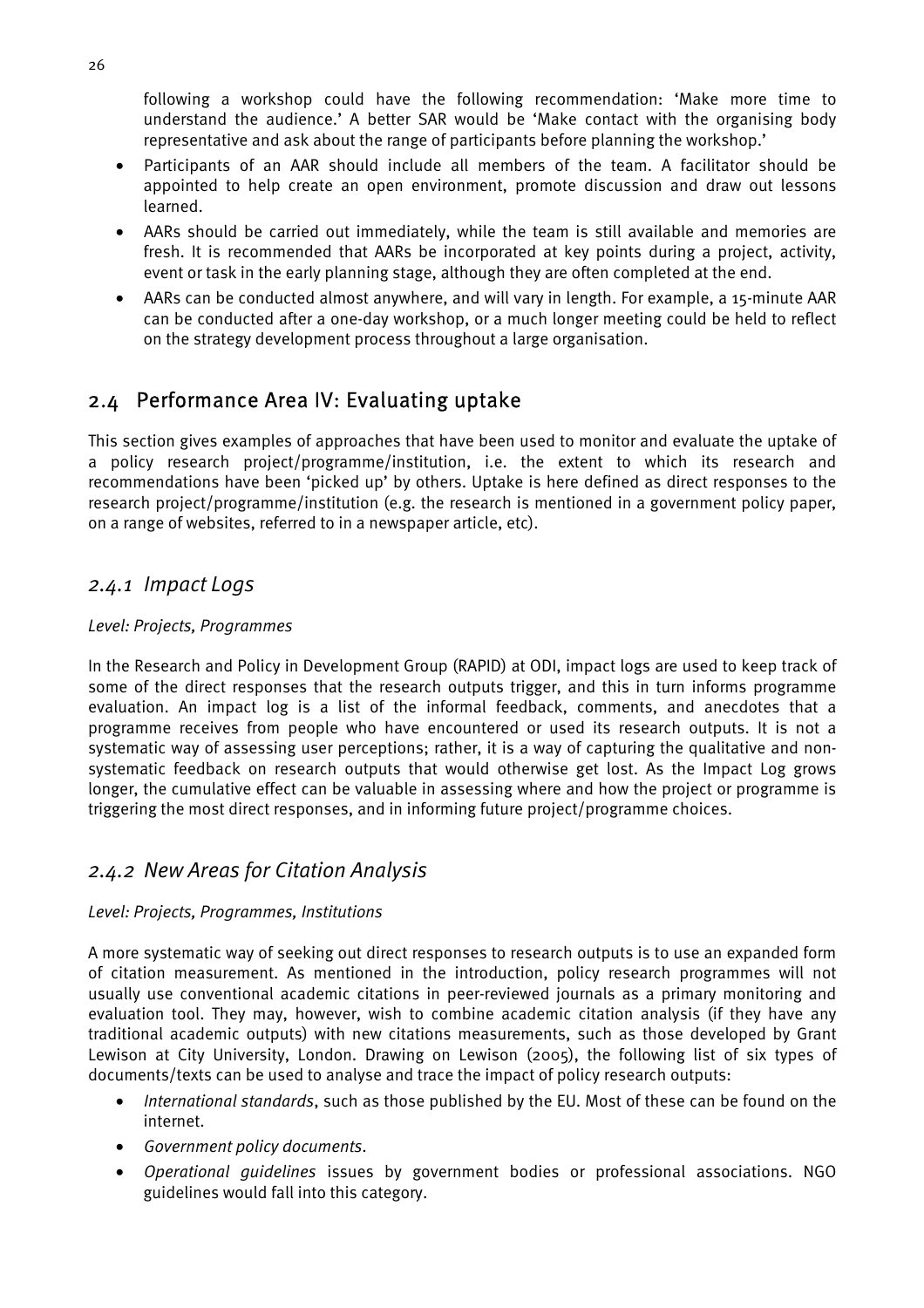following a workshop could have the following recommendation: 'Make more time to understand the audience.' A better SAR would be 'Make contact with the organising body representative and ask about the range of participants before planning the workshop.'

- Participants of an AAR should include all members of the team. A facilitator should be appointed to help create an open environment, promote discussion and draw out lessons learned.
- AARs should be carried out immediately, while the team is still available and memories are fresh. It is recommended that AARs be incorporated at key points during a project, activity, event or task in the early planning stage, although they are often completed at the end.
- AARs can be conducted almost anywhere, and will vary in length. For example, a 15-minute AAR can be conducted after a one-day workshop, or a much longer meeting could be held to reflect on the strategy development process throughout a large organisation.

## 2.4 Performance Area IV: Evaluating uptake

This section gives examples of approaches that have been used to monitor and evaluate the uptake of a policy research project/programme/institution, i.e. the extent to which its research and recommendations have been 'picked up' by others. Uptake is here defined as direct responses to the research project/programme/institution (e.g. the research is mentioned in a government policy paper, on a range of websites, referred to in a newspaper article, etc).

### *2.4.1 Impact Logs*

*Level: Projects, Programmes*

In the Research and Policy in Development Group (RAPID) at ODI, impact logs are used to keep track of some of the direct responses that the research outputs trigger, and this in turn informs programme evaluation. An impact log is a list of the informal feedback, comments, and anecdotes that a programme receives from people who have encountered or used its research outputs. It is not a systematic way of assessing user perceptions; rather, it is a way of capturing the qualitative and non-systematic feedback on research outputs that would otherwise get lost. As the Impact Log grows longer, the cumulative effect can be valuable in assessing where and how the project or programme is triggering the most direct responses, and in informing future project/programme choices.

### *2.4.2 New Areas for Citation Analysis*

*Level: Projects, Programmes, Institutions*

A more systematic way of seeking out direct responses to research outputs is to use an expanded form of citation measurement. As mentioned in the introduction, policy research programmes will not usually use conventional academic citations in peer-reviewed journals as a primary monitoring and evaluation tool. They may, however, wish to combine academic citation analysis (if they have any traditional academic outputs) with new citations measurements, such as those developed by Grant Lewison at City University, London. Drawing on Lewison (2005), the following list of six types of documents/texts can be used to analyse and trace the impact of policy research outputs:

- *International standards*, such as those published by the EU. Most of these can be found on the internet.
- *Government policy documents*.
- *Operational guidelines* issues by government bodies or professional associations. NGO guidelines would fall into this category.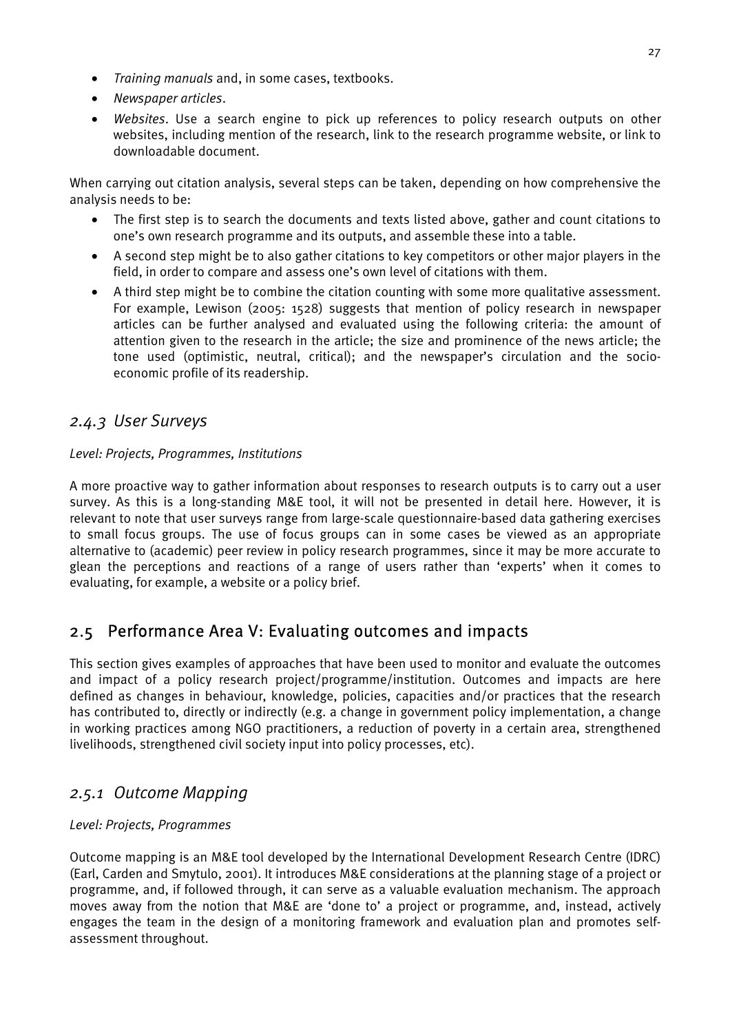- *Training manuals* and, in some cases, textbooks.
- *Newspaper articles*.
- *Websites*. Use a search engine to pick up references to policy research outputs on other websites, including mention of the research, link to the research programme website, or link to downloadable document.

When carrying out citation analysis, several steps can be taken, depending on how comprehensive the analysis needs to be:

- The first step is to search the documents and texts listed above, gather and count citations to one's own research programme and its outputs, and assemble these into a table.
- A second step might be to also gather citations to key competitors or other major players in the field, in order to compare and assess one's own level of citations with them.
- A third step might be to combine the citation counting with some more qualitative assessment. For example, Lewison (2005: 1528) suggests that mention of policy research in newspaper articles can be further analysed and evaluated using the following criteria: the amount of attention given to the research in the article; the size and prominence of the news article; the tone used (optimistic, neutral, critical); and the newspaper's circulation and the socio-economic profile of its readership.

### *2.4.3 User Surveys*

*Level: Projects, Programmes, Institutions*

A more proactive way to gather information about responses to research outputs is to carry out a user survey. As this is a long-standing M&E tool, it will not be presented in detail here. However, it is relevant to note that user surveys range from large-scale questionnaire-based data gathering exercises to small focus groups. The use of focus groups can in some cases be viewed as an appropriate alternative to (academic) peer review in policy research programmes, since it may be more accurate to glean the perceptions and reactions of a range of users rather than 'experts' when it comes to evaluating, for example, a website or a policy brief.

## 2.5 Performance Area V: Evaluating outcomes and impacts

This section gives examples of approaches that have been used to monitor and evaluate the outcomes and impact of a policy research project/programme/institution. Outcomes and impacts are here defined as changes in behaviour, knowledge, policies, capacities and/or practices that the research has contributed to, directly or indirectly (e.g. a change in government policy implementation, a change in working practices among NGO practitioners, a reduction of poverty in a certain area, strengthened livelihoods, strengthened civil society input into policy processes, etc).

### *2.5.1 Outcome Mapping*

*Level: Projects, Programmes*

Outcome mapping is an M&E tool developed by the International Development Research Centre (IDRC) (Earl, Carden and Smytulo, 2001). It introduces M&E considerations at the planning stage of a project or programme, and, if followed through, it can serve as a valuable evaluation mechanism. The approach moves away from the notion that M&E are 'done to' a project or programme, and, instead, actively engages the team in the design of a monitoring framework and evaluation plan and promotes self-assessment throughout.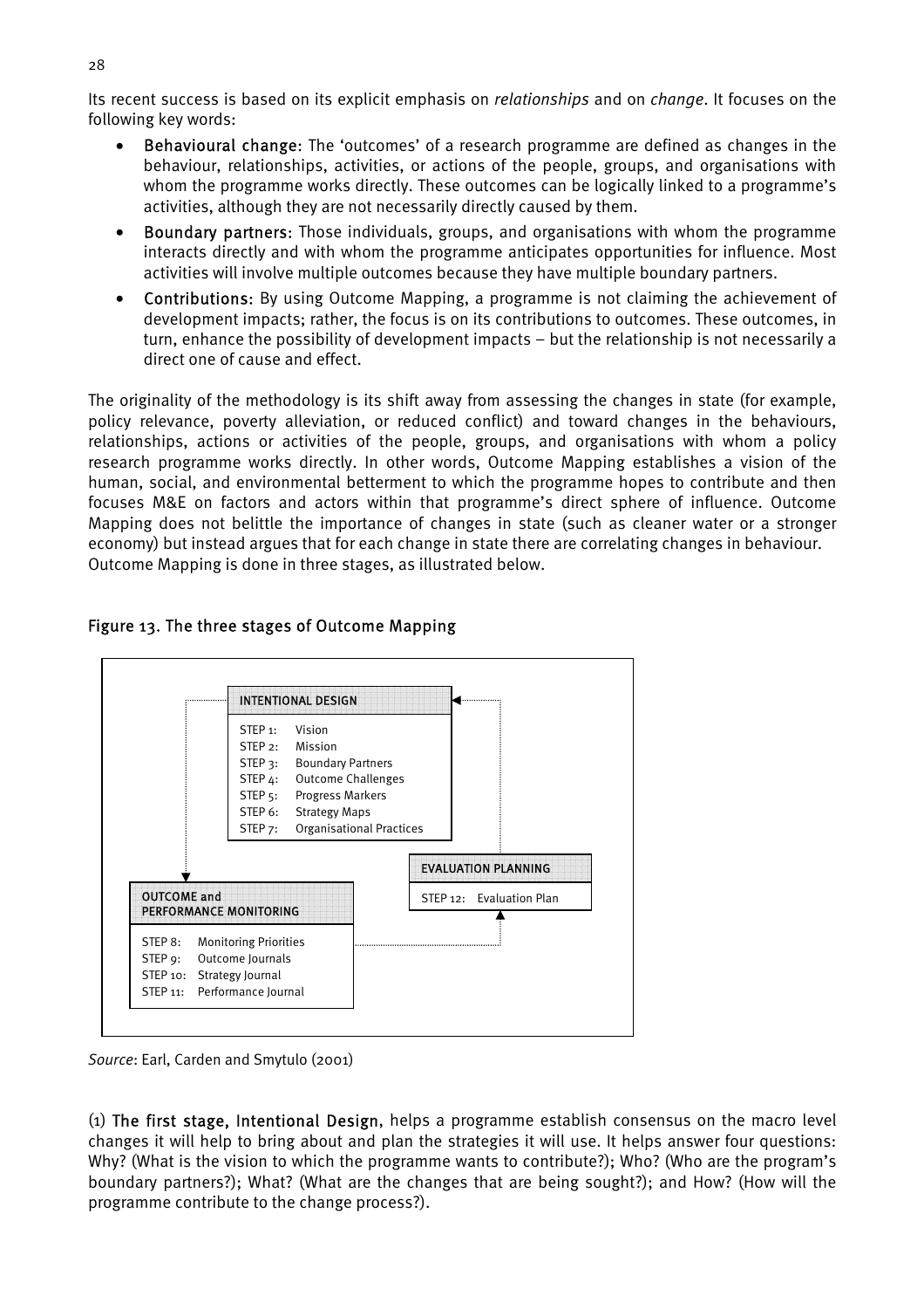Its recent success is based on its explicit emphasis on *relationships* and on *change*. It focuses on the following key words:

- **Behavioural change**: The 'outcomes' of a research programme are defined as changes in the behaviour, relationships, activities, or actions of the people, groups, and organisations with whom the programme works directly. These outcomes can be logically linked to a programme's activities, although they are not necessarily directly caused by them.
- **Boundary partners**: Those individuals, groups, and organisations with whom the programme interacts directly and with whom the programme anticipates opportunities for influence. Most activities will involve multiple outcomes because they have multiple boundary partners.
- **Contributions**: By using Outcome Mapping, a programme is not claiming the achievement of development impacts; rather, the focus is on its contributions to outcomes. These outcomes, in turn, enhance the possibility of development impacts – but the relationship is not necessarily a direct one of cause and effect.

The originality of the methodology is its shift away from assessing the changes in state (for example, policy relevance, poverty alleviation, or reduced conflict) and toward changes in the behaviours, relationships, actions or activities of the people, groups, and organisations with whom a policy research programme works directly. In other words, Outcome Mapping establishes a vision of the human, social, and environmental betterment to which the programme hopes to contribute and then focuses M&E on factors and actors within that programme's direct sphere of influence. Outcome Mapping does not belittle the importance of changes in state (such as cleaner water or a stronger economy) but instead argues that for each change in state there are correlating changes in behaviour. Outcome Mapping is done in three stages, as illustrated below.

**Figure 13. The three stages of Outcome Mapping**

**INTENTIONAL DESIGN**

- STEP 1: Vision
- STEP 2: Mission
- STEP 3: Boundary Partners
- STEP 4: Outcome Challenges
- STEP 5: Progress Markers
- STEP 6: Strategy Maps
- STEP 7: Organisational Practices

**OUTCOME and PERFORMANCE MONITORING**

- STEP 8: Monitoring Priorities
- STEP 9: Outcome Journals
- STEP 10: Strategy Journal
- STEP 11: Performance Journal

**EVALUATION PLANNING**

- STEP 12: Evaluation Plan

*Source*: Earl, Carden and Smytulo (2001)

(1) **The first stage, Intentional Design,** helps a programme establish consensus on the macro level changes it will help to bring about and plan the strategies it will use. It helps answer four questions: Why? (What is the vision to which the programme wants to contribute?); Who? (Who are the program's boundary partners?); What? (What are the changes that are being sought?); and How? (How will the programme contribute to the change process?).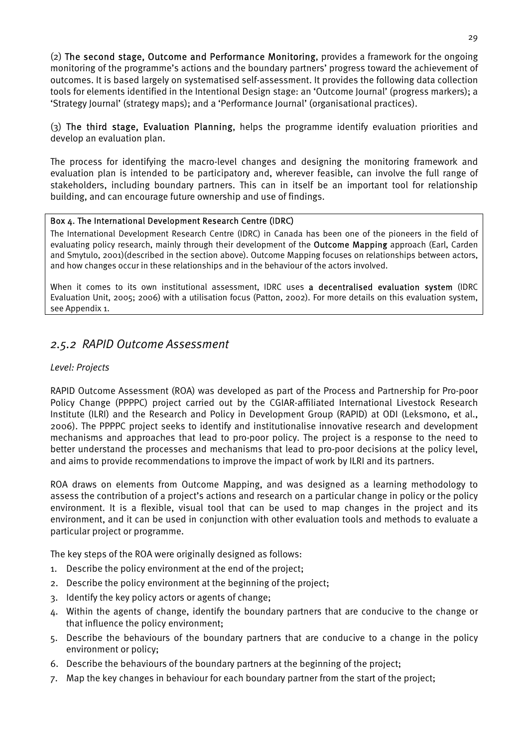(2) **The second stage, Outcome and Performance Monitoring**, provides a framework for the ongoing monitoring of the programme's actions and the boundary partners' progress toward the achievement of outcomes. It is based largely on systematised self-assessment. It provides the following data collection tools for elements identified in the Intentional Design stage: an 'Outcome Journal' (progress markers); a 'Strategy Journal' (strategy maps); and a 'Performance Journal' (organisational practices).

(3) **The third stage, Evaluation Planning**, helps the programme identify evaluation priorities and develop an evaluation plan.

The process for identifying the macro-level changes and designing the monitoring framework and evaluation plan is intended to be participatory and, wherever feasible, can involve the full range of stakeholders, including boundary partners. This can in itself be an important tool for relationship building, and can encourage future ownership and use of findings.

> **Box 4. The International Development Research Centre (IDRC)**
>
> The International Development Research Centre (IDRC) in Canada has been one of the pioneers in the field of evaluating policy research, mainly through their development of the **Outcome Mapping** approach (Earl, Carden and Smytulo, 2001)(described in the section above). Outcome Mapping focuses on relationships between actors, and how changes occur in these relationships and in the behaviour of the actors involved.
>
> When it comes to its own institutional assessment, IDRC uses **a decentralised evaluation system** (IDRC Evaluation Unit, 2005; 2006) with a utilisation focus (Patton, 2002). For more details on this evaluation system, see Appendix 1.

### *2.5.2 RAPID Outcome Assessment*

*Level: Projects*

RAPID Outcome Assessment (ROA) was developed as part of the Process and Partnership for Pro-poor Policy Change (PPPPC) project carried out by the CGIAR-affiliated International Livestock Research Institute (ILRI) and the Research and Policy in Development Group (RAPID) at ODI (Leksmono, et al., 2006). The PPPPC project seeks to identify and institutionalise innovative research and development mechanisms and approaches that lead to pro-poor policy. The project is a response to the need to better understand the processes and mechanisms that lead to pro-poor decisions at the policy level, and aims to provide recommendations to improve the impact of work by ILRI and its partners.

ROA draws on elements from Outcome Mapping, and was designed as a learning methodology to assess the contribution of a project's actions and research on a particular change in policy or the policy environment. It is a flexible, visual tool that can be used to map changes in the project and its environment, and it can be used in conjunction with other evaluation tools and methods to evaluate a particular project or programme.

The key steps of the ROA were originally designed as follows:

1. Describe the policy environment at the end of the project;
2. Describe the policy environment at the beginning of the project;
3. Identify the key policy actors or agents of change;
4. Within the agents of change, identify the boundary partners that are conducive to the change or that influence the policy environment;
5. Describe the behaviours of the boundary partners that are conducive to a change in the policy environment or policy;
6. Describe the behaviours of the boundary partners at the beginning of the project;
7. Map the key changes in behaviour for each boundary partner from the start of the project;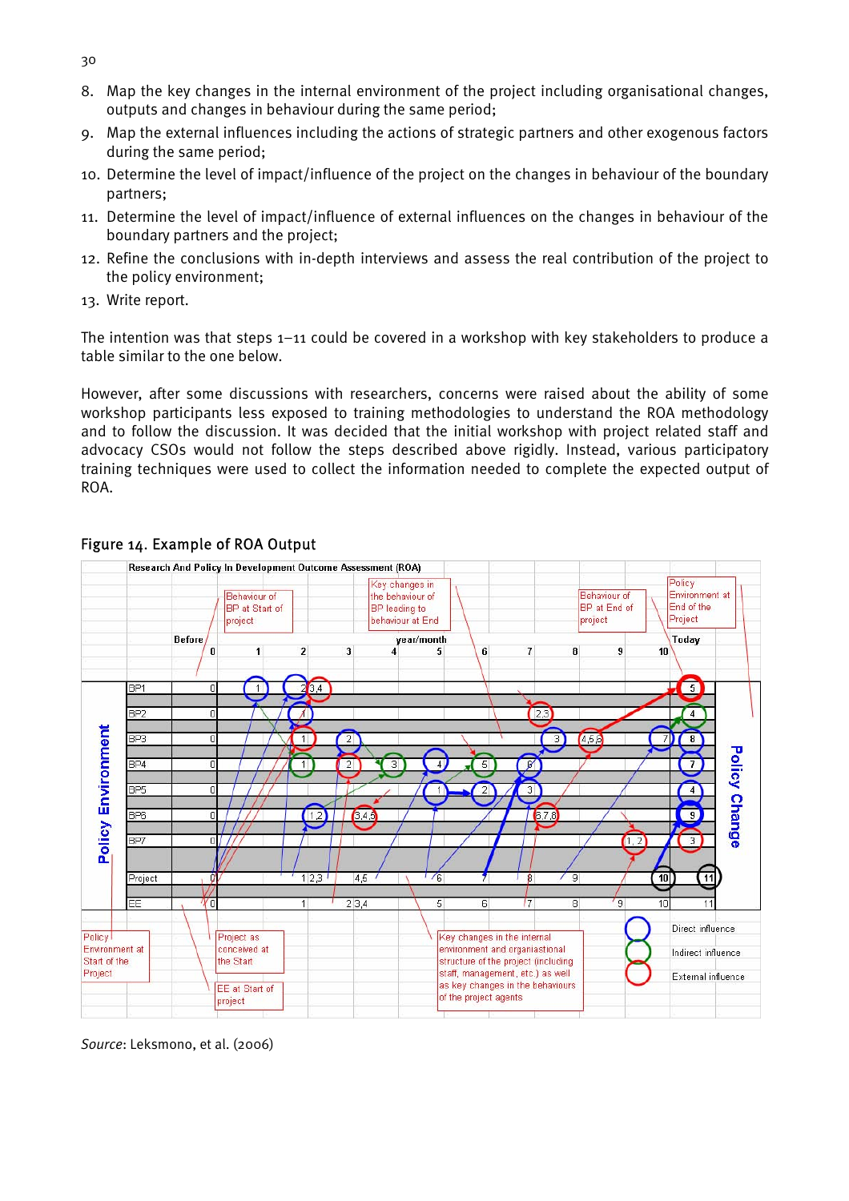8. Map the key changes in the internal environment of the project including organisational changes, outputs and changes in behaviour during the same period;
9. Map the external influences including the actions of strategic partners and other exogenous factors during the same period;
10. Determine the level of impact/influence of the project on the changes in behaviour of the boundary partners;
11. Determine the level of impact/influence of external influences on the changes in behaviour of the boundary partners and the project;
12. Refine the conclusions with in-depth interviews and assess the real contribution of the project to the policy environment;
13. Write report.

The intention was that steps 1–11 could be covered in a workshop with key stakeholders to produce a table similar to the one below.

However, after some discussions with researchers, concerns were raised about the ability of some workshop participants less exposed to training methodologies to understand the ROA methodology and to follow the discussion. It was decided that the initial workshop with project related staff and advocacy CSOs would not follow the steps described above rigidly. Instead, various participatory training techniques were used to collect the information needed to complete the expected output of ROA.

Figure 14. Example of ROA Output

*Source*: Leksmono, et al. (2006)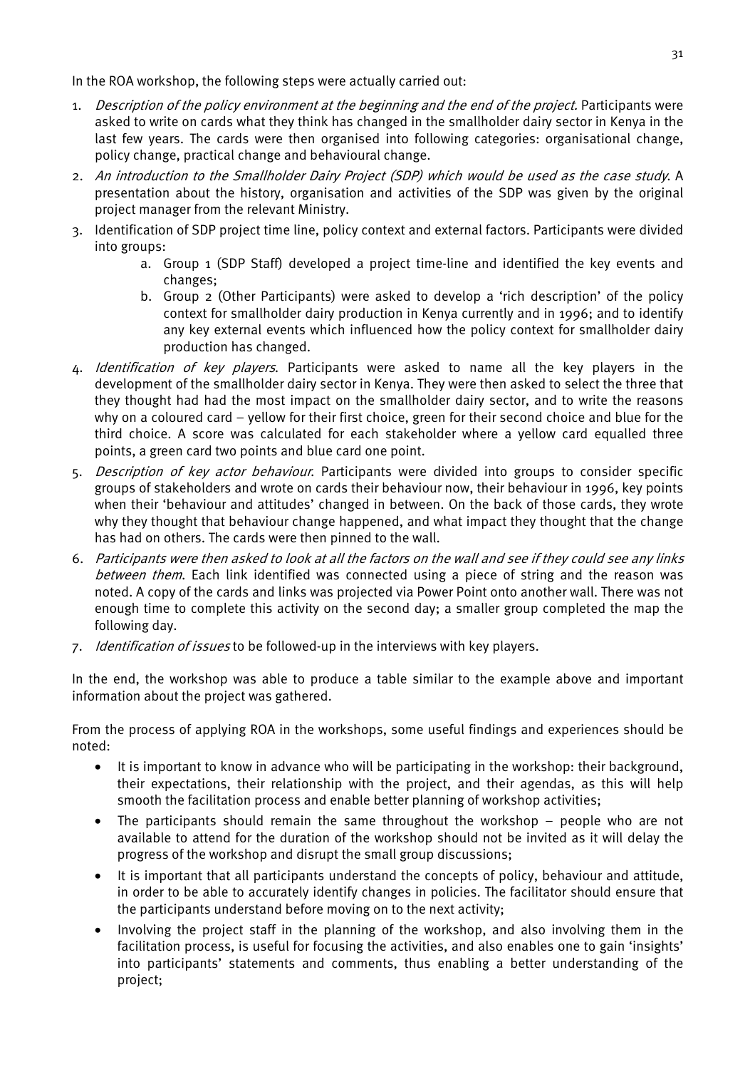In the ROA workshop, the following steps were actually carried out:

1. *Description of the policy environment at the beginning and the end of the project*. Participants were asked to write on cards what they think has changed in the smallholder dairy sector in Kenya in the last few years. The cards were then organised into following categories: organisational change, policy change, practical change and behavioural change.
2. *An introduction to the Smallholder Dairy Project (SDP) which would be used as the case study*. A presentation about the history, organisation and activities of the SDP was given by the original project manager from the relevant Ministry.
3. Identification of SDP project time line, policy context and external factors. Participants were divided into groups:
    a. Group 1 (SDP Staff) developed a project time-line and identified the key events and changes;
    b. Group 2 (Other Participants) were asked to develop a 'rich description' of the policy context for smallholder dairy production in Kenya currently and in 1996; and to identify any key external events which influenced how the policy context for smallholder dairy production has changed.
4. *Identification of key players*. Participants were asked to name all the key players in the development of the smallholder dairy sector in Kenya. They were then asked to select the three that they thought had had the most impact on the smallholder dairy sector, and to write the reasons why on a coloured card – yellow for their first choice, green for their second choice and blue for the third choice. A score was calculated for each stakeholder where a yellow card equalled three points, a green card two points and blue card one point.
5. *Description of key actor behaviour*. Participants were divided into groups to consider specific groups of stakeholders and wrote on cards their behaviour now, their behaviour in 1996, key points when their 'behaviour and attitudes' changed in between. On the back of those cards, they wrote why they thought that behaviour change happened, and what impact they thought that the change has had on others. The cards were then pinned to the wall.
6. *Participants were then asked to look at all the factors on the wall and see if they could see any links between them*. Each link identified was connected using a piece of string and the reason was noted. A copy of the cards and links was projected via Power Point onto another wall. There was not enough time to complete this activity on the second day; a smaller group completed the map the following day.
7. *Identification of issues* to be followed-up in the interviews with key players.

In the end, the workshop was able to produce a table similar to the example above and important information about the project was gathered.

From the process of applying ROA in the workshops, some useful findings and experiences should be noted:

- It is important to know in advance who will be participating in the workshop: their background, their expectations, their relationship with the project, and their agendas, as this will help smooth the facilitation process and enable better planning of workshop activities;
- The participants should remain the same throughout the workshop – people who are not available to attend for the duration of the workshop should not be invited as it will delay the progress of the workshop and disrupt the small group discussions;
- It is important that all participants understand the concepts of policy, behaviour and attitude, in order to be able to accurately identify changes in policies. The facilitator should ensure that the participants understand before moving on to the next activity;
- Involving the project staff in the planning of the workshop, and also involving them in the facilitation process, is useful for focusing the activities, and also enables one to gain 'insights' into participants' statements and comments, thus enabling a better understanding of the project;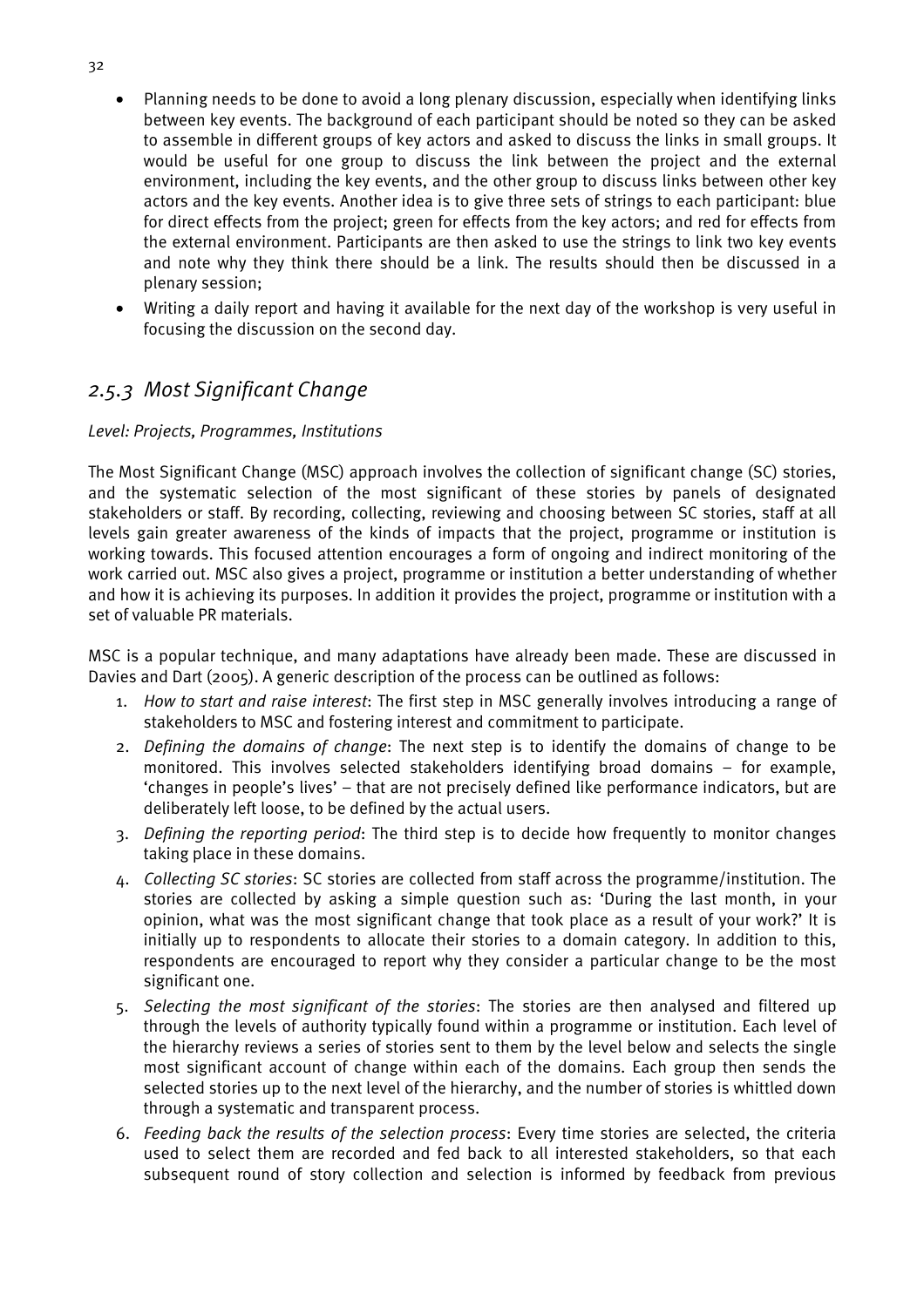- Planning needs to be done to avoid a long plenary discussion, especially when identifying links between key events. The background of each participant should be noted so they can be asked to assemble in different groups of key actors and asked to discuss the links in small groups. It would be useful for one group to discuss the link between the project and the external environment, including the key events, and the other group to discuss links between other key actors and the key events. Another idea is to give three sets of strings to each participant: blue for direct effects from the project; green for effects from the key actors; and red for effects from the external environment. Participants are then asked to use the strings to link two key events and note why they think there should be a link. The results should then be discussed in a plenary session;
- Writing a daily report and having it available for the next day of the workshop is very useful in focusing the discussion on the second day.

### *2.5.3 Most Significant Change*

*Level: Projects, Programmes, Institutions*

The Most Significant Change (MSC) approach involves the collection of significant change (SC) stories, and the systematic selection of the most significant of these stories by panels of designated stakeholders or staff. By recording, collecting, reviewing and choosing between SC stories, staff at all levels gain greater awareness of the kinds of impacts that the project, programme or institution is working towards. This focused attention encourages a form of ongoing and indirect monitoring of the work carried out. MSC also gives a project, programme or institution a better understanding of whether and how it is achieving its purposes. In addition it provides the project, programme or institution with a set of valuable PR materials.

MSC is a popular technique, and many adaptations have already been made. These are discussed in Davies and Dart (2005). A generic description of the process can be outlined as follows:

1. *How to start and raise interest*: The first step in MSC generally involves introducing a range of stakeholders to MSC and fostering interest and commitment to participate.
2. *Defining the domains of change*: The next step is to identify the domains of change to be monitored. This involves selected stakeholders identifying broad domains – for example, 'changes in people's lives' – that are not precisely defined like performance indicators, but are deliberately left loose, to be defined by the actual users.
3. *Defining the reporting period*: The third step is to decide how frequently to monitor changes taking place in these domains.
4. *Collecting SC stories*: SC stories are collected from staff across the programme/institution. The stories are collected by asking a simple question such as: 'During the last month, in your opinion, what was the most significant change that took place as a result of your work?' It is initially up to respondents to allocate their stories to a domain category. In addition to this, respondents are encouraged to report why they consider a particular change to be the most significant one.
5. *Selecting the most significant of the stories*: The stories are then analysed and filtered up through the levels of authority typically found within a programme or institution. Each level of the hierarchy reviews a series of stories sent to them by the level below and selects the single most significant account of change within each of the domains. Each group then sends the selected stories up to the next level of the hierarchy, and the number of stories is whittled down through a systematic and transparent process.
6. *Feeding back the results of the selection process*: Every time stories are selected, the criteria used to select them are recorded and fed back to all interested stakeholders, so that each subsequent round of story collection and selection is informed by feedback from previous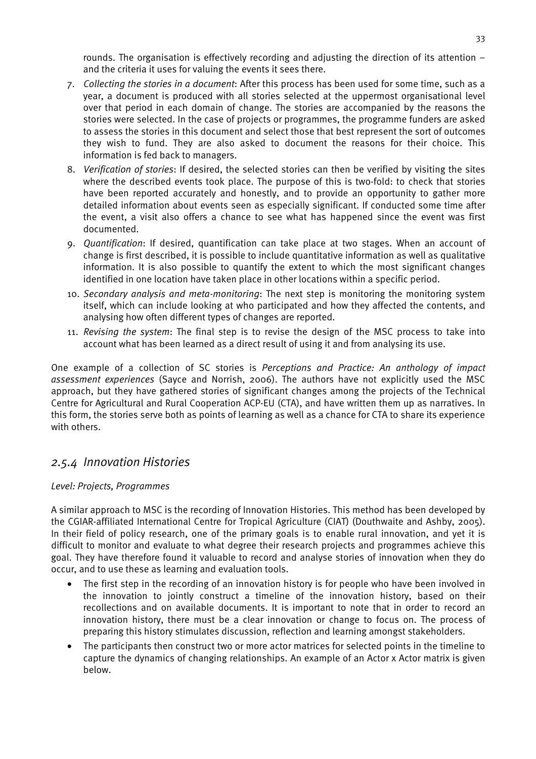rounds. The organisation is effectively recording and adjusting the direction of its attention – and the criteria it uses for valuing the events it sees there.

7. *Collecting the stories in a document*: After this process has been used for some time, such as a year, a document is produced with all stories selected at the uppermost organisational level over that period in each domain of change. The stories are accompanied by the reasons the stories were selected. In the case of projects or programmes, the programme funders are asked to assess the stories in this document and select those that best represent the sort of outcomes they wish to fund. They are also asked to document the reasons for their choice. This information is fed back to managers.
8. *Verification of stories*: If desired, the selected stories can then be verified by visiting the sites where the described events took place. The purpose of this is two-fold: to check that stories have been reported accurately and honestly, and to provide an opportunity to gather more detailed information about events seen as especially significant. If conducted some time after the event, a visit also offers a chance to see what has happened since the event was first documented.
9. *Quantification*: If desired, quantification can take place at two stages. When an account of change is first described, it is possible to include quantitative information as well as qualitative information. It is also possible to quantify the extent to which the most significant changes identified in one location have taken place in other locations within a specific period.
10. *Secondary analysis and meta-monitoring*: The next step is monitoring the monitoring system itself, which can include looking at who participated and how they affected the contents, and analysing how often different types of changes are reported.
11. *Revising the system*: The final step is to revise the design of the MSC process to take into account what has been learned as a direct result of using it and from analysing its use.

One example of a collection of SC stories is *Perceptions and Practice: An anthology of impact assessment experiences* (Sayce and Norrish, 2006). The authors have not explicitly used the MSC approach, but they have gathered stories of significant changes among the projects of the Technical Centre for Agricultural and Rural Cooperation ACP-EU (CTA), and have written them up as narratives. In this form, the stories serve both as points of learning as well as a chance for CTA to share its experience with others.

### *2.5.4 Innovation Histories*

*Level: Projects, Programmes*

A similar approach to MSC is the recording of Innovation Histories. This method has been developed by the CGIAR-affiliated International Centre for Tropical Agriculture (CIAT) (Douthwaite and Ashby, 2005). In their field of policy research, one of the primary goals is to enable rural innovation, and yet it is difficult to monitor and evaluate to what degree their research projects and programmes achieve this goal. They have therefore found it valuable to record and analyse stories of innovation when they do occur, and to use these as learning and evaluation tools.

- The first step in the recording of an innovation history is for people who have been involved in the innovation to jointly construct a timeline of the innovation history, based on their recollections and on available documents. It is important to note that in order to record an innovation history, there must be a clear innovation or change to focus on. The process of preparing this history stimulates discussion, reflection and learning amongst stakeholders.
- The participants then construct two or more actor matrices for selected points in the timeline to capture the dynamics of changing relationships. An example of an Actor x Actor matrix is given below.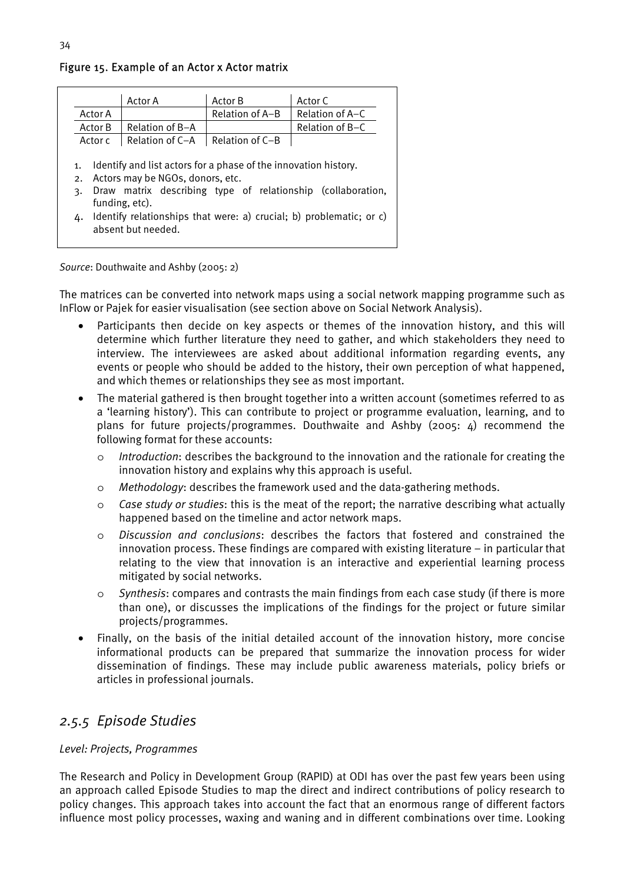Figure 15. Example of an Actor x Actor matrix

| | Actor A | Actor B | Actor C |
|---|---|---|---|
| Actor A | | Relation of A–B | Relation of A–C |
| Actor B | Relation of B–A | | Relation of B–C |
| Actor c | Relation of C–A | Relation of C–B | |

1. Identify and list actors for a phase of the innovation history.
2. Actors may be NGOs, donors, etc.
3. Draw matrix describing type of relationship (collaboration, funding, etc).
4. Identify relationships that were: a) crucial; b) problematic; or c) absent but needed.

*Source*: Douthwaite and Ashby (2005: 2)

The matrices can be converted into network maps using a social network mapping programme such as InFlow or Pajek for easier visualisation (see section above on Social Network Analysis).

- Participants then decide on key aspects or themes of the innovation history, and this will determine which further literature they need to gather, and which stakeholders they need to interview. The interviewees are asked about additional information regarding events, any events or people who should be added to the history, their own perception of what happened, and which themes or relationships they see as most important.
- The material gathered is then brought together into a written account (sometimes referred to as a 'learning history'). This can contribute to project or programme evaluation, learning, and to plans for future projects/programmes. Douthwaite and Ashby (2005: 4) recommend the following format for these accounts:
    - *Introduction*: describes the background to the innovation and the rationale for creating the innovation history and explains why this approach is useful.
    - *Methodology*: describes the framework used and the data-gathering methods.
    - *Case study or studies*: this is the meat of the report; the narrative describing what actually happened based on the timeline and actor network maps.
    - *Discussion and conclusions*: describes the factors that fostered and constrained the innovation process. These findings are compared with existing literature – in particular that relating to the view that innovation is an interactive and experiential learning process mitigated by social networks.
    - *Synthesis*: compares and contrasts the main findings from each case study (if there is more than one), or discusses the implications of the findings for the project or future similar projects/programmes.
- Finally, on the basis of the initial detailed account of the innovation history, more concise informational products can be prepared that summarize the innovation process for wider dissemination of findings. These may include public awareness materials, policy briefs or articles in professional journals.

## *2.5.5 Episode Studies*

*Level: Projects, Programmes*

The Research and Policy in Development Group (RAPID) at ODI has over the past few years been using an approach called Episode Studies to map the direct and indirect contributions of policy research to policy changes. This approach takes into account the fact that an enormous range of different factors influence most policy processes, waxing and waning and in different combinations over time. Looking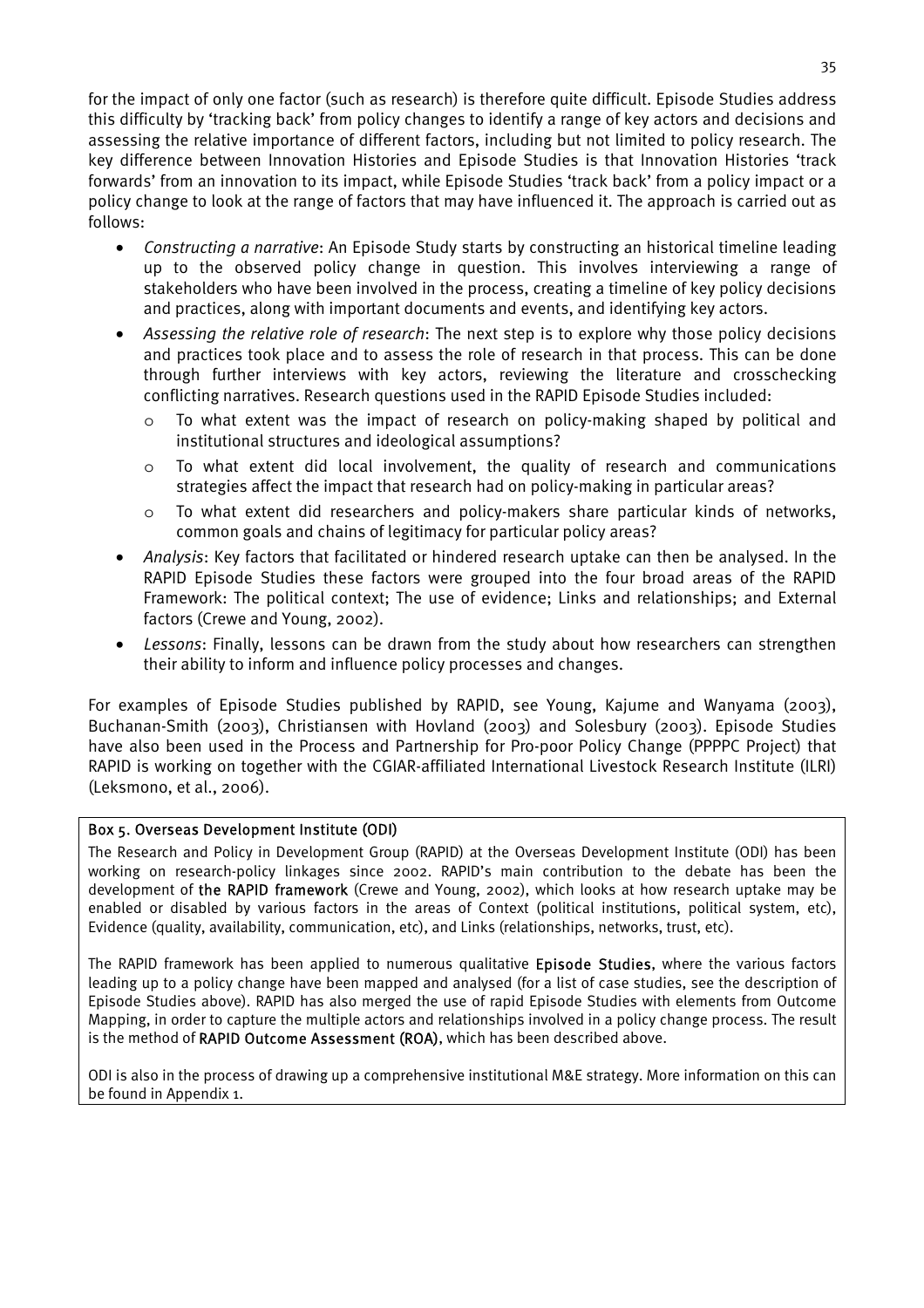for the impact of only one factor (such as research) is therefore quite difficult. Episode Studies address this difficulty by 'tracking back' from policy changes to identify a range of key actors and decisions and assessing the relative importance of different factors, including but not limited to policy research. The key difference between Innovation Histories and Episode Studies is that Innovation Histories 'track forwards' from an innovation to its impact, while Episode Studies 'track back' from a policy impact or a policy change to look at the range of factors that may have influenced it. The approach is carried out as follows:

- *Constructing a narrative*: An Episode Study starts by constructing an historical timeline leading up to the observed policy change in question. This involves interviewing a range of stakeholders who have been involved in the process, creating a timeline of key policy decisions and practices, along with important documents and events, and identifying key actors.
- *Assessing the relative role of research*: The next step is to explore why those policy decisions and practices took place and to assess the role of research in that process. This can be done through further interviews with key actors, reviewing the literature and crosschecking conflicting narratives. Research questions used in the RAPID Episode Studies included:
  - To what extent was the impact of research on policy-making shaped by political and institutional structures and ideological assumptions?
  - To what extent did local involvement, the quality of research and communications strategies affect the impact that research had on policy-making in particular areas?
  - To what extent did researchers and policy-makers share particular kinds of networks, common goals and chains of legitimacy for particular policy areas?
- *Analysis*: Key factors that facilitated or hindered research uptake can then be analysed. In the RAPID Episode Studies these factors were grouped into the four broad areas of the RAPID Framework: The political context; The use of evidence; Links and relationships; and External factors (Crewe and Young, 2002).
- *Lessons*: Finally, lessons can be drawn from the study about how researchers can strengthen their ability to inform and influence policy processes and changes.

For examples of Episode Studies published by RAPID, see Young, Kajume and Wanyama (2003), Buchanan-Smith (2003), Christiansen with Hovland (2003) and Solesbury (2003). Episode Studies have also been used in the Process and Partnership for Pro-poor Policy Change (PPPPC Project) that RAPID is working on together with the CGIAR-affiliated International Livestock Research Institute (ILRI) (Leksmono, et al., 2006).

**Box 5. Overseas Development Institute (ODI)**

The Research and Policy in Development Group (RAPID) at the Overseas Development Institute (ODI) has been working on research-policy linkages since 2002. RAPID's main contribution to the debate has been the development of **the RAPID framework** (Crewe and Young, 2002), which looks at how research uptake may be enabled or disabled by various factors in the areas of Context (political institutions, political system, etc), Evidence (quality, availability, communication, etc), and Links (relationships, networks, trust, etc).

The RAPID framework has been applied to numerous qualitative **Episode Studies**, where the various factors leading up to a policy change have been mapped and analysed (for a list of case studies, see the description of Episode Studies above). RAPID has also merged the use of rapid Episode Studies with elements from Outcome Mapping, in order to capture the multiple actors and relationships involved in a policy change process. The result is the method of **RAPID Outcome Assessment (ROA)**, which has been described above.

ODI is also in the process of drawing up a comprehensive institutional M&E strategy. More information on this can be found in Appendix 1.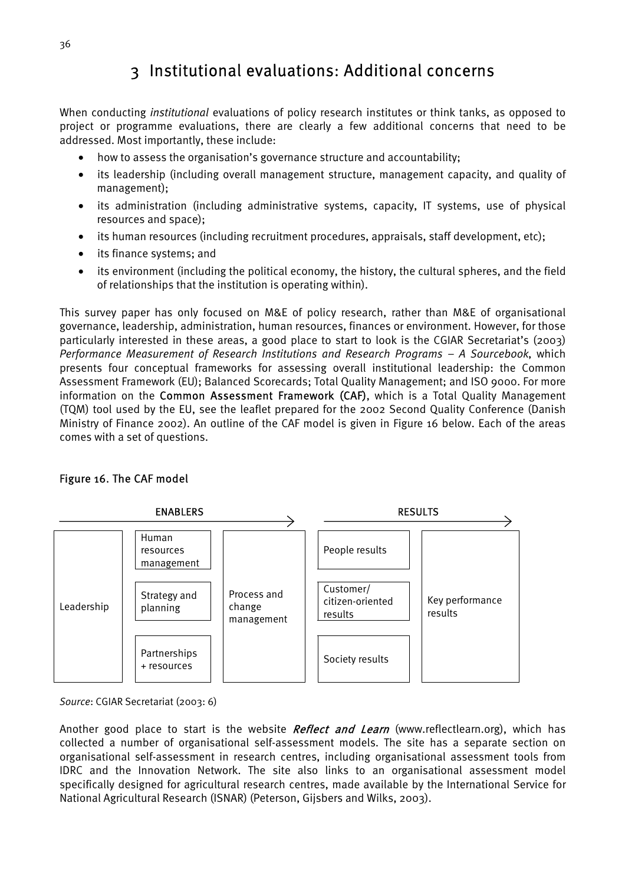# 3 Institutional evaluations: Additional concerns

When conducting *institutional* evaluations of policy research institutes or think tanks, as opposed to project or programme evaluations, there are clearly a few additional concerns that need to be addressed. Most importantly, these include:

- how to assess the organisation's governance structure and accountability;
- its leadership (including overall management structure, management capacity, and quality of management);
- its administration (including administrative systems, capacity, IT systems, use of physical resources and space);
- its human resources (including recruitment procedures, appraisals, staff development, etc);
- its finance systems; and
- its environment (including the political economy, the history, the cultural spheres, and the field of relationships that the institution is operating within).

This survey paper has only focused on M&E of policy research, rather than M&E of organisational governance, leadership, administration, human resources, finances or environment. However, for those particularly interested in these areas, a good place to start to look is the CGIAR Secretariat's (2003) *Performance Measurement of Research Institutions and Research Programs – A Sourcebook*, which presents four conceptual frameworks for assessing overall institutional leadership: the Common Assessment Framework (EU); Balanced Scorecards; Total Quality Management; and ISO 9000. For more information on the **Common Assessment Framework (CAF)**, which is a Total Quality Management (TQM) tool used by the EU, see the leaflet prepared for the 2002 Second Quality Conference (Danish Ministry of Finance 2002). An outline of the CAF model is given in Figure 16 below. Each of the areas comes with a set of questions.

**Figure 16. The CAF model**

| ENABLERS → | | | RESULTS → | |
|---|---|---|---|---|
| Leadership | Human resources management | Process and change management | People results | Key performance results |
| | Strategy and planning | | Customer/ citizen-oriented results | |
| | Partnerships + resources | | Society results | |

*Source*: CGIAR Secretariat (2003: 6)

Another good place to start is the website *Reflect and Learn* (www.reflectlearn.org), which has collected a number of organisational self-assessment models. The site has a separate section on organisational self-assessment in research centres, including organisational assessment tools from IDRC and the Innovation Network. The site also links to an organisational assessment model specifically designed for agricultural research centres, made available by the International Service for National Agricultural Research (ISNAR) (Peterson, Gijsbers and Wilks, 2003).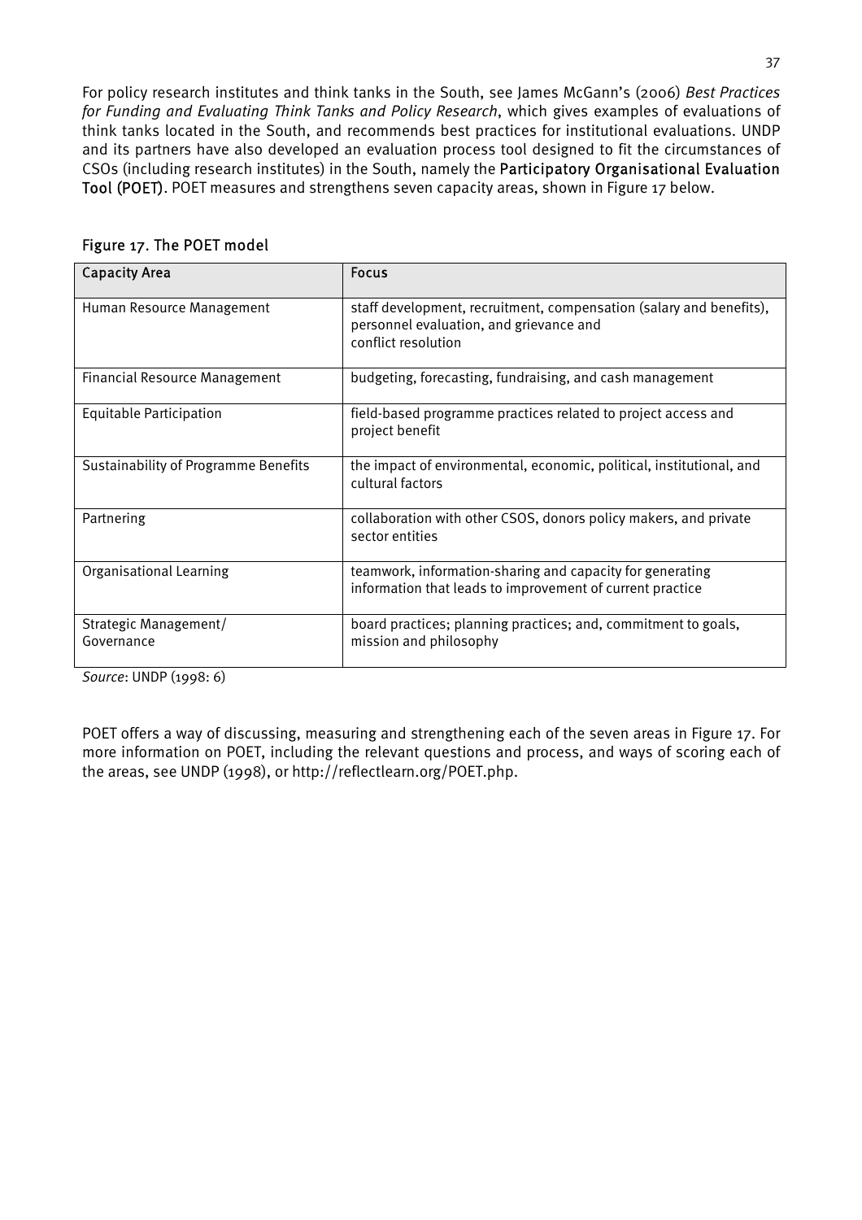For policy research institutes and think tanks in the South, see James McGann's (2006) *Best Practices for Funding and Evaluating Think Tanks and Policy Research*, which gives examples of evaluations of think tanks located in the South, and recommends best practices for institutional evaluations. UNDP and its partners have also developed an evaluation process tool designed to fit the circumstances of CSOs (including research institutes) in the South, namely the **Participatory Organisational Evaluation Tool (POET)**. POET measures and strengthens seven capacity areas, shown in Figure 17 below.

**Figure 17. The POET model**

| Capacity Area | Focus |
|---|---|
| Human Resource Management | staff development, recruitment, compensation (salary and benefits), personnel evaluation, and grievance and conflict resolution |
| Financial Resource Management | budgeting, forecasting, fundraising, and cash management |
| Equitable Participation | field-based programme practices related to project access and project benefit |
| Sustainability of Programme Benefits | the impact of environmental, economic, political, institutional, and cultural factors |
| Partnering | collaboration with other CSOS, donors policy makers, and private sector entities |
| Organisational Learning | teamwork, information-sharing and capacity for generating information that leads to improvement of current practice |
| Strategic Management/ Governance | board practices; planning practices; and, commitment to goals, mission and philosophy |

*Source*: UNDP (1998: 6)

POET offers a way of discussing, measuring and strengthening each of the seven areas in Figure 17. For more information on POET, including the relevant questions and process, and ways of scoring each of the areas, see UNDP (1998), or http://reflectlearn.org/POET.php.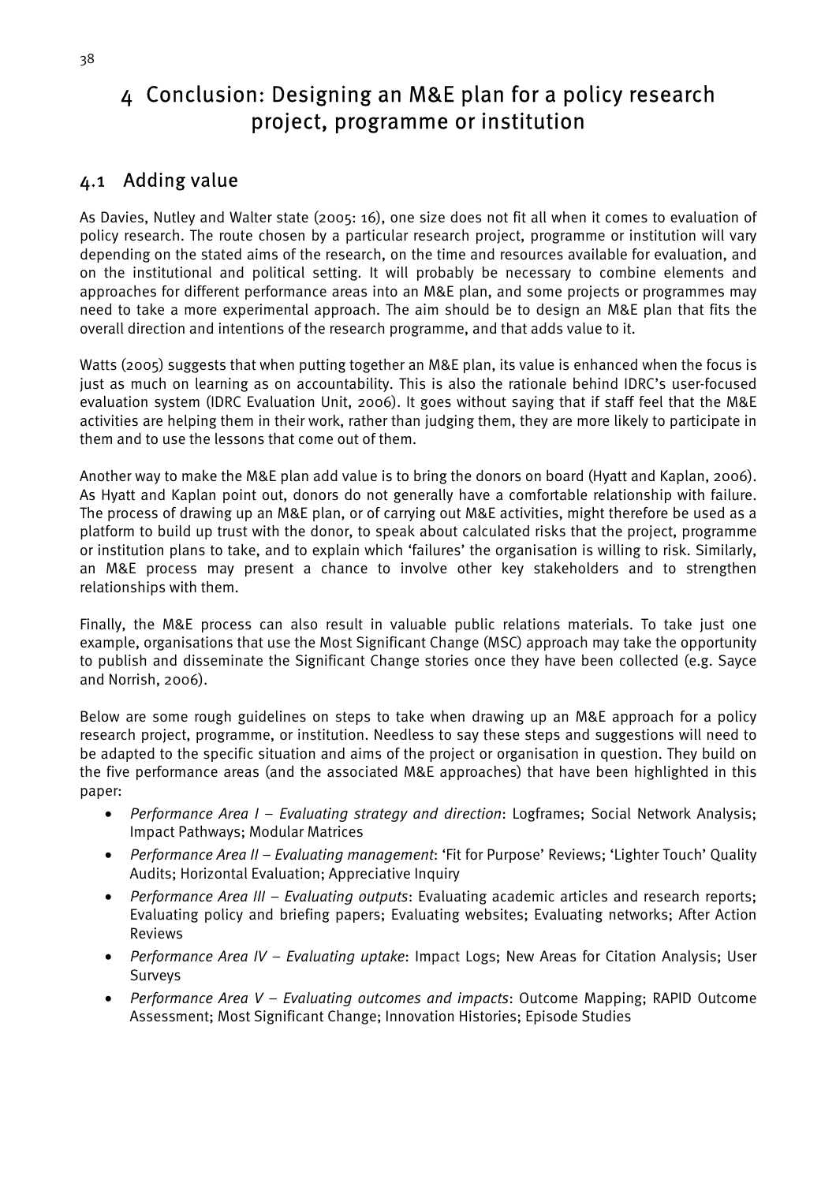# 4 Conclusion: Designing an M&E plan for a policy research project, programme or institution

## 4.1 Adding value

As Davies, Nutley and Walter state (2005: 16), one size does not fit all when it comes to evaluation of policy research. The route chosen by a particular research project, programme or institution will vary depending on the stated aims of the research, on the time and resources available for evaluation, and on the institutional and political setting. It will probably be necessary to combine elements and approaches for different performance areas into an M&E plan, and some projects or programmes may need to take a more experimental approach. The aim should be to design an M&E plan that fits the overall direction and intentions of the research programme, and that adds value to it.

Watts (2005) suggests that when putting together an M&E plan, its value is enhanced when the focus is just as much on learning as on accountability. This is also the rationale behind IDRC's user-focused evaluation system (IDRC Evaluation Unit, 2006). It goes without saying that if staff feel that the M&E activities are helping them in their work, rather than judging them, they are more likely to participate in them and to use the lessons that come out of them.

Another way to make the M&E plan add value is to bring the donors on board (Hyatt and Kaplan, 2006). As Hyatt and Kaplan point out, donors do not generally have a comfortable relationship with failure. The process of drawing up an M&E plan, or of carrying out M&E activities, might therefore be used as a platform to build up trust with the donor, to speak about calculated risks that the project, programme or institution plans to take, and to explain which 'failures' the organisation is willing to risk. Similarly, an M&E process may present a chance to involve other key stakeholders and to strengthen relationships with them.

Finally, the M&E process can also result in valuable public relations materials. To take just one example, organisations that use the Most Significant Change (MSC) approach may take the opportunity to publish and disseminate the Significant Change stories once they have been collected (e.g. Sayce and Norrish, 2006).

Below are some rough guidelines on steps to take when drawing up an M&E approach for a policy research project, programme, or institution. Needless to say these steps and suggestions will need to be adapted to the specific situation and aims of the project or organisation in question. They build on the five performance areas (and the associated M&E approaches) that have been highlighted in this paper:

- *Performance Area I – Evaluating strategy and direction*: Logframes; Social Network Analysis; Impact Pathways; Modular Matrices
- *Performance Area II – Evaluating management*: 'Fit for Purpose' Reviews; 'Lighter Touch' Quality Audits; Horizontal Evaluation; Appreciative Inquiry
- *Performance Area III – Evaluating outputs*: Evaluating academic articles and research reports; Evaluating policy and briefing papers; Evaluating websites; Evaluating networks; After Action Reviews
- *Performance Area IV – Evaluating uptake*: Impact Logs; New Areas for Citation Analysis; User Surveys
- *Performance Area V – Evaluating outcomes and impacts*: Outcome Mapping; RAPID Outcome Assessment; Most Significant Change; Innovation Histories; Episode Studies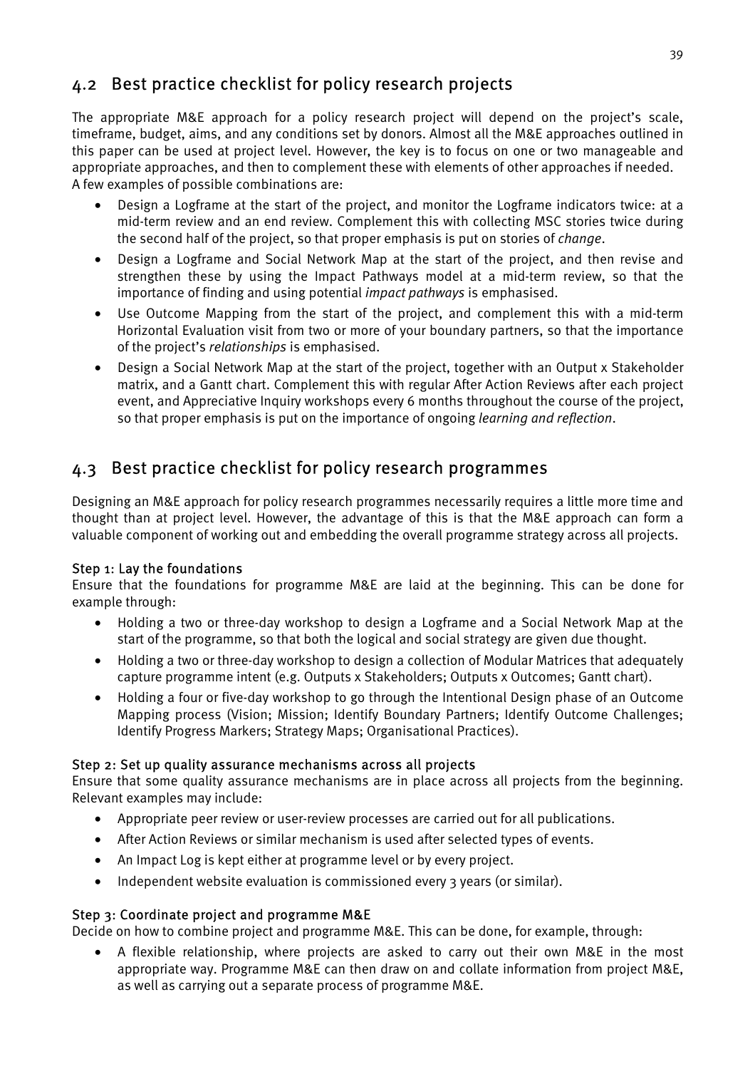## 4.2 Best practice checklist for policy research projects

The appropriate M&E approach for a policy research project will depend on the project's scale, timeframe, budget, aims, and any conditions set by donors. Almost all the M&E approaches outlined in this paper can be used at project level. However, the key is to focus on one or two manageable and appropriate approaches, and then to complement these with elements of other approaches if needed. A few examples of possible combinations are:

- Design a Logframe at the start of the project, and monitor the Logframe indicators twice: at a mid-term review and an end review. Complement this with collecting MSC stories twice during the second half of the project, so that proper emphasis is put on stories of *change*.
- Design a Logframe and Social Network Map at the start of the project, and then revise and strengthen these by using the Impact Pathways model at a mid-term review, so that the importance of finding and using potential *impact pathways* is emphasised.
- Use Outcome Mapping from the start of the project, and complement this with a mid-term Horizontal Evaluation visit from two or more of your boundary partners, so that the importance of the project's *relationships* is emphasised.
- Design a Social Network Map at the start of the project, together with an Output x Stakeholder matrix, and a Gantt chart. Complement this with regular After Action Reviews after each project event, and Appreciative Inquiry workshops every 6 months throughout the course of the project, so that proper emphasis is put on the importance of ongoing *learning and reflection*.

## 4.3 Best practice checklist for policy research programmes

Designing an M&E approach for policy research programmes necessarily requires a little more time and thought than at project level. However, the advantage of this is that the M&E approach can form a valuable component of working out and embedding the overall programme strategy across all projects.

### Step 1: Lay the foundations

Ensure that the foundations for programme M&E are laid at the beginning. This can be done for example through:

- Holding a two or three-day workshop to design a Logframe and a Social Network Map at the start of the programme, so that both the logical and social strategy are given due thought.
- Holding a two or three-day workshop to design a collection of Modular Matrices that adequately capture programme intent (e.g. Outputs x Stakeholders; Outputs x Outcomes; Gantt chart).
- Holding a four or five-day workshop to go through the Intentional Design phase of an Outcome Mapping process (Vision; Mission; Identify Boundary Partners; Identify Outcome Challenges; Identify Progress Markers; Strategy Maps; Organisational Practices).

### Step 2: Set up quality assurance mechanisms across all projects

Ensure that some quality assurance mechanisms are in place across all projects from the beginning. Relevant examples may include:

- Appropriate peer review or user-review processes are carried out for all publications.
- After Action Reviews or similar mechanism is used after selected types of events.
- An Impact Log is kept either at programme level or by every project.
- Independent website evaluation is commissioned every 3 years (or similar).

### Step 3: Coordinate project and programme M&E

Decide on how to combine project and programme M&E. This can be done, for example, through:

- A flexible relationship, where projects are asked to carry out their own M&E in the most appropriate way. Programme M&E can then draw on and collate information from project M&E, as well as carrying out a separate process of programme M&E.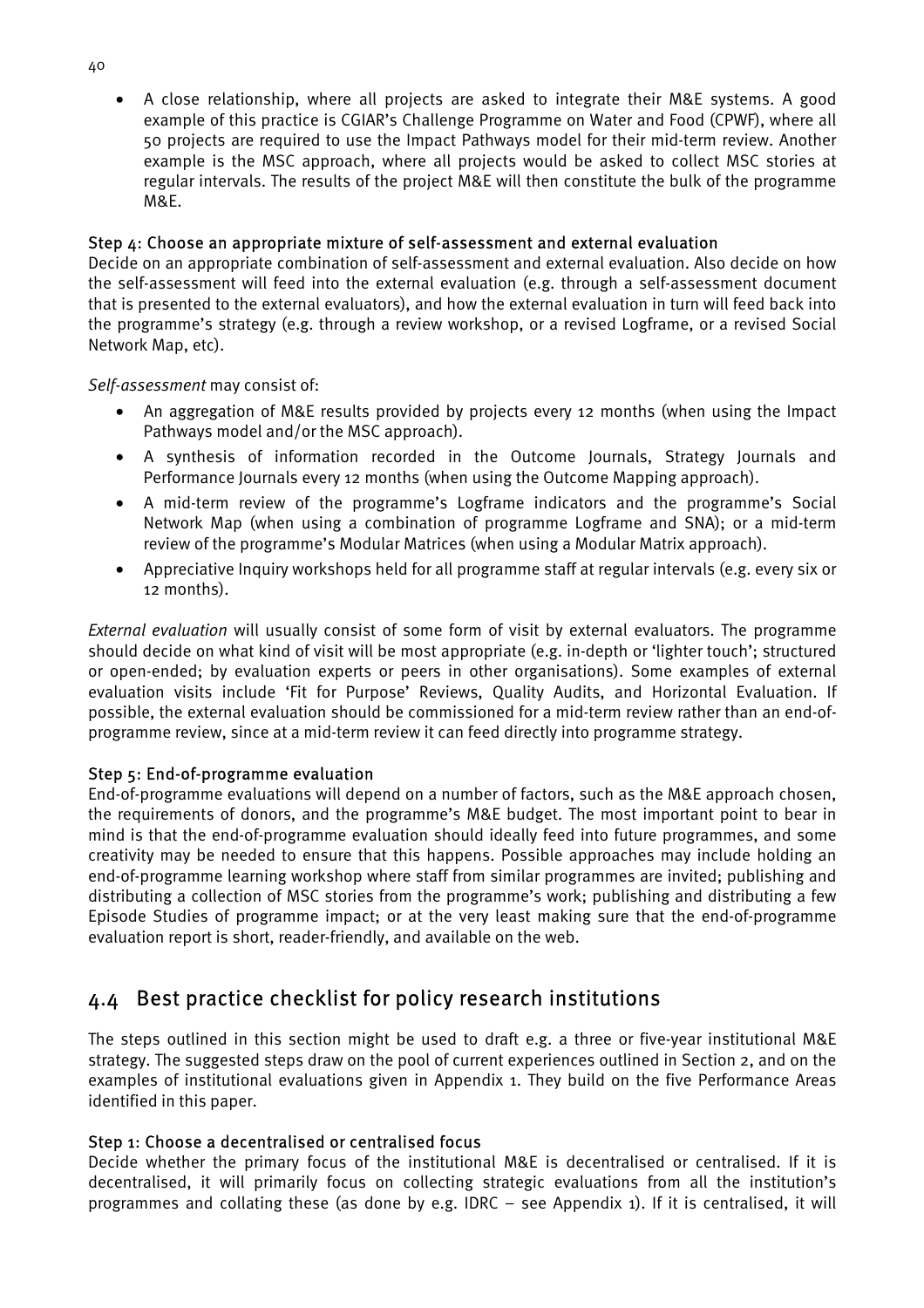- A close relationship, where all projects are asked to integrate their M&E systems. A good example of this practice is CGIAR's Challenge Programme on Water and Food (CPWF), where all 50 projects are required to use the Impact Pathways model for their mid-term review. Another example is the MSC approach, where all projects would be asked to collect MSC stories at regular intervals. The results of the project M&E will then constitute the bulk of the programme M&E.

#### Step 4: Choose an appropriate mixture of self-assessment and external evaluation

Decide on an appropriate combination of self-assessment and external evaluation. Also decide on how the self-assessment will feed into the external evaluation (e.g. through a self-assessment document that is presented to the external evaluators), and how the external evaluation in turn will feed back into the programme's strategy (e.g. through a review workshop, or a revised Logframe, or a revised Social Network Map, etc).

*Self-assessment* may consist of:

- An aggregation of M&E results provided by projects every 12 months (when using the Impact Pathways model and/or the MSC approach).
- A synthesis of information recorded in the Outcome Journals, Strategy Journals and Performance Journals every 12 months (when using the Outcome Mapping approach).
- A mid-term review of the programme's Logframe indicators and the programme's Social Network Map (when using a combination of programme Logframe and SNA); or a mid-term review of the programme's Modular Matrices (when using a Modular Matrix approach).
- Appreciative Inquiry workshops held for all programme staff at regular intervals (e.g. every six or 12 months).

*External evaluation* will usually consist of some form of visit by external evaluators. The programme should decide on what kind of visit will be most appropriate (e.g. in-depth or 'lighter touch'; structured or open-ended; by evaluation experts or peers in other organisations). Some examples of external evaluation visits include 'Fit for Purpose' Reviews, Quality Audits, and Horizontal Evaluation. If possible, the external evaluation should be commissioned for a mid-term review rather than an end-of-programme review, since at a mid-term review it can feed directly into programme strategy.

#### Step 5: End-of-programme evaluation

End-of-programme evaluations will depend on a number of factors, such as the M&E approach chosen, the requirements of donors, and the programme's M&E budget. The most important point to bear in mind is that the end-of-programme evaluation should ideally feed into future programmes, and some creativity may be needed to ensure that this happens. Possible approaches may include holding an end-of-programme learning workshop where staff from similar programmes are invited; publishing and distributing a collection of MSC stories from the programme's work; publishing and distributing a few Episode Studies of programme impact; or at the very least making sure that the end-of-programme evaluation report is short, reader-friendly, and available on the web.

## 4.4 Best practice checklist for policy research institutions

The steps outlined in this section might be used to draft e.g. a three or five-year institutional M&E strategy. The suggested steps draw on the pool of current experiences outlined in Section 2, and on the examples of institutional evaluations given in Appendix 1. They build on the five Performance Areas identified in this paper.

#### Step 1: Choose a decentralised or centralised focus

Decide whether the primary focus of the institutional M&E is decentralised or centralised. If it is decentralised, it will primarily focus on collecting strategic evaluations from all the institution's programmes and collating these (as done by e.g. IDRC – see Appendix 1). If it is centralised, it will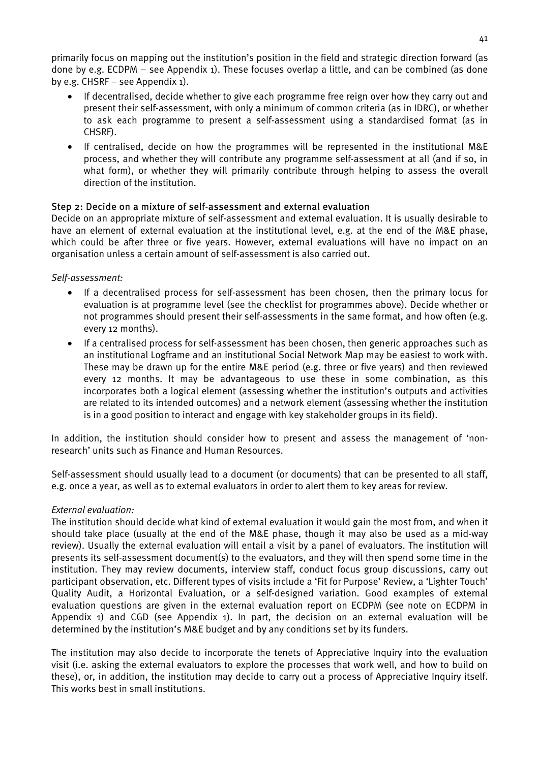primarily focus on mapping out the institution's position in the field and strategic direction forward (as done by e.g. ECDPM – see Appendix 1). These focuses overlap a little, and can be combined (as done by e.g. CHSRF – see Appendix 1).

- If decentralised, decide whether to give each programme free reign over how they carry out and present their self-assessment, with only a minimum of common criteria (as in IDRC), or whether to ask each programme to present a self-assessment using a standardised format (as in CHSRF).
- If centralised, decide on how the programmes will be represented in the institutional M&E process, and whether they will contribute any programme self-assessment at all (and if so, in what form), or whether they will primarily contribute through helping to assess the overall direction of the institution.

### Step 2: Decide on a mixture of self-assessment and external evaluation

Decide on an appropriate mixture of self-assessment and external evaluation. It is usually desirable to have an element of external evaluation at the institutional level, e.g. at the end of the M&E phase, which could be after three or five years. However, external evaluations will have no impact on an organisation unless a certain amount of self-assessment is also carried out.

*Self-assessment:*

- If a decentralised process for self-assessment has been chosen, then the primary locus for evaluation is at programme level (see the checklist for programmes above). Decide whether or not programmes should present their self-assessments in the same format, and how often (e.g. every 12 months).
- If a centralised process for self-assessment has been chosen, then generic approaches such as an institutional Logframe and an institutional Social Network Map may be easiest to work with. These may be drawn up for the entire M&E period (e.g. three or five years) and then reviewed every 12 months. It may be advantageous to use these in some combination, as this incorporates both a logical element (assessing whether the institution's outputs and activities are related to its intended outcomes) and a network element (assessing whether the institution is in a good position to interact and engage with key stakeholder groups in its field).

In addition, the institution should consider how to present and assess the management of 'non-research' units such as Finance and Human Resources.

Self-assessment should usually lead to a document (or documents) that can be presented to all staff, e.g. once a year, as well as to external evaluators in order to alert them to key areas for review.

*External evaluation:*

The institution should decide what kind of external evaluation it would gain the most from, and when it should take place (usually at the end of the M&E phase, though it may also be used as a mid-way review). Usually the external evaluation will entail a visit by a panel of evaluators. The institution will presents its self-assessment document(s) to the evaluators, and they will then spend some time in the institution. They may review documents, interview staff, conduct focus group discussions, carry out participant observation, etc. Different types of visits include a 'Fit for Purpose' Review, a 'Lighter Touch' Quality Audit, a Horizontal Evaluation, or a self-designed variation. Good examples of external evaluation questions are given in the external evaluation report on ECDPM (see note on ECDPM in Appendix 1) and CGD (see Appendix 1). In part, the decision on an external evaluation will be determined by the institution's M&E budget and by any conditions set by its funders.

The institution may also decide to incorporate the tenets of Appreciative Inquiry into the evaluation visit (i.e. asking the external evaluators to explore the processes that work well, and how to build on these), or, in addition, the institution may decide to carry out a process of Appreciative Inquiry itself. This works best in small institutions.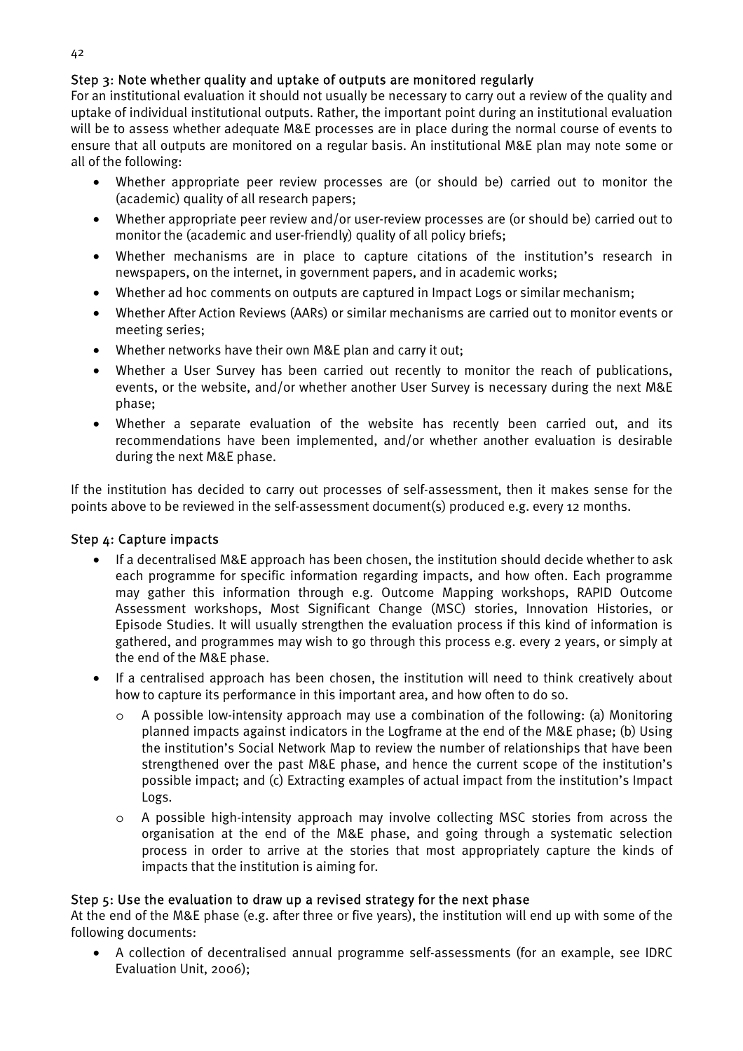### Step 3: Note whether quality and uptake of outputs are monitored regularly

For an institutional evaluation it should not usually be necessary to carry out a review of the quality and uptake of individual institutional outputs. Rather, the important point during an institutional evaluation will be to assess whether adequate M&E processes are in place during the normal course of events to ensure that all outputs are monitored on a regular basis. An institutional M&E plan may note some or all of the following:

- Whether appropriate peer review processes are (or should be) carried out to monitor the (academic) quality of all research papers;
- Whether appropriate peer review and/or user-review processes are (or should be) carried out to monitor the (academic and user-friendly) quality of all policy briefs;
- Whether mechanisms are in place to capture citations of the institution's research in newspapers, on the internet, in government papers, and in academic works;
- Whether ad hoc comments on outputs are captured in Impact Logs or similar mechanism;
- Whether After Action Reviews (AARs) or similar mechanisms are carried out to monitor events or meeting series;
- Whether networks have their own M&E plan and carry it out;
- Whether a User Survey has been carried out recently to monitor the reach of publications, events, or the website, and/or whether another User Survey is necessary during the next M&E phase;
- Whether a separate evaluation of the website has recently been carried out, and its recommendations have been implemented, and/or whether another evaluation is desirable during the next M&E phase.

If the institution has decided to carry out processes of self-assessment, then it makes sense for the points above to be reviewed in the self-assessment document(s) produced e.g. every 12 months.

### Step 4: Capture impacts

- If a decentralised M&E approach has been chosen, the institution should decide whether to ask each programme for specific information regarding impacts, and how often. Each programme may gather this information through e.g. Outcome Mapping workshops, RAPID Outcome Assessment workshops, Most Significant Change (MSC) stories, Innovation Histories, or Episode Studies. It will usually strengthen the evaluation process if this kind of information is gathered, and programmes may wish to go through this process e.g. every 2 years, or simply at the end of the M&E phase.
- If a centralised approach has been chosen, the institution will need to think creatively about how to capture its performance in this important area, and how often to do so.
  - A possible low-intensity approach may use a combination of the following: (a) Monitoring planned impacts against indicators in the Logframe at the end of the M&E phase; (b) Using the institution's Social Network Map to review the number of relationships that have been strengthened over the past M&E phase, and hence the current scope of the institution's possible impact; and (c) Extracting examples of actual impact from the institution's Impact Logs.
  - A possible high-intensity approach may involve collecting MSC stories from across the organisation at the end of the M&E phase, and going through a systematic selection process in order to arrive at the stories that most appropriately capture the kinds of impacts that the institution is aiming for.

### Step 5: Use the evaluation to draw up a revised strategy for the next phase

At the end of the M&E phase (e.g. after three or five years), the institution will end up with some of the following documents:

- A collection of decentralised annual programme self-assessments (for an example, see IDRC Evaluation Unit, 2006);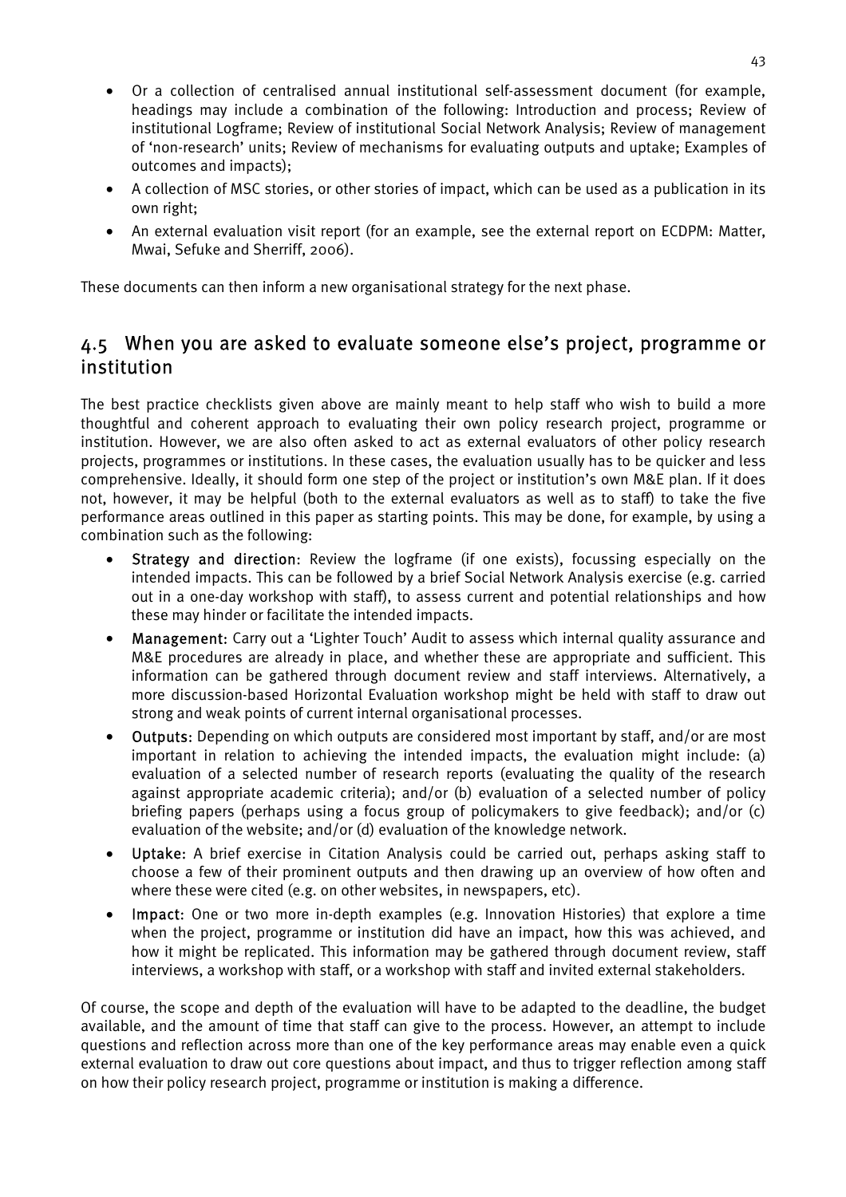- Or a collection of centralised annual institutional self-assessment document (for example, headings may include a combination of the following: Introduction and process; Review of institutional Logframe; Review of institutional Social Network Analysis; Review of management of 'non-research' units; Review of mechanisms for evaluating outputs and uptake; Examples of outcomes and impacts);
- A collection of MSC stories, or other stories of impact, which can be used as a publication in its own right;
- An external evaluation visit report (for an example, see the external report on ECDPM: Matter, Mwai, Sefuke and Sherriff, 2006).

These documents can then inform a new organisational strategy for the next phase.

## 4.5 When you are asked to evaluate someone else's project, programme or institution

The best practice checklists given above are mainly meant to help staff who wish to build a more thoughtful and coherent approach to evaluating their own policy research project, programme or institution. However, we are also often asked to act as external evaluators of other policy research projects, programmes or institutions. In these cases, the evaluation usually has to be quicker and less comprehensive. Ideally, it should form one step of the project or institution's own M&E plan. If it does not, however, it may be helpful (both to the external evaluators as well as to staff) to take the five performance areas outlined in this paper as starting points. This may be done, for example, by using a combination such as the following:

- **Strategy and direction**: Review the logframe (if one exists), focussing especially on the intended impacts. This can be followed by a brief Social Network Analysis exercise (e.g. carried out in a one-day workshop with staff), to assess current and potential relationships and how these may hinder or facilitate the intended impacts.
- **Management**: Carry out a 'Lighter Touch' Audit to assess which internal quality assurance and M&E procedures are already in place, and whether these are appropriate and sufficient. This information can be gathered through document review and staff interviews. Alternatively, a more discussion-based Horizontal Evaluation workshop might be held with staff to draw out strong and weak points of current internal organisational processes.
- **Outputs**: Depending on which outputs are considered most important by staff, and/or are most important in relation to achieving the intended impacts, the evaluation might include: (a) evaluation of a selected number of research reports (evaluating the quality of the research against appropriate academic criteria); and/or (b) evaluation of a selected number of policy briefing papers (perhaps using a focus group of policymakers to give feedback); and/or (c) evaluation of the website; and/or (d) evaluation of the knowledge network.
- **Uptake**: A brief exercise in Citation Analysis could be carried out, perhaps asking staff to choose a few of their prominent outputs and then drawing up an overview of how often and where these were cited (e.g. on other websites, in newspapers, etc).
- **Impact**: One or two more in-depth examples (e.g. Innovation Histories) that explore a time when the project, programme or institution did have an impact, how this was achieved, and how it might be replicated. This information may be gathered through document review, staff interviews, a workshop with staff, or a workshop with staff and invited external stakeholders.

Of course, the scope and depth of the evaluation will have to be adapted to the deadline, the budget available, and the amount of time that staff can give to the process. However, an attempt to include questions and reflection across more than one of the key performance areas may enable even a quick external evaluation to draw out core questions about impact, and thus to trigger reflection among staff on how their policy research project, programme or institution is making a difference.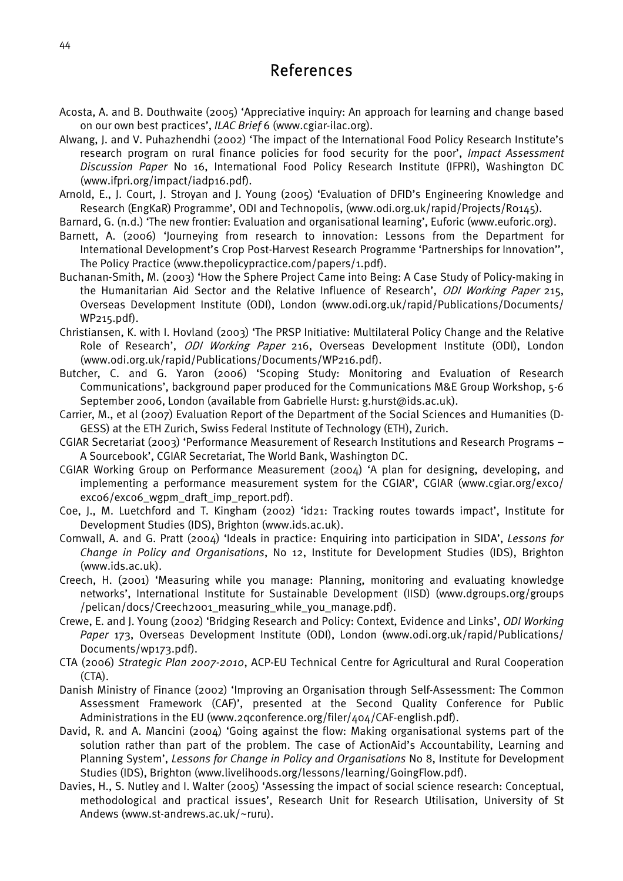## References

Acosta, A. and B. Douthwaite (2005) 'Appreciative inquiry: An approach for learning and change based on our own best practices', *ILAC Brief* 6 (www.cgiar-ilac.org).

Alwang, J. and V. Puhazhendhi (2002) 'The impact of the International Food Policy Research Institute's research program on rural finance policies for food security for the poor', *Impact Assessment Discussion Paper* No 16, International Food Policy Research Institute (IFPRI), Washington DC (www.ifpri.org/impact/iadp16.pdf).

Arnold, E., J. Court, J. Stroyan and J. Young (2005) 'Evaluation of DFID's Engineering Knowledge and Research (EngKaR) Programme', ODI and Technopolis, (www.odi.org.uk/rapid/Projects/R0145).

Barnard, G. (n.d.) 'The new frontier: Evaluation and organisational learning', Euforic (www.euforic.org).

Barnett, A. (2006) 'Journeying from research to innovation: Lessons from the Department for International Development's Crop Post-Harvest Research Programme 'Partnerships for Innovation'', The Policy Practice (www.thepolicypractice.com/papers/1.pdf).

Buchanan-Smith, M. (2003) 'How the Sphere Project Came into Being: A Case Study of Policy-making in the Humanitarian Aid Sector and the Relative Influence of Research', *ODI Working Paper* 215, Overseas Development Institute (ODI), London (www.odi.org.uk/rapid/Publications/Documents/WP215.pdf).

Christiansen, K. with I. Hovland (2003) 'The PRSP Initiative: Multilateral Policy Change and the Relative Role of Research', *ODI Working Paper* 216, Overseas Development Institute (ODI), London (www.odi.org.uk/rapid/Publications/Documents/WP216.pdf).

Butcher, C. and G. Yaron (2006) 'Scoping Study: Monitoring and Evaluation of Research Communications', background paper produced for the Communications M&E Group Workshop, 5-6 September 2006, London (available from Gabrielle Hurst: g.hurst@ids.ac.uk).

Carrier, M., et al (2007) Evaluation Report of the Department of the Social Sciences and Humanities (D-GESS) at the ETH Zurich, Swiss Federal Institute of Technology (ETH), Zurich.

CGIAR Secretariat (2003) 'Performance Measurement of Research Institutions and Research Programs – A Sourcebook', CGIAR Secretariat, The World Bank, Washington DC.

CGIAR Working Group on Performance Measurement (2004) 'A plan for designing, developing, and implementing a performance measurement system for the CGIAR', CGIAR (www.cgiar.org/exco/exco6/exco6_wgpm_draft_imp_report.pdf).

Coe, J., M. Luetchford and T. Kingham (2002) 'id21: Tracking routes towards impact', Institute for Development Studies (IDS), Brighton (www.ids.ac.uk).

Cornwall, A. and G. Pratt (2004) 'Ideals in practice: Enquiring into participation in SIDA', *Lessons for Change in Policy and Organisations*, No 12, Institute for Development Studies (IDS), Brighton (www.ids.ac.uk).

Creech, H. (2001) 'Measuring while you manage: Planning, monitoring and evaluating knowledge networks', International Institute for Sustainable Development (IISD) (www.dgroups.org/groups/pelican/docs/Creech2001_measuring_while_you_manage.pdf).

Crewe, E. and J. Young (2002) 'Bridging Research and Policy: Context, Evidence and Links', *ODI Working Paper* 173, Overseas Development Institute (ODI), London (www.odi.org.uk/rapid/Publications/Documents/wp173.pdf).

CTA (2006) *Strategic Plan 2007-2010*, ACP-EU Technical Centre for Agricultural and Rural Cooperation (CTA).

Danish Ministry of Finance (2002) 'Improving an Organisation through Self-Assessment: The Common Assessment Framework (CAF)', presented at the Second Quality Conference for Public Administrations in the EU (www.2qconference.org/filer/404/CAF-english.pdf).

David, R. and A. Mancini (2004) 'Going against the flow: Making organisational systems part of the solution rather than part of the problem. The case of ActionAid's Accountability, Learning and Planning System', *Lessons for Change in Policy and Organisations* No 8, Institute for Development Studies (IDS), Brighton (www.livelihoods.org/lessons/learning/GoingFlow.pdf).

Davies, H., S. Nutley and I. Walter (2005) 'Assessing the impact of social science research: Conceptual, methodological and practical issues', Research Unit for Research Utilisation, University of St Andews (www.st-andrews.ac.uk/~ruru).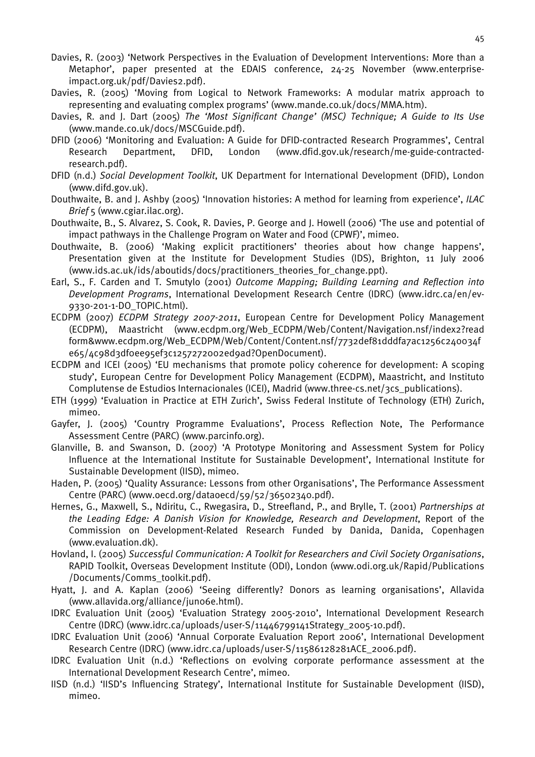Davies, R. (2003) 'Network Perspectives in the Evaluation of Development Interventions: More than a Metaphor', paper presented at the EDAIS conference, 24-25 November (www.enterprise-impact.org.uk/pdf/Davies2.pdf).

Davies, R. (2005) 'Moving from Logical to Network Frameworks: A modular matrix approach to representing and evaluating complex programs' (www.mande.co.uk/docs/MMA.htm).

Davies, R. and J. Dart (2005) *The 'Most Significant Change' (MSC) Technique; A Guide to Its Use* (www.mande.co.uk/docs/MSCGuide.pdf).

DFID (2006) 'Monitoring and Evaluation: A Guide for DFID-contracted Research Programmes', Central Research Department, DFID, London (www.dfid.gov.uk/research/me-guide-contracted-research.pdf).

DFID (n.d.) *Social Development Toolkit*, UK Department for International Development (DFID), London (www.difd.gov.uk).

Douthwaite, B. and J. Ashby (2005) 'Innovation histories: A method for learning from experience', *ILAC Brief* 5 (www.cgiar.ilac.org).

Douthwaite, B., S. Alvarez, S. Cook, R. Davies, P. George and J. Howell (2006) 'The use and potential of impact pathways in the Challenge Program on Water and Food (CPWF)', mimeo.

Douthwaite, B. (2006) 'Making explicit practitioners' theories about how change happens', Presentation given at the Institute for Development Studies (IDS), Brighton, 11 July 2006 (www.ids.ac.uk/ids/aboutids/docs/practitioners_theories_for_change.ppt).

Earl, S., F. Carden and T. Smutylo (2001) *Outcome Mapping; Building Learning and Reflection into Development Programs*, International Development Research Centre (IDRC) (www.idrc.ca/en/ev-9330-201-1-DO_TOPIC.html).

ECDPM (2007) *ECDPM Strategy 2007-2011*, European Centre for Development Policy Management (ECDPM), Maastricht (www.ecdpm.org/Web_ECDPM/Web/Content/Navigation.nsf/index2?readform&www.ecdpm.org/Web_ECDPM/Web/Content/Content.nsf/7732def81dddfa7ac1256c240034fe65/4c98d3df0ee95ef3c1257272002ed9ad?OpenDocument).

ECDPM and ICEI (2005) 'EU mechanisms that promote policy coherence for development: A scoping study', European Centre for Development Policy Management (ECDPM), Maastricht, and Instituto Complutense de Estudios Internacionales (ICEI), Madrid (www.three-cs.net/3cs_publications).

ETH (1999) 'Evaluation in Practice at ETH Zurich', Swiss Federal Institute of Technology (ETH) Zurich, mimeo.

Gayfer, J. (2005) 'Country Programme Evaluations', Process Reflection Note, The Performance Assessment Centre (PARC) (www.parcinfo.org).

Glanville, B. and Swanson, D. (2007) 'A Prototype Monitoring and Assessment System for Policy Influence at the International Institute for Sustainable Development', International Institute for Sustainable Development (IISD), mimeo.

Haden, P. (2005) 'Quality Assurance: Lessons from other Organisations', The Performance Assessment Centre (PARC) (www.oecd.org/dataoecd/59/52/36502340.pdf).

Hernes, G., Maxwell, S., Ndiritu, C., Rwegasira, D., Streefland, P., and Brylle, T. (2001) *Partnerships at the Leading Edge: A Danish Vision for Knowledge, Research and Development*, Report of the Commission on Development-Related Research Funded by Danida, Danida, Copenhagen (www.evaluation.dk).

Hovland, I. (2005) *Successful Communication: A Toolkit for Researchers and Civil Society Organisations*, RAPID Toolkit, Overseas Development Institute (ODI), London (www.odi.org.uk/Rapid/Publications/Documents/Comms_toolkit.pdf).

Hyatt, J. and A. Kaplan (2006) 'Seeing differently? Donors as learning organisations', Allavida (www.allavida.org/alliance/jun06e.html).

IDRC Evaluation Unit (2005) 'Evaluation Strategy 2005-2010', International Development Research Centre (IDRC) (www.idrc.ca/uploads/user-S/11446799141Strategy_2005-10.pdf).

IDRC Evaluation Unit (2006) 'Annual Corporate Evaluation Report 2006', International Development Research Centre (IDRC) (www.idrc.ca/uploads/user-S/11586128281ACE_2006.pdf).

IDRC Evaluation Unit (n.d.) 'Reflections on evolving corporate performance assessment at the International Development Research Centre', mimeo.

IISD (n.d.) 'IISD's Influencing Strategy', International Institute for Sustainable Development (IISD), mimeo.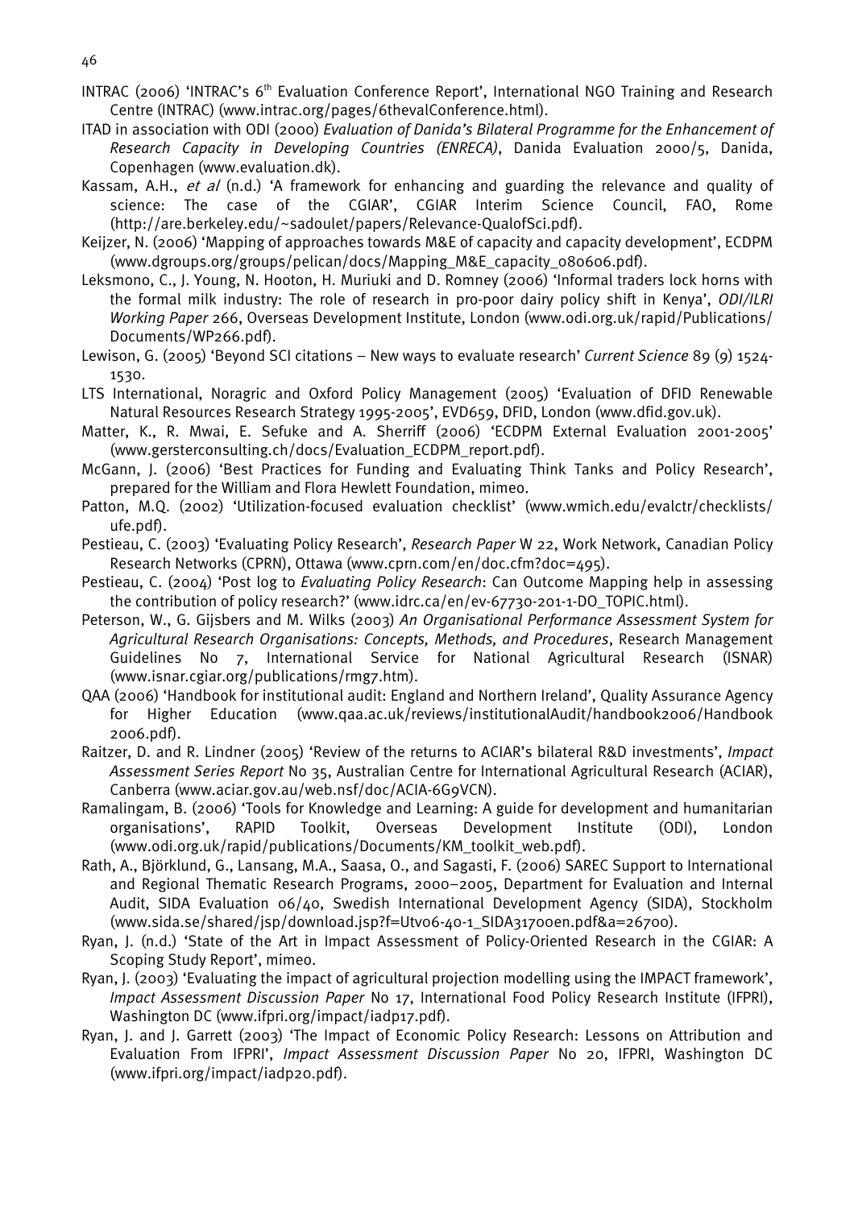INTRAC (2006) 'INTRAC's 6th Evaluation Conference Report', International NGO Training and Research Centre (INTRAC) (www.intrac.org/pages/6thevalConference.html).

ITAD in association with ODI (2000) *Evaluation of Danida's Bilateral Programme for the Enhancement of Research Capacity in Developing Countries (ENRECA)*, Danida Evaluation 2000/5, Danida, Copenhagen (www.evaluation.dk).

Kassam, A.H., *et al* (n.d.) 'A framework for enhancing and guarding the relevance and quality of science: The case of the CGIAR', CGIAR Interim Science Council, FAO, Rome (http://are.berkeley.edu/~sadoulet/papers/Relevance-QualofSci.pdf).

Keijzer, N. (2006) 'Mapping of approaches towards M&E of capacity and capacity development', ECDPM (www.dgroups.org/groups/pelican/docs/Mapping_M&E_capacity_080606.pdf).

Leksmono, C., J. Young, N. Hooton, H. Muriuki and D. Romney (2006) 'Informal traders lock horns with the formal milk industry: The role of research in pro-poor dairy policy shift in Kenya', *ODI/ILRI Working Paper* 266, Overseas Development Institute, London (www.odi.org.uk/rapid/Publications/Documents/WP266.pdf).

Lewison, G. (2005) 'Beyond SCI citations – New ways to evaluate research' *Current Science* 89 (9) 1524-1530.

LTS International, Noragric and Oxford Policy Management (2005) 'Evaluation of DFID Renewable Natural Resources Research Strategy 1995-2005', EVD659, DFID, London (www.dfid.gov.uk).

Matter, K., R. Mwai, E. Sefuke and A. Sherriff (2006) 'ECDPM External Evaluation 2001-2005' (www.gersterconsulting.ch/docs/Evaluation_ECDPM_report.pdf).

McGann, J. (2006) 'Best Practices for Funding and Evaluating Think Tanks and Policy Research', prepared for the William and Flora Hewlett Foundation, mimeo.

Patton, M.Q. (2002) 'Utilization-focused evaluation checklist' (www.wmich.edu/evalctr/checklists/ufe.pdf).

Pestieau, C. (2003) 'Evaluating Policy Research', *Research Paper* W 22, Work Network, Canadian Policy Research Networks (CPRN), Ottawa (www.cprn.com/en/doc.cfm?doc=495).

Pestieau, C. (2004) 'Post log to *Evaluating Policy Research*: Can Outcome Mapping help in assessing the contribution of policy research?' (www.idrc.ca/en/ev-67730-201-1-DO_TOPIC.html).

Peterson, W., G. Gijsbers and M. Wilks (2003) *An Organisational Performance Assessment System for Agricultural Research Organisations: Concepts, Methods, and Procedures*, Research Management Guidelines No 7, International Service for National Agricultural Research (ISNAR) (www.isnar.cgiar.org/publications/rmg7.htm).

QAA (2006) 'Handbook for institutional audit: England and Northern Ireland', Quality Assurance Agency for Higher Education (www.qaa.ac.uk/reviews/institutionalAudit/handbook2006/Handbook 2006.pdf).

Raitzer, D. and R. Lindner (2005) 'Review of the returns to ACIAR's bilateral R&D investments', *Impact Assessment Series Report* No 35, Australian Centre for International Agricultural Research (ACIAR), Canberra (www.aciar.gov.au/web.nsf/doc/ACIA-6G9VCN).

Ramalingam, B. (2006) 'Tools for Knowledge and Learning: A guide for development and humanitarian organisations', RAPID Toolkit, Overseas Development Institute (ODI), London (www.odi.org.uk/rapid/publications/Documents/KM_toolkit_web.pdf).

Rath, A., Björklund, G., Lansang, M.A., Saasa, O., and Sagasti, F. (2006) SAREC Support to International and Regional Thematic Research Programs, 2000–2005, Department for Evaluation and Internal Audit, SIDA Evaluation 06/40, Swedish International Development Agency (SIDA), Stockholm (www.sida.se/shared/jsp/download.jsp?f=Utv06-40-1_SIDA31700en.pdf&a=26700).

Ryan, J. (n.d.) 'State of the Art in Impact Assessment of Policy-Oriented Research in the CGIAR: A Scoping Study Report', mimeo.

Ryan, J. (2003) 'Evaluating the impact of agricultural projection modelling using the IMPACT framework', *Impact Assessment Discussion Paper* No 17, International Food Policy Research Institute (IFPRI), Washington DC (www.ifpri.org/impact/iadp17.pdf).

Ryan, J. and J. Garrett (2003) 'The Impact of Economic Policy Research: Lessons on Attribution and Evaluation From IFPRI', *Impact Assessment Discussion Paper* No 20, IFPRI, Washington DC (www.ifpri.org/impact/iadp20.pdf).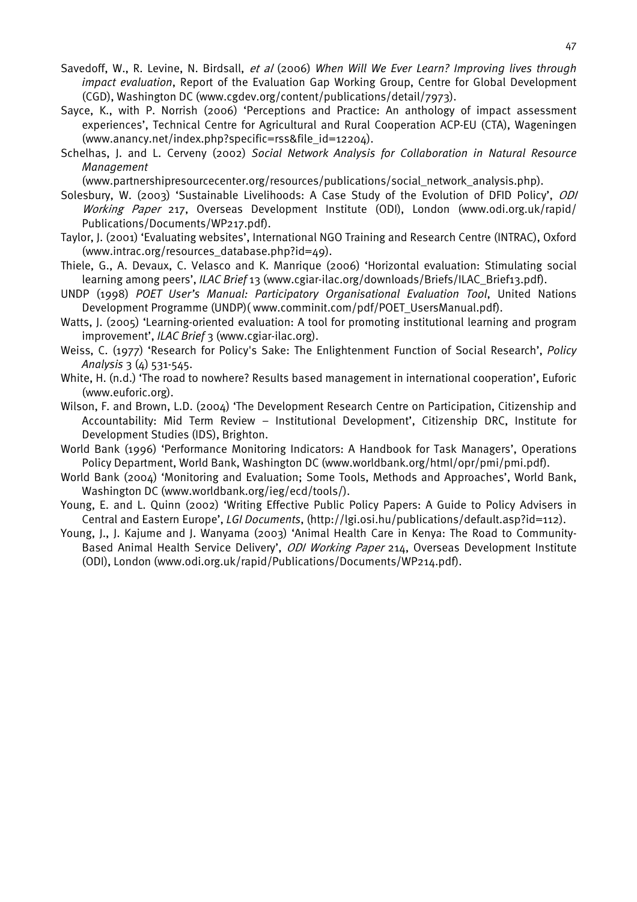Savedoff, W., R. Levine, N. Birdsall, *et al* (2006) *When Will We Ever Learn? Improving lives through impact evaluation*, Report of the Evaluation Gap Working Group, Centre for Global Development (CGD), Washington DC (www.cgdev.org/content/publications/detail/7973).

Sayce, K., with P. Norrish (2006) 'Perceptions and Practice: An anthology of impact assessment experiences', Technical Centre for Agricultural and Rural Cooperation ACP-EU (CTA), Wageningen (www.anancy.net/index.php?specific=rss&file_id=12204).

Schelhas, J. and L. Cerveny (2002) *Social Network Analysis for Collaboration in Natural Resource Management* (www.partnershipresourcecenter.org/resources/publications/social_network_analysis.php).

Solesbury, W. (2003) 'Sustainable Livelihoods: A Case Study of the Evolution of DFID Policy', *ODI Working Paper* 217, Overseas Development Institute (ODI), London (www.odi.org.uk/rapid/Publications/Documents/WP217.pdf).

Taylor, J. (2001) 'Evaluating websites', International NGO Training and Research Centre (INTRAC), Oxford (www.intrac.org/resources_database.php?id=49).

Thiele, G., A. Devaux, C. Velasco and K. Manrique (2006) 'Horizontal evaluation: Stimulating social learning among peers', *ILAC Brief* 13 (www.cgiar-ilac.org/downloads/Briefs/ILAC_Brief13.pdf).

UNDP (1998) *POET User's Manual: Participatory Organisational Evaluation Tool*, United Nations Development Programme (UNDP)( www.comminit.com/pdf/POET_UsersManual.pdf).

Watts, J. (2005) 'Learning-oriented evaluation: A tool for promoting institutional learning and program improvement', *ILAC Brief* 3 (www.cgiar-ilac.org).

Weiss, C. (1977) 'Research for Policy's Sake: The Enlightenment Function of Social Research', *Policy Analysis* 3 (4) 531-545.

White, H. (n.d.) 'The road to nowhere? Results based management in international cooperation', Euforic (www.euforic.org).

Wilson, F. and Brown, L.D. (2004) 'The Development Research Centre on Participation, Citizenship and Accountability: Mid Term Review – Institutional Development', Citizenship DRC, Institute for Development Studies (IDS), Brighton.

World Bank (1996) 'Performance Monitoring Indicators: A Handbook for Task Managers', Operations Policy Department, World Bank, Washington DC (www.worldbank.org/html/opr/pmi/pmi.pdf).

World Bank (2004) 'Monitoring and Evaluation; Some Tools, Methods and Approaches', World Bank, Washington DC (www.worldbank.org/ieg/ecd/tools/).

Young, E. and L. Quinn (2002) 'Writing Effective Public Policy Papers: A Guide to Policy Advisers in Central and Eastern Europe', *LGI Documents*, (http://lgi.osi.hu/publications/default.asp?id=112).

Young, J., J. Kajume and J. Wanyama (2003) 'Animal Health Care in Kenya: The Road to Community-Based Animal Health Service Delivery', *ODI Working Paper* 214, Overseas Development Institute (ODI), London (www.odi.org.uk/rapid/Publications/Documents/WP214.pdf).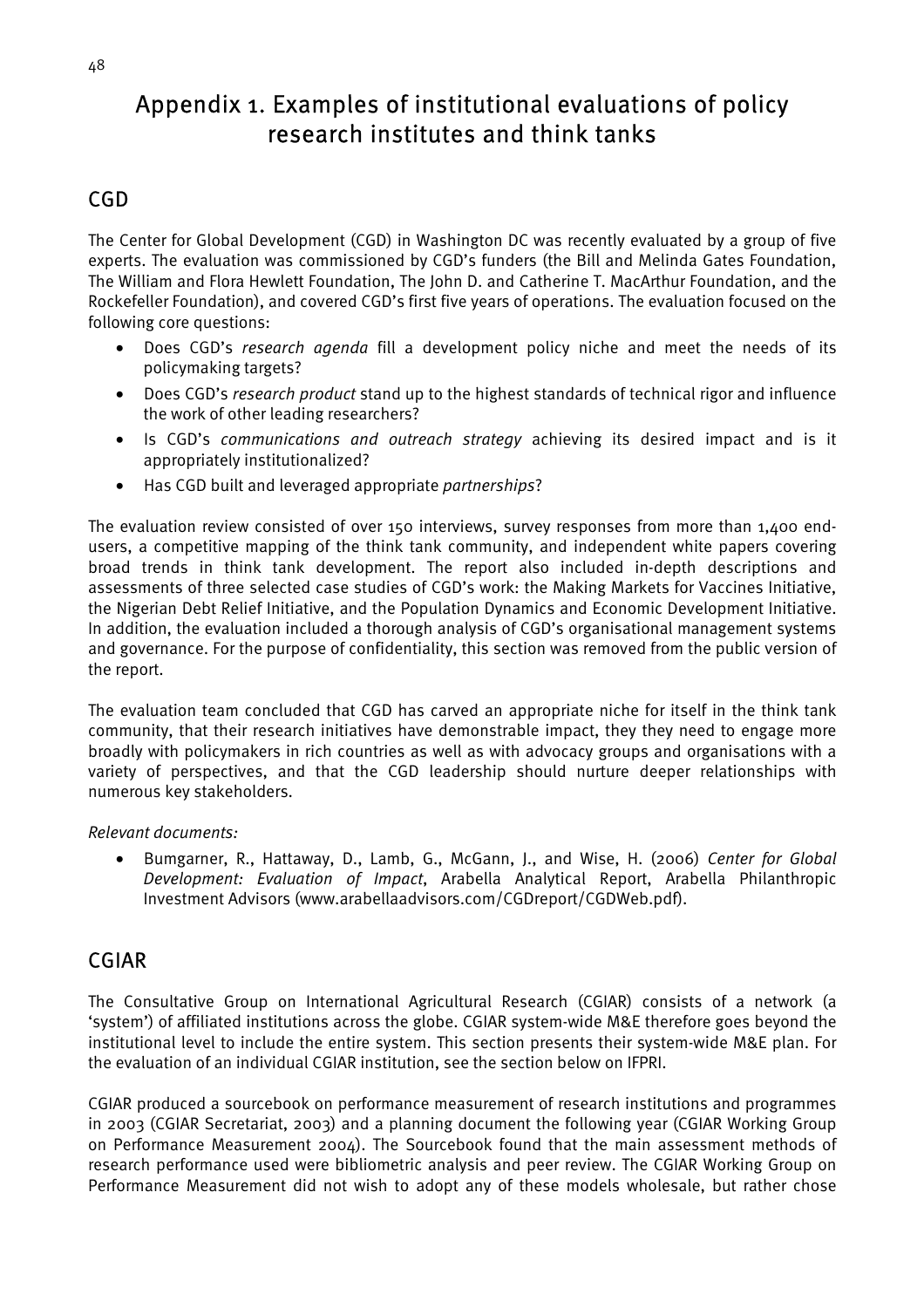# Appendix 1. Examples of institutional evaluations of policy research institutes and think tanks

## CGD

The Center for Global Development (CGD) in Washington DC was recently evaluated by a group of five experts. The evaluation was commissioned by CGD's funders (the Bill and Melinda Gates Foundation, The William and Flora Hewlett Foundation, The John D. and Catherine T. MacArthur Foundation, and the Rockefeller Foundation), and covered CGD's first five years of operations. The evaluation focused on the following core questions:

- Does CGD's *research agenda* fill a development policy niche and meet the needs of its policymaking targets?
- Does CGD's *research product* stand up to the highest standards of technical rigor and influence the work of other leading researchers?
- Is CGD's *communications and outreach strategy* achieving its desired impact and is it appropriately institutionalized?
- Has CGD built and leveraged appropriate *partnerships*?

The evaluation review consisted of over 150 interviews, survey responses from more than 1,400 end-users, a competitive mapping of the think tank community, and independent white papers covering broad trends in think tank development. The report also included in-depth descriptions and assessments of three selected case studies of CGD's work: the Making Markets for Vaccines Initiative, the Nigerian Debt Relief Initiative, and the Population Dynamics and Economic Development Initiative. In addition, the evaluation included a thorough analysis of CGD's organisational management systems and governance. For the purpose of confidentiality, this section was removed from the public version of the report.

The evaluation team concluded that CGD has carved an appropriate niche for itself in the think tank community, that their research initiatives have demonstrable impact, they they need to engage more broadly with policymakers in rich countries as well as with advocacy groups and organisations with a variety of perspectives, and that the CGD leadership should nurture deeper relationships with numerous key stakeholders.

*Relevant documents:*

- Bumgarner, R., Hattaway, D., Lamb, G., McGann, J., and Wise, H. (2006) *Center for Global Development: Evaluation of Impact*, Arabella Analytical Report, Arabella Philanthropic Investment Advisors (www.arabellaadvisors.com/CGDreport/CGDWeb.pdf).

## CGIAR

The Consultative Group on International Agricultural Research (CGIAR) consists of a network (a 'system') of affiliated institutions across the globe. CGIAR system-wide M&E therefore goes beyond the institutional level to include the entire system. This section presents their system-wide M&E plan. For the evaluation of an individual CGIAR institution, see the section below on IFPRI.

CGIAR produced a sourcebook on performance measurement of research institutions and programmes in 2003 (CGIAR Secretariat, 2003) and a planning document the following year (CGIAR Working Group on Performance Measurement 2004). The Sourcebook found that the main assessment methods of research performance used were bibliometric analysis and peer review. The CGIAR Working Group on Performance Measurement did not wish to adopt any of these models wholesale, but rather chose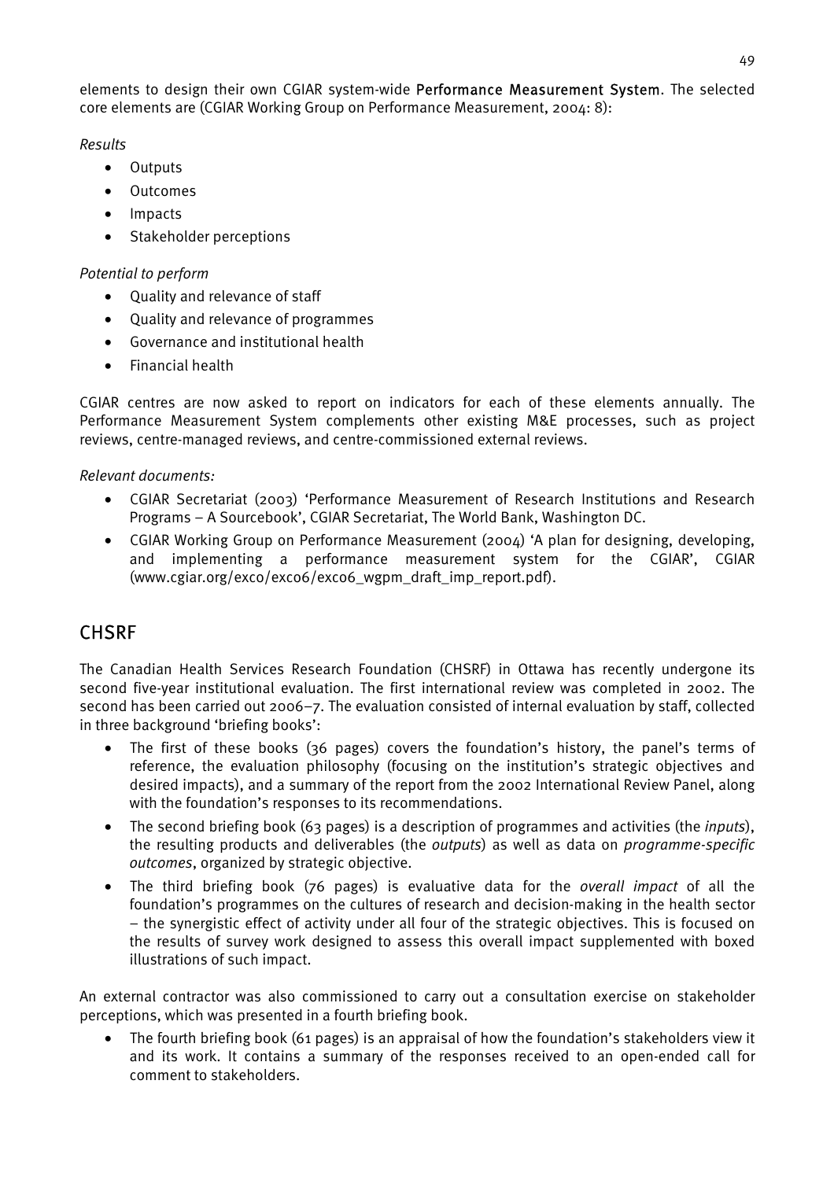elements to design their own CGIAR system-wide **Performance Measurement System**. The selected core elements are (CGIAR Working Group on Performance Measurement, 2004: 8):

*Results*

- Outputs
- Outcomes
- Impacts
- Stakeholder perceptions

*Potential to perform*

- Quality and relevance of staff
- Quality and relevance of programmes
- Governance and institutional health
- Financial health

CGIAR centres are now asked to report on indicators for each of these elements annually. The Performance Measurement System complements other existing M&E processes, such as project reviews, centre-managed reviews, and centre-commissioned external reviews.

*Relevant documents:*

- CGIAR Secretariat (2003) 'Performance Measurement of Research Institutions and Research Programs – A Sourcebook', CGIAR Secretariat, The World Bank, Washington DC.
- CGIAR Working Group on Performance Measurement (2004) 'A plan for designing, developing, and implementing a performance measurement system for the CGIAR', CGIAR (www.cgiar.org/exco/exco6/exco6_wgpm_draft_imp_report.pdf).

## CHSRF

The Canadian Health Services Research Foundation (CHSRF) in Ottawa has recently undergone its second five-year institutional evaluation. The first international review was completed in 2002. The second has been carried out 2006–7. The evaluation consisted of internal evaluation by staff, collected in three background 'briefing books':

- The first of these books (36 pages) covers the foundation's history, the panel's terms of reference, the evaluation philosophy (focusing on the institution's strategic objectives and desired impacts), and a summary of the report from the 2002 International Review Panel, along with the foundation's responses to its recommendations.
- The second briefing book (63 pages) is a description of programmes and activities (the *inputs*), the resulting products and deliverables (the *outputs*) as well as data on *programme-specific outcomes*, organized by strategic objective.
- The third briefing book (76 pages) is evaluative data for the *overall impact* of all the foundation's programmes on the cultures of research and decision-making in the health sector – the synergistic effect of activity under all four of the strategic objectives. This is focused on the results of survey work designed to assess this overall impact supplemented with boxed illustrations of such impact.

An external contractor was also commissioned to carry out a consultation exercise on stakeholder perceptions, which was presented in a fourth briefing book.

- The fourth briefing book (61 pages) is an appraisal of how the foundation's stakeholders view it and its work. It contains a summary of the responses received to an open-ended call for comment to stakeholders.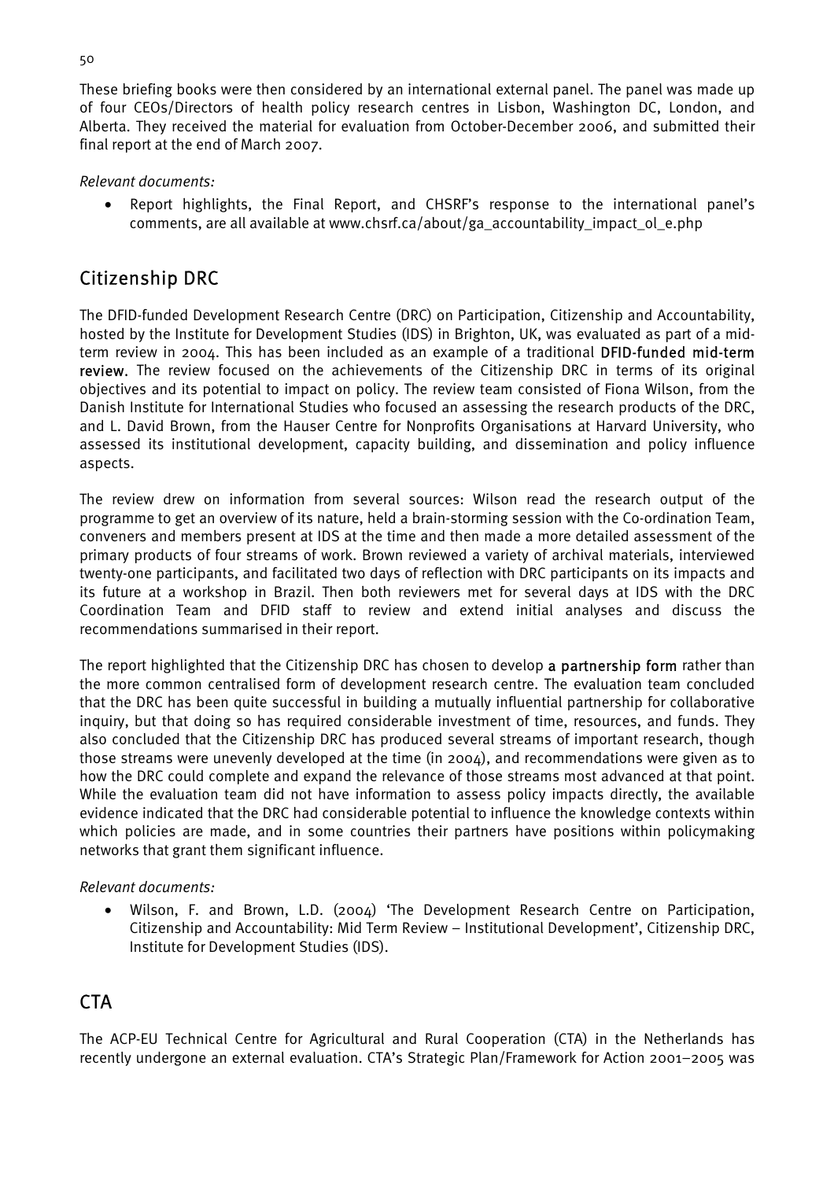These briefing books were then considered by an international external panel. The panel was made up of four CEOs/Directors of health policy research centres in Lisbon, Washington DC, London, and Alberta. They received the material for evaluation from October-December 2006, and submitted their final report at the end of March 2007.

*Relevant documents:*

- Report highlights, the Final Report, and CHSRF's response to the international panel's comments, are all available at www.chsrf.ca/about/ga_accountability_impact_ol_e.php

## Citizenship DRC

The DFID-funded Development Research Centre (DRC) on Participation, Citizenship and Accountability, hosted by the Institute for Development Studies (IDS) in Brighton, UK, was evaluated as part of a mid-term review in 2004. This has been included as an example of a traditional **DFID-funded mid-term review**. The review focused on the achievements of the Citizenship DRC in terms of its original objectives and its potential to impact on policy. The review team consisted of Fiona Wilson, from the Danish Institute for International Studies who focused an assessing the research products of the DRC, and L. David Brown, from the Hauser Centre for Nonprofits Organisations at Harvard University, who assessed its institutional development, capacity building, and dissemination and policy influence aspects.

The review drew on information from several sources: Wilson read the research output of the programme to get an overview of its nature, held a brain-storming session with the Co-ordination Team, conveners and members present at IDS at the time and then made a more detailed assessment of the primary products of four streams of work. Brown reviewed a variety of archival materials, interviewed twenty-one participants, and facilitated two days of reflection with DRC participants on its impacts and its future at a workshop in Brazil. Then both reviewers met for several days at IDS with the DRC Coordination Team and DFID staff to review and extend initial analyses and discuss the recommendations summarised in their report.

The report highlighted that the Citizenship DRC has chosen to develop **a partnership form** rather than the more common centralised form of development research centre. The evaluation team concluded that the DRC has been quite successful in building a mutually influential partnership for collaborative inquiry, but that doing so has required considerable investment of time, resources, and funds. They also concluded that the Citizenship DRC has produced several streams of important research, though those streams were unevenly developed at the time (in 2004), and recommendations were given as to how the DRC could complete and expand the relevance of those streams most advanced at that point. While the evaluation team did not have information to assess policy impacts directly, the available evidence indicated that the DRC had considerable potential to influence the knowledge contexts within which policies are made, and in some countries their partners have positions within policymaking networks that grant them significant influence.

*Relevant documents:*

- Wilson, F. and Brown, L.D. (2004) 'The Development Research Centre on Participation, Citizenship and Accountability: Mid Term Review – Institutional Development', Citizenship DRC, Institute for Development Studies (IDS).

## CTA

The ACP-EU Technical Centre for Agricultural and Rural Cooperation (CTA) in the Netherlands has recently undergone an external evaluation. CTA's Strategic Plan/Framework for Action 2001–2005 was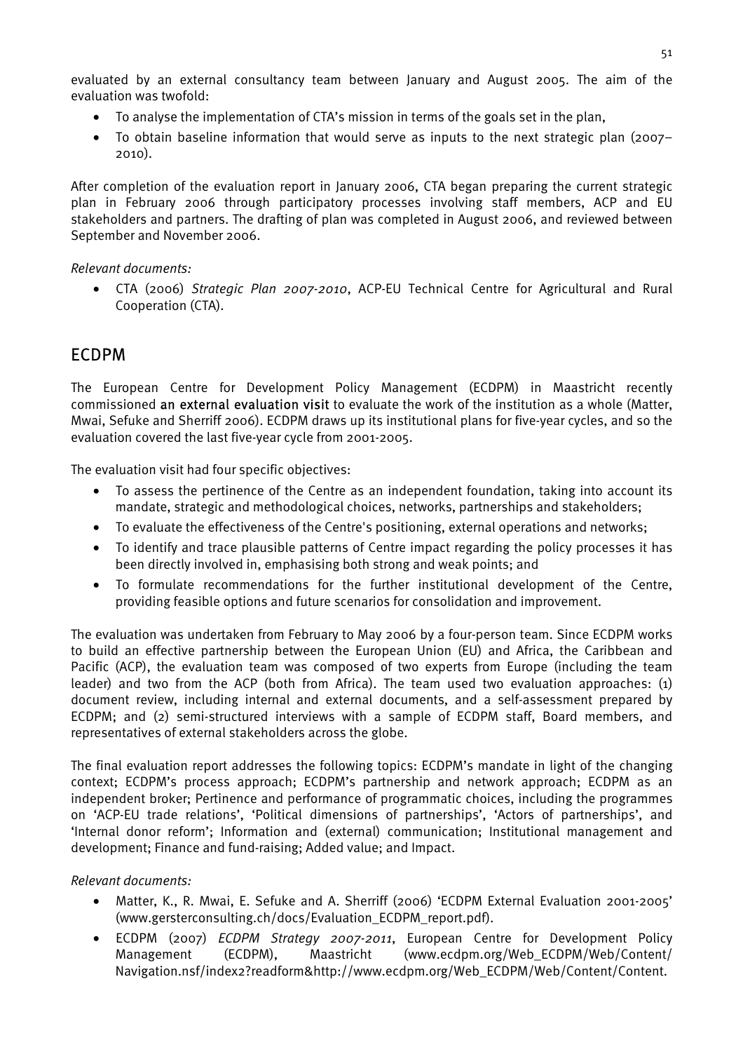evaluated by an external consultancy team between January and August 2005. The aim of the evaluation was twofold:

- To analyse the implementation of CTA's mission in terms of the goals set in the plan,
- To obtain baseline information that would serve as inputs to the next strategic plan (2007–2010).

After completion of the evaluation report in January 2006, CTA began preparing the current strategic plan in February 2006 through participatory processes involving staff members, ACP and EU stakeholders and partners. The drafting of plan was completed in August 2006, and reviewed between September and November 2006.

*Relevant documents:*

- CTA (2006) *Strategic Plan 2007-2010*, ACP-EU Technical Centre for Agricultural and Rural Cooperation (CTA).

## ECDPM

The European Centre for Development Policy Management (ECDPM) in Maastricht recently commissioned **an external evaluation visit** to evaluate the work of the institution as a whole (Matter, Mwai, Sefuke and Sherriff 2006). ECDPM draws up its institutional plans for five-year cycles, and so the evaluation covered the last five-year cycle from 2001-2005.

The evaluation visit had four specific objectives:

- To assess the pertinence of the Centre as an independent foundation, taking into account its mandate, strategic and methodological choices, networks, partnerships and stakeholders;
- To evaluate the effectiveness of the Centre's positioning, external operations and networks;
- To identify and trace plausible patterns of Centre impact regarding the policy processes it has been directly involved in, emphasising both strong and weak points; and
- To formulate recommendations for the further institutional development of the Centre, providing feasible options and future scenarios for consolidation and improvement.

The evaluation was undertaken from February to May 2006 by a four-person team. Since ECDPM works to build an effective partnership between the European Union (EU) and Africa, the Caribbean and Pacific (ACP), the evaluation team was composed of two experts from Europe (including the team leader) and two from the ACP (both from Africa). The team used two evaluation approaches: (1) document review, including internal and external documents, and a self-assessment prepared by ECDPM; and (2) semi-structured interviews with a sample of ECDPM staff, Board members, and representatives of external stakeholders across the globe.

The final evaluation report addresses the following topics: ECDPM's mandate in light of the changing context; ECDPM's process approach; ECDPM's partnership and network approach; ECDPM as an independent broker; Pertinence and performance of programmatic choices, including the programmes on 'ACP-EU trade relations', 'Political dimensions of partnerships', 'Actors of partnerships', and 'Internal donor reform'; Information and (external) communication; Institutional management and development; Finance and fund-raising; Added value; and Impact.

*Relevant documents:*

- Matter, K., R. Mwai, E. Sefuke and A. Sherriff (2006) 'ECDPM External Evaluation 2001-2005' (www.gersterconsulting.ch/docs/Evaluation_ECDPM_report.pdf).
- ECDPM (2007) *ECDPM Strategy 2007-2011*, European Centre for Development Policy Management (ECDPM), Maastricht (www.ecdpm.org/Web_ECDPM/Web/Content/Navigation.nsf/index2?readform&http://www.ecdpm.org/Web_ECDPM/Web/Content/Content.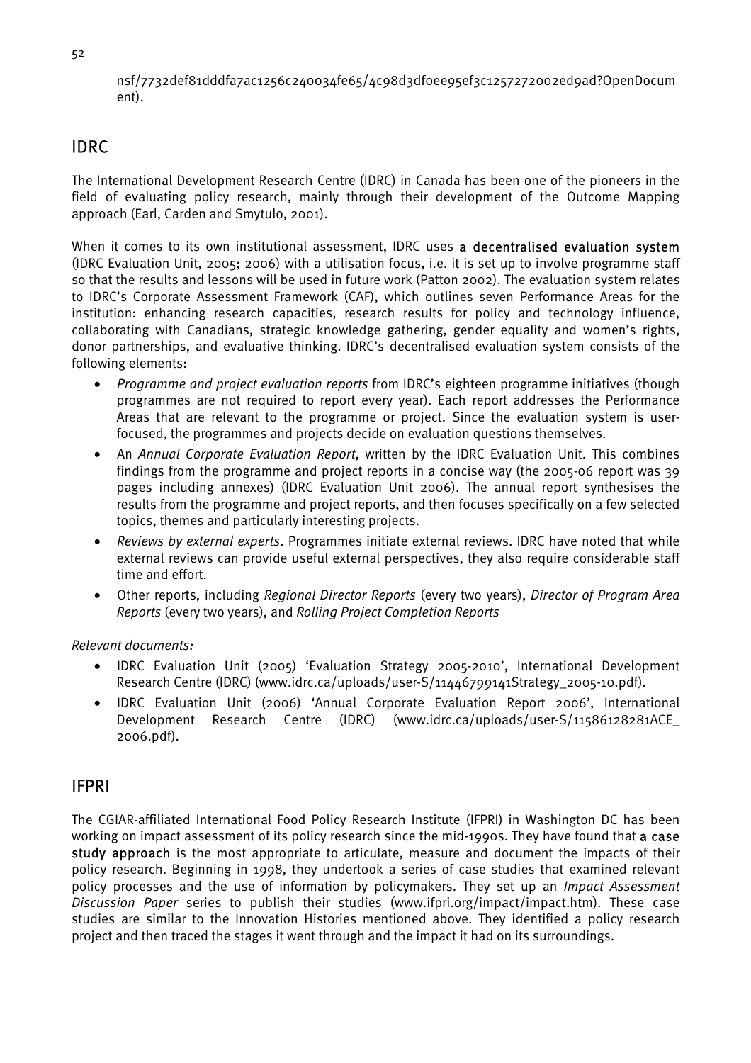nsf/7732def81dddfa7ac1256c240034fe65/4c98d3df0ee95ef3c1257272002ed9ad?OpenDocument).

## IDRC

The International Development Research Centre (IDRC) in Canada has been one of the pioneers in the field of evaluating policy research, mainly through their development of the Outcome Mapping approach (Earl, Carden and Smytulo, 2001).

When it comes to its own institutional assessment, IDRC uses **a decentralised evaluation system** (IDRC Evaluation Unit, 2005; 2006) with a utilisation focus, i.e. it is set up to involve programme staff so that the results and lessons will be used in future work (Patton 2002). The evaluation system relates to IDRC's Corporate Assessment Framework (CAF), which outlines seven Performance Areas for the institution: enhancing research capacities, research results for policy and technology influence, collaborating with Canadians, strategic knowledge gathering, gender equality and women's rights, donor partnerships, and evaluative thinking. IDRC's decentralised evaluation system consists of the following elements:

- *Programme and project evaluation reports* from IDRC's eighteen programme initiatives (though programmes are not required to report every year). Each report addresses the Performance Areas that are relevant to the programme or project. Since the evaluation system is user-focused, the programmes and projects decide on evaluation questions themselves.
- An *Annual Corporate Evaluation Report*, written by the IDRC Evaluation Unit. This combines findings from the programme and project reports in a concise way (the 2005-06 report was 39 pages including annexes) (IDRC Evaluation Unit 2006). The annual report synthesises the results from the programme and project reports, and then focuses specifically on a few selected topics, themes and particularly interesting projects.
- *Reviews by external experts*. Programmes initiate external reviews. IDRC have noted that while external reviews can provide useful external perspectives, they also require considerable staff time and effort.
- Other reports, including *Regional Director Reports* (every two years), *Director of Program Area Reports* (every two years), and *Rolling Project Completion Reports*

*Relevant documents:*

- IDRC Evaluation Unit (2005) 'Evaluation Strategy 2005-2010', International Development Research Centre (IDRC) (www.idrc.ca/uploads/user-S/11446799141Strategy_2005-10.pdf).
- IDRC Evaluation Unit (2006) 'Annual Corporate Evaluation Report 2006', International Development Research Centre (IDRC) (www.idrc.ca/uploads/user-S/11586128281ACE_2006.pdf).

## IFPRI

The CGIAR-affiliated International Food Policy Research Institute (IFPRI) in Washington DC has been working on impact assessment of its policy research since the mid-1990s. They have found that **a case study approach** is the most appropriate to articulate, measure and document the impacts of their policy research. Beginning in 1998, they undertook a series of case studies that examined relevant policy processes and the use of information by policymakers. They set up an *Impact Assessment Discussion Paper* series to publish their studies (www.ifpri.org/impact/impact.htm). These case studies are similar to the Innovation Histories mentioned above. They identified a policy research project and then traced the stages it went through and the impact it had on its surroundings.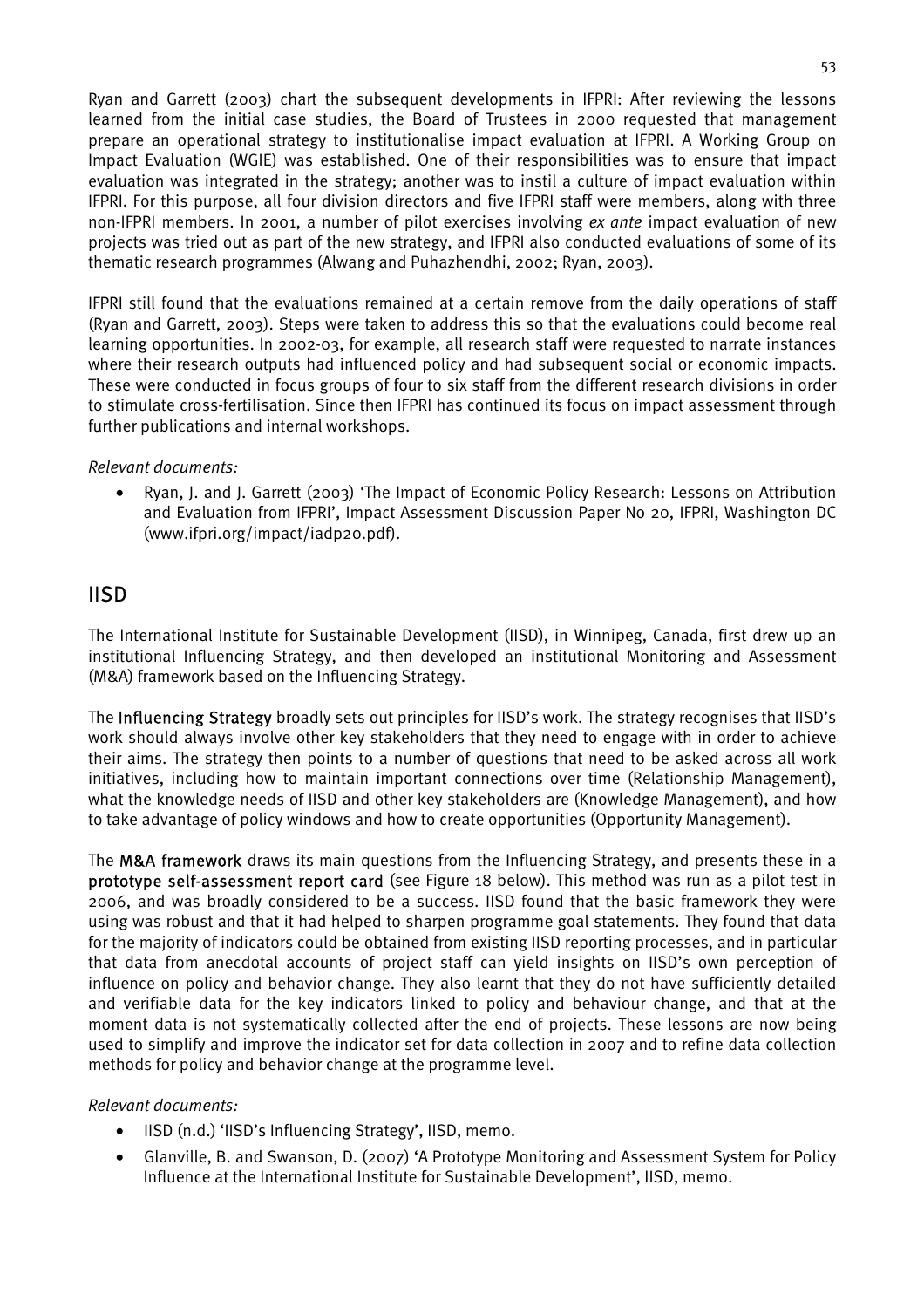Ryan and Garrett (2003) chart the subsequent developments in IFPRI: After reviewing the lessons learned from the initial case studies, the Board of Trustees in 2000 requested that management prepare an operational strategy to institutionalise impact evaluation at IFPRI. A Working Group on Impact Evaluation (WGIE) was established. One of their responsibilities was to ensure that impact evaluation was integrated in the strategy; another was to instil a culture of impact evaluation within IFPRI. For this purpose, all four division directors and five IFPRI staff were members, along with three non-IFPRI members. In 2001, a number of pilot exercises involving *ex ante* impact evaluation of new projects was tried out as part of the new strategy, and IFPRI also conducted evaluations of some of its thematic research programmes (Alwang and Puhazhendhi, 2002; Ryan, 2003).

IFPRI still found that the evaluations remained at a certain remove from the daily operations of staff (Ryan and Garrett, 2003). Steps were taken to address this so that the evaluations could become real learning opportunities. In 2002-03, for example, all research staff were requested to narrate instances where their research outputs had influenced policy and had subsequent social or economic impacts. These were conducted in focus groups of four to six staff from the different research divisions in order to stimulate cross-fertilisation. Since then IFPRI has continued its focus on impact assessment through further publications and internal workshops.

*Relevant documents:*

- Ryan, J. and J. Garrett (2003) 'The Impact of Economic Policy Research: Lessons on Attribution and Evaluation from IFPRI', Impact Assessment Discussion Paper No 20, IFPRI, Washington DC (www.ifpri.org/impact/iadp20.pdf).

## IISD

The International Institute for Sustainable Development (IISD), in Winnipeg, Canada, first drew up an institutional Influencing Strategy, and then developed an institutional Monitoring and Assessment (M&A) framework based on the Influencing Strategy.

The **Influencing Strategy** broadly sets out principles for IISD's work. The strategy recognises that IISD's work should always involve other key stakeholders that they need to engage with in order to achieve their aims. The strategy then points to a number of questions that need to be asked across all work initiatives, including how to maintain important connections over time (Relationship Management), what the knowledge needs of IISD and other key stakeholders are (Knowledge Management), and how to take advantage of policy windows and how to create opportunities (Opportunity Management).

The **M&A framework** draws its main questions from the Influencing Strategy, and presents these in a **prototype self-assessment report card** (see Figure 18 below). This method was run as a pilot test in 2006, and was broadly considered to be a success. IISD found that the basic framework they were using was robust and that it had helped to sharpen programme goal statements. They found that data for the majority of indicators could be obtained from existing IISD reporting processes, and in particular that data from anecdotal accounts of project staff can yield insights on IISD's own perception of influence on policy and behavior change. They also learnt that they do not have sufficiently detailed and verifiable data for the key indicators linked to policy and behaviour change, and that at the moment data is not systematically collected after the end of projects. These lessons are now being used to simplify and improve the indicator set for data collection in 2007 and to refine data collection methods for policy and behavior change at the programme level.

*Relevant documents:*

- IISD (n.d.) 'IISD's Influencing Strategy', IISD, memo.
- Glanville, B. and Swanson, D. (2007) 'A Prototype Monitoring and Assessment System for Policy Influence at the International Institute for Sustainable Development', IISD, memo.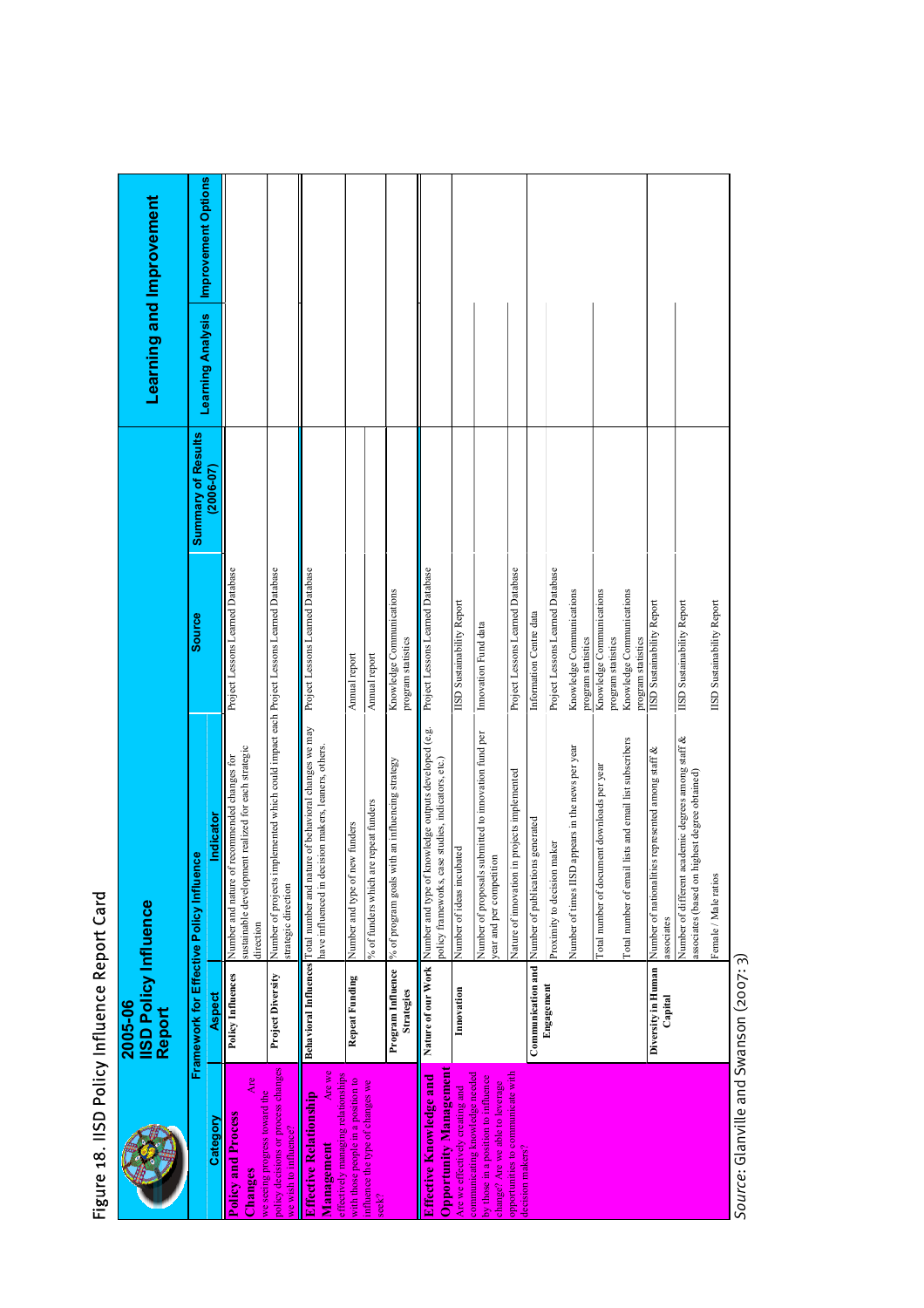Figure 18. IISD Policy Influence Report Card

**2005-06 IISD Policy Influence Report**

| Category | Aspect | Indicator | Source | Summary of Results (2006-07) | Learning Analysis | Improvement Options |
|---|---|---|---|---|---|---|
| | Framework for Effective Policy Influence | | | | Learning and Improvement | |
| **Policy and Process Changes** Are we seeing progress toward the policy decisions or process changes we wish to influence? | Policy Influences | Number and nature of recommended changes for sustainable development realized for each strategic direction | Project Lessons Learned Database | | | |
| | Project Diversity | Number of projects implemented which could impact each strategic direction | Project Lessons Learned Database | | | |
| **Effective Relationship Management** Are we effectively managing relationships with those people in a position to influence the type of changes we seek? | Behavioral Influences | Total number and nature of behavioral changes we may have influenced in decision makers, leaners, others. | Project Lessons Learned Database | | | |
| | Repeat Funding | Number and type of new funders | Annual report | | | |
| | | % of funders which are repeat funders | Annual report | | | |
| | Program Influence Strategies | % of program goals with an influencing strategy | Knowledge Communications program statistics | | | |
| **Effective Knowledge and Opportunity Management** Are we effectively creating and communicating knowledge needed by those in a position to influence change? Are we able to leverage opportunities to communicate with decision makers? | Nature of our Work | Number and type of knowledge outputs developed (e.g. policy frameworks, case studies, indicators, etc.) | Project Lessons Learned Database | | | |
| | Innovation | Number of ideas incubated | IISD Sustainability Report | | | |
| | | Number of proposals submitted to innovation fund per year and per competition | Innovation Fund data | | | |
| | | Nature of innovation in projects implemented | Project Lessons Learned Database | | | |
| | Communication and Engagement | Number of publications generated | Information Centre data | | | |
| | | Proximity to decision maker | Project Lessons Learned Database | | | |
| | | Number of times IISD appears in the news per year | Knowledge Communications program statistics | | | |
| | | Total number of document downloads per year | Knowledge Communications program statistics | | | |
| | | Total number of email lists and email list subscribers | Knowledge Communications program statistics | | | |
| | Diversity in Human Capital | Number of nationalities represented among staff & associates | IISD Sustainability Report | | | |
| | | Number of different academic degrees among staff & associates (based on highest degree obtained) | IISD Sustainability Report | | | |
| | | Female / Male ratios | IISD Sustainability Report | | | |

*Source*: Glanville and Swanson (2007: 3)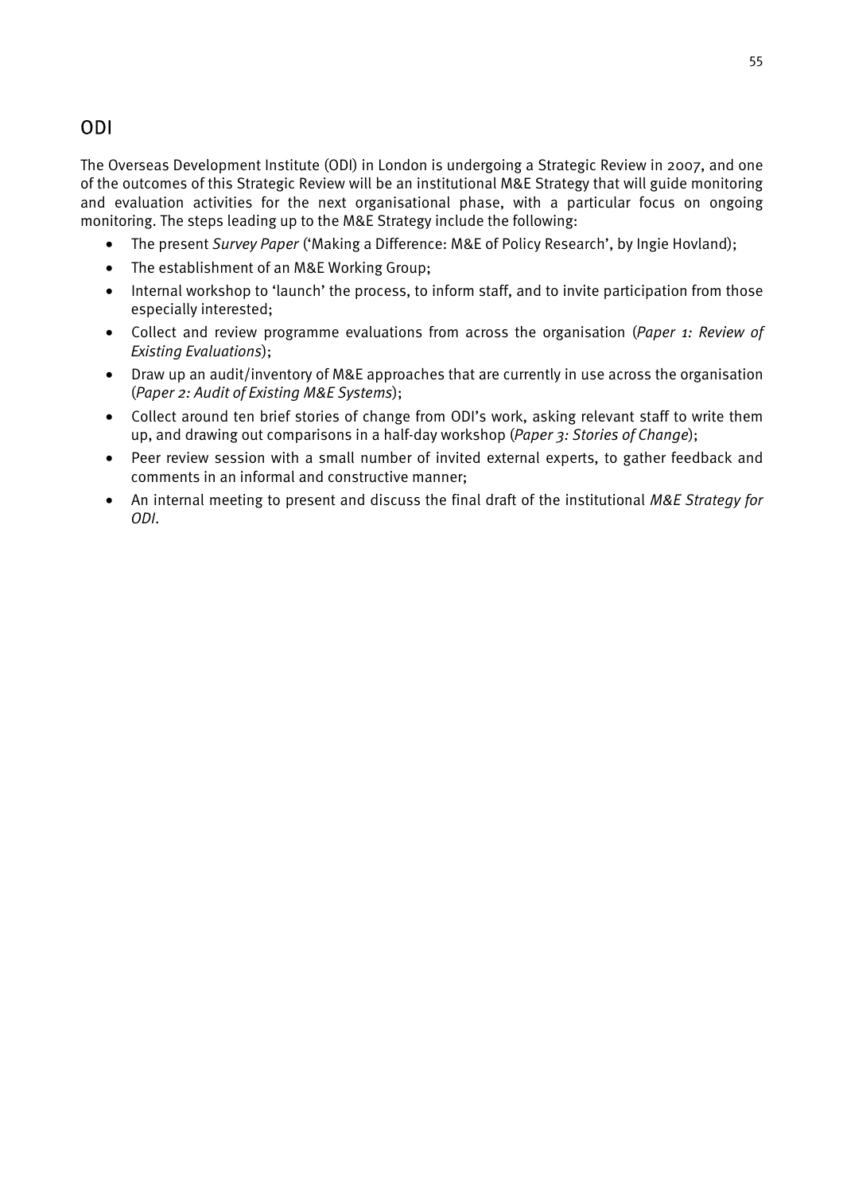## ODI

The Overseas Development Institute (ODI) in London is undergoing a Strategic Review in 2007, and one of the outcomes of this Strategic Review will be an institutional M&E Strategy that will guide monitoring and evaluation activities for the next organisational phase, with a particular focus on ongoing monitoring. The steps leading up to the M&E Strategy include the following:

- The present *Survey Paper* ('Making a Difference: M&E of Policy Research', by Ingie Hovland);
- The establishment of an M&E Working Group;
- Internal workshop to 'launch' the process, to inform staff, and to invite participation from those especially interested;
- Collect and review programme evaluations from across the organisation (*Paper 1: Review of Existing Evaluations*);
- Draw up an audit/inventory of M&E approaches that are currently in use across the organisation (*Paper 2: Audit of Existing M&E Systems*);
- Collect around ten brief stories of change from ODI's work, asking relevant staff to write them up, and drawing out comparisons in a half-day workshop (*Paper 3: Stories of Change*);
- Peer review session with a small number of invited external experts, to gather feedback and comments in an informal and constructive manner;
- An internal meeting to present and discuss the final draft of the institutional *M&E Strategy for ODI*.